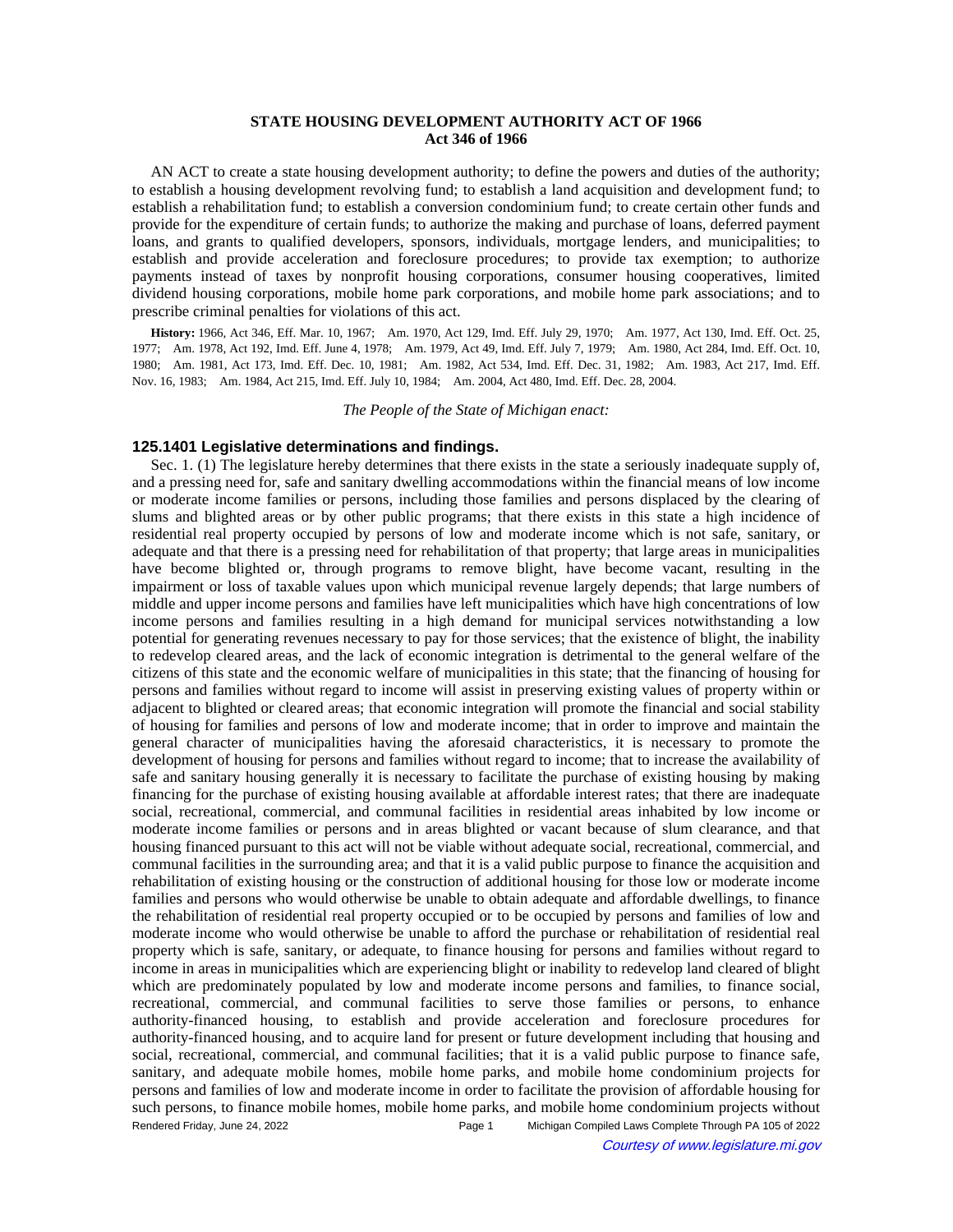## STATE HOUSING DEVELOPMENT AUTHORITY ACT OF 1966
## Act 346 of 1966

AN ACT to create a state housing development authority; to define the powers and duties of the authority; to establish a housing development revolving fund; to establish a land acquisition and development fund; to establish a rehabilitation fund; to establish a conversion condominium fund; to create certain other funds and provide for the expenditure of certain funds; to authorize the making and purchase of loans, deferred payment loans, and grants to qualified developers, sponsors, individuals, mortgage lenders, and municipalities; to establish and provide acceleration and foreclosure procedures; to provide tax exemption; to authorize payments instead of taxes by nonprofit housing corporations, consumer housing cooperatives, limited dividend housing corporations, mobile home park corporations, and mobile home park associations; and to prescribe criminal penalties for violations of this act.

**History:** 1966, Act 346, Eff. Mar. 10, 1967;—Am. 1970, Act 129, Imd. Eff. July 29, 1970;—Am. 1977, Act 130, Imd. Eff. Oct. 25, 1977;—Am. 1978, Act 192, Imd. Eff. June 4, 1978;—Am. 1979, Act 49, Imd. Eff. July 7, 1979;—Am. 1980, Act 284, Imd. Eff. Oct. 10, 1980;—Am. 1981, Act 173, Imd. Eff. Dec. 10, 1981;—Am. 1982, Act 534, Imd. Eff. Dec. 31, 1982;—Am. 1983, Act 217, Imd. Eff. Nov. 16, 1983;—Am. 1984, Act 215, Imd. Eff. July 10, 1984;—Am. 2004, Act 480, Imd. Eff. Dec. 28, 2004.

*The People of the State of Michigan enact:*

### 125.1401 Legislative determinations and findings.

Sec. 1. (1) The legislature hereby determines that there exists in the state a seriously inadequate supply of, and a pressing need for, safe and sanitary dwelling accommodations within the financial means of low income or moderate income families or persons, including those families and persons displaced by the clearing of slums and blighted areas or by other public programs; that there exists in this state a high incidence of residential real property occupied by persons of low and moderate income which is not safe, sanitary, or adequate and that there is a pressing need for rehabilitation of that property; that large areas in municipalities have become blighted or, through programs to remove blight, have become vacant, resulting in the impairment or loss of taxable values upon which municipal revenue largely depends; that large numbers of middle and upper income persons and families have left municipalities which have high concentrations of low income persons and families resulting in a high demand for municipal services notwithstanding a low potential for generating revenues necessary to pay for those services; that the existence of blight, the inability to redevelop cleared areas, and the lack of economic integration is detrimental to the general welfare of the citizens of this state and the economic welfare of municipalities in this state; that the financing of housing for persons and families without regard to income will assist in preserving existing values of property within or adjacent to blighted or cleared areas; that economic integration will promote the financial and social stability of housing for families and persons of low and moderate income; that in order to improve and maintain the general character of municipalities having the aforesaid characteristics, it is necessary to promote the development of housing for persons and families without regard to income; that to increase the availability of safe and sanitary housing generally it is necessary to facilitate the purchase of existing housing by making financing for the purchase of existing housing available at affordable interest rates; that there are inadequate social, recreational, commercial, and communal facilities in residential areas inhabited by low income or moderate income families or persons and in areas blighted or vacant because of slum clearance, and that housing financed pursuant to this act will not be viable without adequate social, recreational, commercial, and communal facilities in the surrounding area; and that it is a valid public purpose to finance the acquisition and rehabilitation of existing housing or the construction of additional housing for those low or moderate income families and persons who would otherwise be unable to obtain adequate and affordable dwellings, to finance the rehabilitation of residential real property occupied or to be occupied by persons and families of low and moderate income who would otherwise be unable to afford the purchase or rehabilitation of residential real property which is safe, sanitary, or adequate, to finance housing for persons and families without regard to income in areas in municipalities which are experiencing blight or inability to redevelop land cleared of blight which are predominately populated by low and moderate income persons and families, to finance social, recreational, commercial, and communal facilities to serve those families or persons, to enhance authority-financed housing, to establish and provide acceleration and foreclosure procedures for authority-financed housing, and to acquire land for present or future development including that housing and social, recreational, commercial, and communal facilities; that it is a valid public purpose to finance safe, sanitary, and adequate mobile homes, mobile home parks, and mobile home condominium projects for persons and families of low and moderate income in order to facilitate the provision of affordable housing for such persons, to finance mobile homes, mobile home parks, and mobile home condominium projects without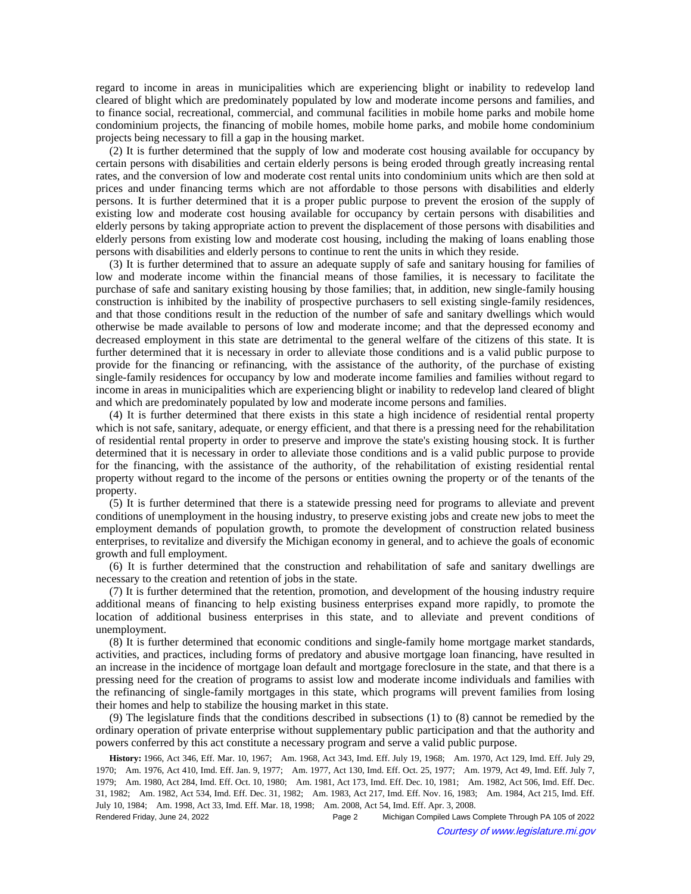regard to income in areas in municipalities which are experiencing blight or inability to redevelop land cleared of blight which are predominately populated by low and moderate income persons and families, and to finance social, recreational, commercial, and communal facilities in mobile home parks and mobile home condominium projects, the financing of mobile homes, mobile home parks, and mobile home condominium projects being necessary to fill a gap in the housing market.

(2) It is further determined that the supply of low and moderate cost housing available for occupancy by certain persons with disabilities and certain elderly persons is being eroded through greatly increasing rental rates, and the conversion of low and moderate cost rental units into condominium units which are then sold at prices and under financing terms which are not affordable to those persons with disabilities and elderly persons. It is further determined that it is a proper public purpose to prevent the erosion of the supply of existing low and moderate cost housing available for occupancy by certain persons with disabilities and elderly persons by taking appropriate action to prevent the displacement of those persons with disabilities and elderly persons from existing low and moderate cost housing, including the making of loans enabling those persons with disabilities and elderly persons to continue to rent the units in which they reside.

(3) It is further determined that to assure an adequate supply of safe and sanitary housing for families of low and moderate income within the financial means of those families, it is necessary to facilitate the purchase of safe and sanitary existing housing by those families; that, in addition, new single-family housing construction is inhibited by the inability of prospective purchasers to sell existing single-family residences, and that those conditions result in the reduction of the number of safe and sanitary dwellings which would otherwise be made available to persons of low and moderate income; and that the depressed economy and decreased employment in this state are detrimental to the general welfare of the citizens of this state. It is further determined that it is necessary in order to alleviate those conditions and is a valid public purpose to provide for the financing or refinancing, with the assistance of the authority, of the purchase of existing single-family residences for occupancy by low and moderate income families and families without regard to income in areas in municipalities which are experiencing blight or inability to redevelop land cleared of blight and which are predominately populated by low and moderate income persons and families.

(4) It is further determined that there exists in this state a high incidence of residential rental property which is not safe, sanitary, adequate, or energy efficient, and that there is a pressing need for the rehabilitation of residential rental property in order to preserve and improve the state's existing housing stock. It is further determined that it is necessary in order to alleviate those conditions and is a valid public purpose to provide for the financing, with the assistance of the authority, of the rehabilitation of existing residential rental property without regard to the income of the persons or entities owning the property or of the tenants of the property.

(5) It is further determined that there is a statewide pressing need for programs to alleviate and prevent conditions of unemployment in the housing industry, to preserve existing jobs and create new jobs to meet the employment demands of population growth, to promote the development of construction related business enterprises, to revitalize and diversify the Michigan economy in general, and to achieve the goals of economic growth and full employment.

(6) It is further determined that the construction and rehabilitation of safe and sanitary dwellings are necessary to the creation and retention of jobs in the state.

(7) It is further determined that the retention, promotion, and development of the housing industry require additional means of financing to help existing business enterprises expand more rapidly, to promote the location of additional business enterprises in this state, and to alleviate and prevent conditions of unemployment.

(8) It is further determined that economic conditions and single-family home mortgage market standards, activities, and practices, including forms of predatory and abusive mortgage loan financing, have resulted in an increase in the incidence of mortgage loan default and mortgage foreclosure in the state, and that there is a pressing need for the creation of programs to assist low and moderate income individuals and families with the refinancing of single-family mortgages in this state, which programs will prevent families from losing their homes and help to stabilize the housing market in this state.

(9) The legislature finds that the conditions described in subsections (1) to (8) cannot be remedied by the ordinary operation of private enterprise without supplementary public participation and that the authority and powers conferred by this act constitute a necessary program and serve a valid public purpose.

**History:** 1966, Act 346, Eff. Mar. 10, 1967;— Am. 1968, Act 343, Imd. Eff. July 19, 1968;— Am. 1970, Act 129, Imd. Eff. July 29, 1970;— Am. 1976, Act 410, Imd. Eff. Jan. 9, 1977;— Am. 1977, Act 130, Imd. Eff. Oct. 25, 1977;— Am. 1979, Act 49, Imd. Eff. July 7, 1979;— Am. 1980, Act 284, Imd. Eff. Oct. 10, 1980;— Am. 1981, Act 173, Imd. Eff. Dec. 10, 1981;— Am. 1982, Act 506, Imd. Eff. Dec. 31, 1982;— Am. 1982, Act 534, Imd. Eff. Dec. 31, 1982;— Am. 1983, Act 217, Imd. Eff. Nov. 16, 1983;— Am. 1984, Act 215, Imd. Eff. July 10, 1984;— Am. 1998, Act 33, Imd. Eff. Mar. 18, 1998;— Am. 2008, Act 54, Imd. Eff. Apr. 3, 2008.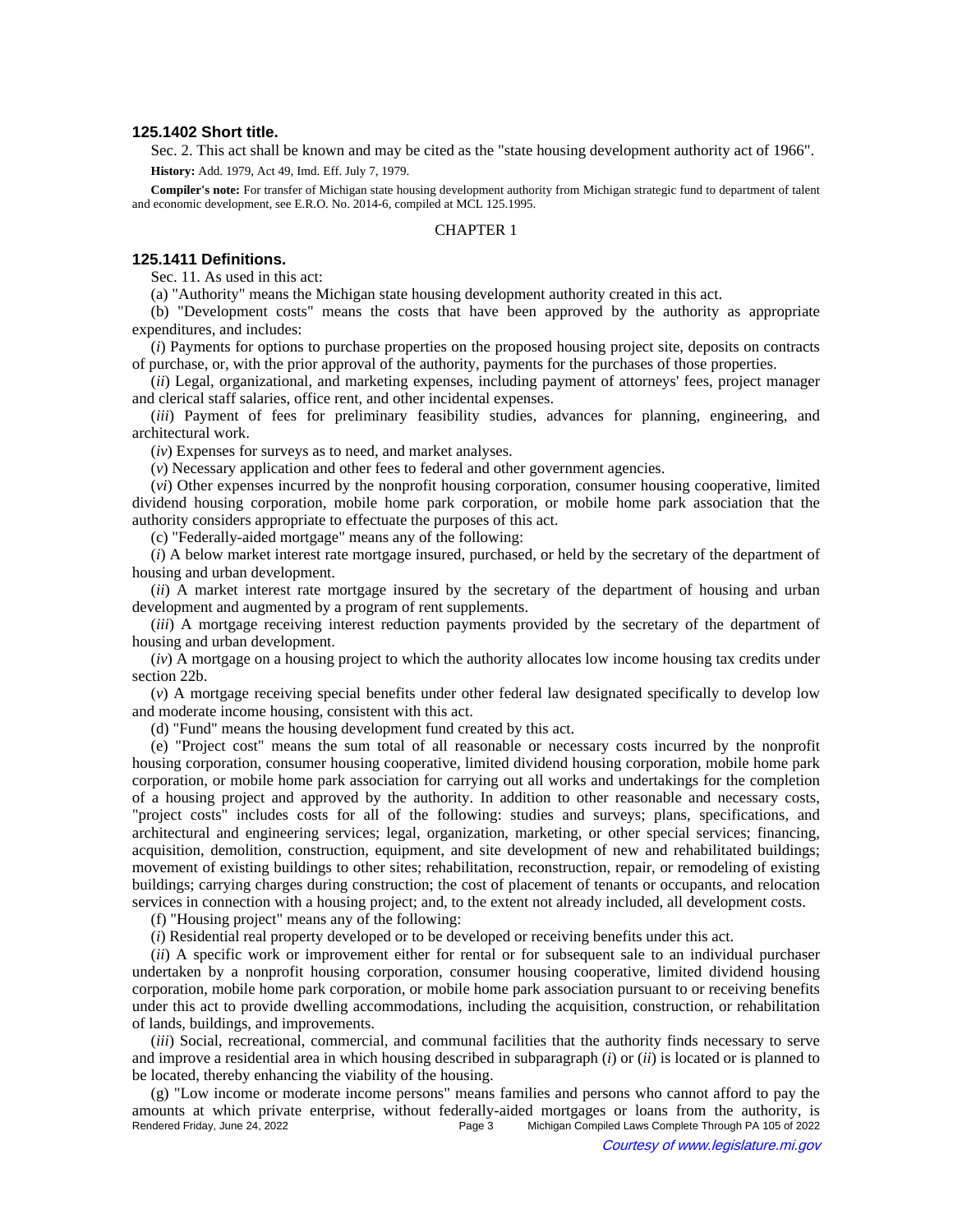### 125.1402 Short title.

Sec. 2. This act shall be known and may be cited as the "state housing development authority act of 1966".

**History:** Add. 1979, Act 49, Imd. Eff. July 7, 1979.

**Compiler's note:** For transfer of Michigan state housing development authority from Michigan strategic fund to department of talent and economic development, see E.R.O. No. 2014-6, compiled at MCL 125.1995.

CHAPTER 1

### 125.1411 Definitions.

Sec. 11. As used in this act:

(a) "Authority" means the Michigan state housing development authority created in this act.

(b) "Development costs" means the costs that have been approved by the authority as appropriate expenditures, and includes:

(*i*) Payments for options to purchase properties on the proposed housing project site, deposits on contracts of purchase, or, with the prior approval of the authority, payments for the purchases of those properties.

(*ii*) Legal, organizational, and marketing expenses, including payment of attorneys' fees, project manager and clerical staff salaries, office rent, and other incidental expenses.

(*iii*) Payment of fees for preliminary feasibility studies, advances for planning, engineering, and architectural work.

(*iv*) Expenses for surveys as to need, and market analyses.

(*v*) Necessary application and other fees to federal and other government agencies.

(*vi*) Other expenses incurred by the nonprofit housing corporation, consumer housing cooperative, limited dividend housing corporation, mobile home park corporation, or mobile home park association that the authority considers appropriate to effectuate the purposes of this act.

(c) "Federally-aided mortgage" means any of the following:

(*i*) A below market interest rate mortgage insured, purchased, or held by the secretary of the department of housing and urban development.

(*ii*) A market interest rate mortgage insured by the secretary of the department of housing and urban development and augmented by a program of rent supplements.

(*iii*) A mortgage receiving interest reduction payments provided by the secretary of the department of housing and urban development.

(*iv*) A mortgage on a housing project to which the authority allocates low income housing tax credits under section 22b.

(*v*) A mortgage receiving special benefits under other federal law designated specifically to develop low and moderate income housing, consistent with this act.

(d) "Fund" means the housing development fund created by this act.

(e) "Project cost" means the sum total of all reasonable or necessary costs incurred by the nonprofit housing corporation, consumer housing cooperative, limited dividend housing corporation, mobile home park corporation, or mobile home park association for carrying out all works and undertakings for the completion of a housing project and approved by the authority. In addition to other reasonable and necessary costs, "project costs" includes costs for all of the following: studies and surveys; plans, specifications, and architectural and engineering services; legal, organization, marketing, or other special services; financing, acquisition, demolition, construction, equipment, and site development of new and rehabilitated buildings; movement of existing buildings to other sites; rehabilitation, reconstruction, repair, or remodeling of existing buildings; carrying charges during construction; the cost of placement of tenants or occupants, and relocation services in connection with a housing project; and, to the extent not already included, all development costs.

(f) "Housing project" means any of the following:

(*i*) Residential real property developed or to be developed or receiving benefits under this act.

(*ii*) A specific work or improvement either for rental or for subsequent sale to an individual purchaser undertaken by a nonprofit housing corporation, consumer housing cooperative, limited dividend housing corporation, mobile home park corporation, or mobile home park association pursuant to or receiving benefits under this act to provide dwelling accommodations, including the acquisition, construction, or rehabilitation of lands, buildings, and improvements.

(*iii*) Social, recreational, commercial, and communal facilities that the authority finds necessary to serve and improve a residential area in which housing described in subparagraph (*i*) or (*ii*) is located or is planned to be located, thereby enhancing the viability of the housing.

(g) "Low income or moderate income persons" means families and persons who cannot afford to pay the amounts at which private enterprise, without federally-aided mortgages or loans from the authority, is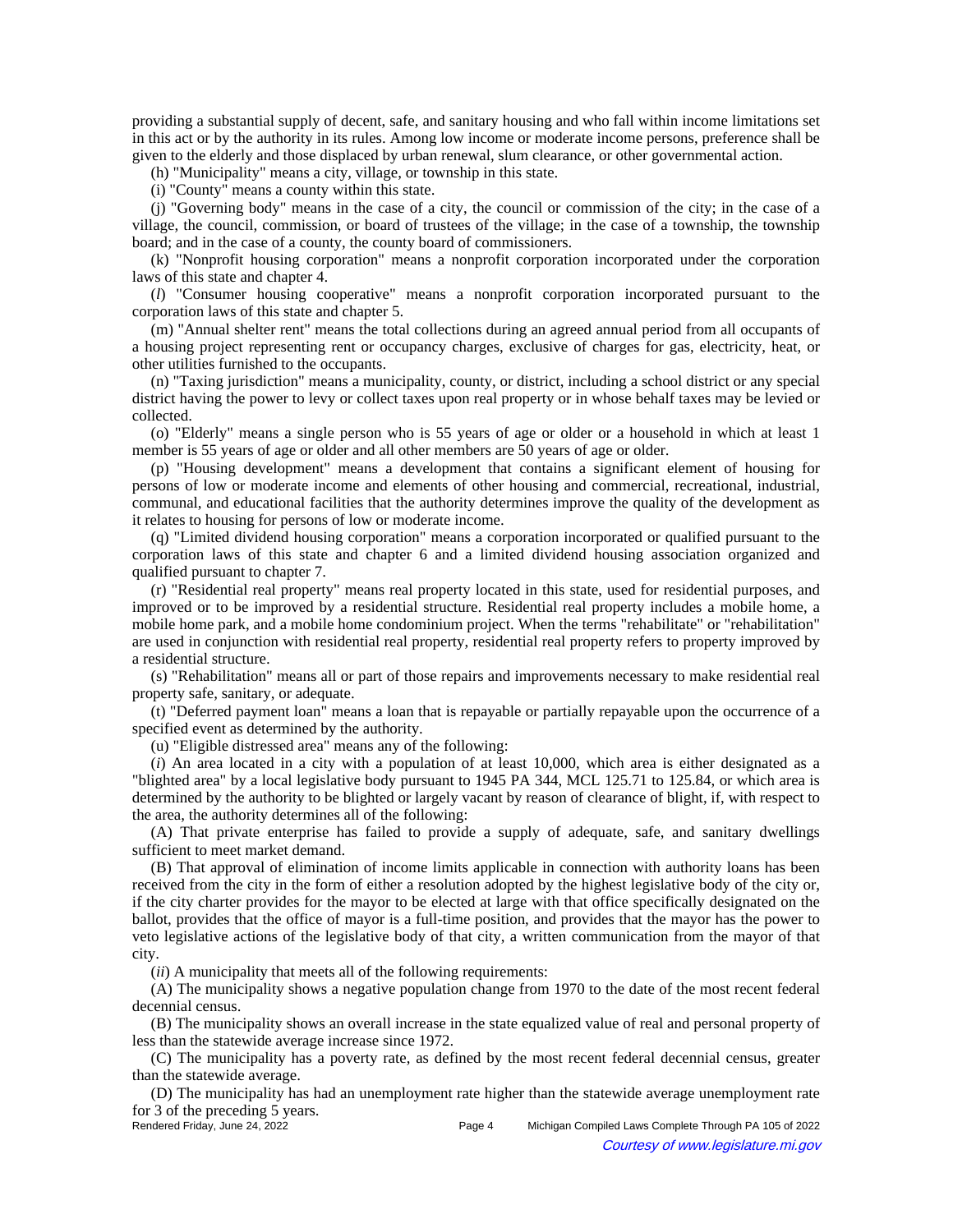providing a substantial supply of decent, safe, and sanitary housing and who fall within income limitations set in this act or by the authority in its rules. Among low income or moderate income persons, preference shall be given to the elderly and those displaced by urban renewal, slum clearance, or other governmental action.

(h) "Municipality" means a city, village, or township in this state.

(i) "County" means a county within this state.

(j) "Governing body" means in the case of a city, the council or commission of the city; in the case of a village, the council, commission, or board of trustees of the village; in the case of a township, the township board; and in the case of a county, the county board of commissioners.

(k) "Nonprofit housing corporation" means a nonprofit corporation incorporated under the corporation laws of this state and chapter 4.

(*l*) "Consumer housing cooperative" means a nonprofit corporation incorporated pursuant to the corporation laws of this state and chapter 5.

(m) "Annual shelter rent" means the total collections during an agreed annual period from all occupants of a housing project representing rent or occupancy charges, exclusive of charges for gas, electricity, heat, or other utilities furnished to the occupants.

(n) "Taxing jurisdiction" means a municipality, county, or district, including a school district or any special district having the power to levy or collect taxes upon real property or in whose behalf taxes may be levied or collected.

(o) "Elderly" means a single person who is 55 years of age or older or a household in which at least 1 member is 55 years of age or older and all other members are 50 years of age or older.

(p) "Housing development" means a development that contains a significant element of housing for persons of low or moderate income and elements of other housing and commercial, recreational, industrial, communal, and educational facilities that the authority determines improve the quality of the development as it relates to housing for persons of low or moderate income.

(q) "Limited dividend housing corporation" means a corporation incorporated or qualified pursuant to the corporation laws of this state and chapter 6 and a limited dividend housing association organized and qualified pursuant to chapter 7.

(r) "Residential real property" means real property located in this state, used for residential purposes, and improved or to be improved by a residential structure. Residential real property includes a mobile home, a mobile home park, and a mobile home condominium project. When the terms "rehabilitate" or "rehabilitation" are used in conjunction with residential real property, residential real property refers to property improved by a residential structure.

(s) "Rehabilitation" means all or part of those repairs and improvements necessary to make residential real property safe, sanitary, or adequate.

(t) "Deferred payment loan" means a loan that is repayable or partially repayable upon the occurrence of a specified event as determined by the authority.

(u) "Eligible distressed area" means any of the following:

(*i*) An area located in a city with a population of at least 10,000, which area is either designated as a "blighted area" by a local legislative body pursuant to 1945 PA 344, MCL 125.71 to 125.84, or which area is determined by the authority to be blighted or largely vacant by reason of clearance of blight, if, with respect to the area, the authority determines all of the following:

(A) That private enterprise has failed to provide a supply of adequate, safe, and sanitary dwellings sufficient to meet market demand.

(B) That approval of elimination of income limits applicable in connection with authority loans has been received from the city in the form of either a resolution adopted by the highest legislative body of the city or, if the city charter provides for the mayor to be elected at large with that office specifically designated on the ballot, provides that the office of mayor is a full-time position, and provides that the mayor has the power to veto legislative actions of the legislative body of that city, a written communication from the mayor of that city.

(*ii*) A municipality that meets all of the following requirements:

(A) The municipality shows a negative population change from 1970 to the date of the most recent federal decennial census.

(B) The municipality shows an overall increase in the state equalized value of real and personal property of less than the statewide average increase since 1972.

(C) The municipality has a poverty rate, as defined by the most recent federal decennial census, greater than the statewide average.

(D) The municipality has had an unemployment rate higher than the statewide average unemployment rate for 3 of the preceding 5 years.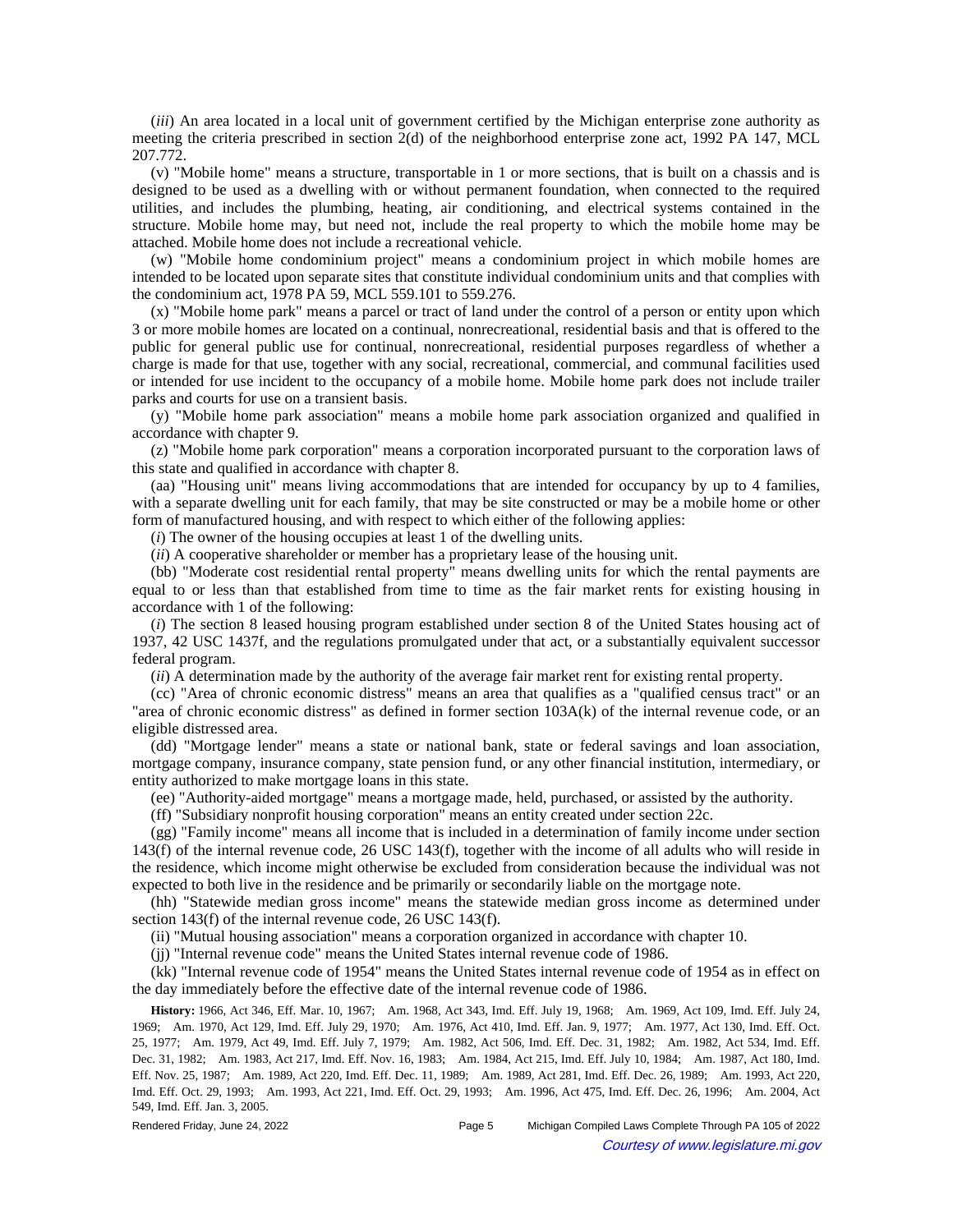(*iii*) An area located in a local unit of government certified by the Michigan enterprise zone authority as meeting the criteria prescribed in section 2(d) of the neighborhood enterprise zone act, 1992 PA 147, MCL 207.772.

(v) "Mobile home" means a structure, transportable in 1 or more sections, that is built on a chassis and is designed to be used as a dwelling with or without permanent foundation, when connected to the required utilities, and includes the plumbing, heating, air conditioning, and electrical systems contained in the structure. Mobile home may, but need not, include the real property to which the mobile home may be attached. Mobile home does not include a recreational vehicle.

(w) "Mobile home condominium project" means a condominium project in which mobile homes are intended to be located upon separate sites that constitute individual condominium units and that complies with the condominium act, 1978 PA 59, MCL 559.101 to 559.276.

(x) "Mobile home park" means a parcel or tract of land under the control of a person or entity upon which 3 or more mobile homes are located on a continual, nonrecreational, residential basis and that is offered to the public for general public use for continual, nonrecreational, residential purposes regardless of whether a charge is made for that use, together with any social, recreational, commercial, and communal facilities used or intended for use incident to the occupancy of a mobile home. Mobile home park does not include trailer parks and courts for use on a transient basis.

(y) "Mobile home park association" means a mobile home park association organized and qualified in accordance with chapter 9.

(z) "Mobile home park corporation" means a corporation incorporated pursuant to the corporation laws of this state and qualified in accordance with chapter 8.

(aa) "Housing unit" means living accommodations that are intended for occupancy by up to 4 families, with a separate dwelling unit for each family, that may be site constructed or may be a mobile home or other form of manufactured housing, and with respect to which either of the following applies:

(*i*) The owner of the housing occupies at least 1 of the dwelling units.

(*ii*) A cooperative shareholder or member has a proprietary lease of the housing unit.

(bb) "Moderate cost residential rental property" means dwelling units for which the rental payments are equal to or less than that established from time to time as the fair market rents for existing housing in accordance with 1 of the following:

(*i*) The section 8 leased housing program established under section 8 of the United States housing act of 1937, 42 USC 1437f, and the regulations promulgated under that act, or a substantially equivalent successor federal program.

(*ii*) A determination made by the authority of the average fair market rent for existing rental property.

(cc) "Area of chronic economic distress" means an area that qualifies as a "qualified census tract" or an "area of chronic economic distress" as defined in former section 103A(k) of the internal revenue code, or an eligible distressed area.

(dd) "Mortgage lender" means a state or national bank, state or federal savings and loan association, mortgage company, insurance company, state pension fund, or any other financial institution, intermediary, or entity authorized to make mortgage loans in this state.

(ee) "Authority-aided mortgage" means a mortgage made, held, purchased, or assisted by the authority.

(ff) "Subsidiary nonprofit housing corporation" means an entity created under section 22c.

(gg) "Family income" means all income that is included in a determination of family income under section 143(f) of the internal revenue code, 26 USC 143(f), together with the income of all adults who will reside in the residence, which income might otherwise be excluded from consideration because the individual was not expected to both live in the residence and be primarily or secondarily liable on the mortgage note.

(hh) "Statewide median gross income" means the statewide median gross income as determined under section 143(f) of the internal revenue code, 26 USC 143(f).

(ii) "Mutual housing association" means a corporation organized in accordance with chapter 10.

(jj) "Internal revenue code" means the United States internal revenue code of 1986.

(kk) "Internal revenue code of 1954" means the United States internal revenue code of 1954 as in effect on the day immediately before the effective date of the internal revenue code of 1986.

**History:** 1966, Act 346, Eff. Mar. 10, 1967;—Am. 1968, Act 343, Imd. Eff. July 19, 1968;—Am. 1969, Act 109, Imd. Eff. July 24, 1969;—Am. 1970, Act 129, Imd. Eff. July 29, 1970;—Am. 1976, Act 410, Imd. Eff. Jan. 9, 1977;—Am. 1977, Act 130, Imd. Eff. Oct. 25, 1977;—Am. 1979, Act 49, Imd. Eff. July 7, 1979;—Am. 1982, Act 506, Imd. Eff. Dec. 31, 1982;—Am. 1982, Act 534, Imd. Eff. Dec. 31, 1982;—Am. 1983, Act 217, Imd. Eff. Nov. 16, 1983;—Am. 1984, Act 215, Imd. Eff. July 10, 1984;—Am. 1987, Act 180, Imd. Eff. Nov. 25, 1987;—Am. 1989, Act 220, Imd. Eff. Dec. 11, 1989;—Am. 1989, Act 281, Imd. Eff. Dec. 26, 1989;—Am. 1993, Act 220, Imd. Eff. Oct. 29, 1993;—Am. 1993, Act 221, Imd. Eff. Oct. 29, 1993;—Am. 1996, Act 475, Imd. Eff. Dec. 26, 1996;—Am. 2004, Act 549, Imd. Eff. Jan. 3, 2005.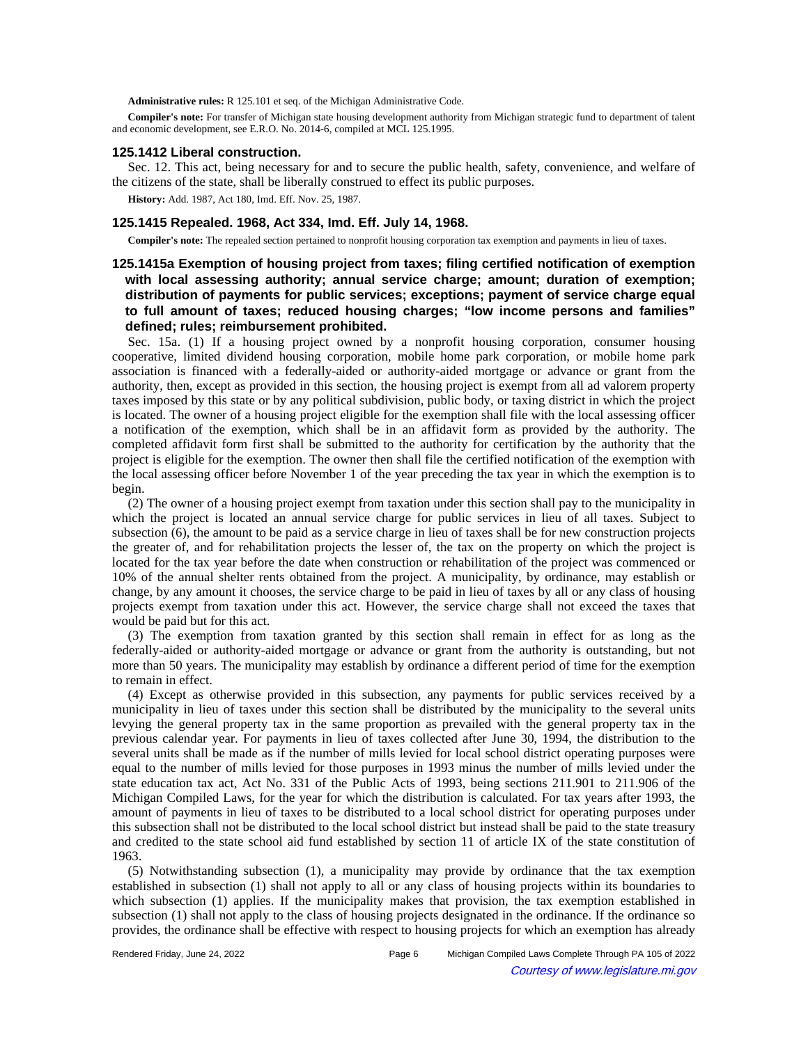**Administrative rules:** R 125.101 et seq. of the Michigan Administrative Code.

**Compiler's note:** For transfer of Michigan state housing development authority from Michigan strategic fund to department of talent and economic development, see E.R.O. No. 2014-6, compiled at MCL 125.1995.

### 125.1412 Liberal construction.

Sec. 12. This act, being necessary for and to secure the public health, safety, convenience, and welfare of the citizens of the state, shall be liberally construed to effect its public purposes.

**History:** Add. 1987, Act 180, Imd. Eff. Nov. 25, 1987.

### 125.1415 Repealed. 1968, Act 334, Imd. Eff. July 14, 1968.

**Compiler's note:** The repealed section pertained to nonprofit housing corporation tax exemption and payments in lieu of taxes.

### 125.1415a Exemption of housing project from taxes; filing certified notification of exemption with local assessing authority; annual service charge; amount; duration of exemption; distribution of payments for public services; exceptions; payment of service charge equal to full amount of taxes; reduced housing charges; "low income persons and families" defined; rules; reimbursement prohibited.

Sec. 15a. (1) If a housing project owned by a nonprofit housing corporation, consumer housing cooperative, limited dividend housing corporation, mobile home park corporation, or mobile home park association is financed with a federally-aided or authority-aided mortgage or advance or grant from the authority, then, except as provided in this section, the housing project is exempt from all ad valorem property taxes imposed by this state or by any political subdivision, public body, or taxing district in which the project is located. The owner of a housing project eligible for the exemption shall file with the local assessing officer a notification of the exemption, which shall be in an affidavit form as provided by the authority. The completed affidavit form first shall be submitted to the authority for certification by the authority that the project is eligible for the exemption. The owner then shall file the certified notification of the exemption with the local assessing officer before November 1 of the year preceding the tax year in which the exemption is to begin.

(2) The owner of a housing project exempt from taxation under this section shall pay to the municipality in which the project is located an annual service charge for public services in lieu of all taxes. Subject to subsection (6), the amount to be paid as a service charge in lieu of taxes shall be for new construction projects the greater of, and for rehabilitation projects the lesser of, the tax on the property on which the project is located for the tax year before the date when construction or rehabilitation of the project was commenced or 10% of the annual shelter rents obtained from the project. A municipality, by ordinance, may establish or change, by any amount it chooses, the service charge to be paid in lieu of taxes by all or any class of housing projects exempt from taxation under this act. However, the service charge shall not exceed the taxes that would be paid but for this act.

(3) The exemption from taxation granted by this section shall remain in effect for as long as the federally-aided or authority-aided mortgage or advance or grant from the authority is outstanding, but not more than 50 years. The municipality may establish by ordinance a different period of time for the exemption to remain in effect.

(4) Except as otherwise provided in this subsection, any payments for public services received by a municipality in lieu of taxes under this section shall be distributed by the municipality to the several units levying the general property tax in the same proportion as prevailed with the general property tax in the previous calendar year. For payments in lieu of taxes collected after June 30, 1994, the distribution to the several units shall be made as if the number of mills levied for local school district operating purposes were equal to the number of mills levied for those purposes in 1993 minus the number of mills levied under the state education tax act, Act No. 331 of the Public Acts of 1993, being sections 211.901 to 211.906 of the Michigan Compiled Laws, for the year for which the distribution is calculated. For tax years after 1993, the amount of payments in lieu of taxes to be distributed to a local school district for operating purposes under this subsection shall not be distributed to the local school district but instead shall be paid to the state treasury and credited to the state school aid fund established by section 11 of article IX of the state constitution of 1963.

(5) Notwithstanding subsection (1), a municipality may provide by ordinance that the tax exemption established in subsection (1) shall not apply to all or any class of housing projects within its boundaries to which subsection (1) applies. If the municipality makes that provision, the tax exemption established in subsection (1) shall not apply to the class of housing projects designated in the ordinance. If the ordinance so provides, the ordinance shall be effective with respect to housing projects for which an exemption has already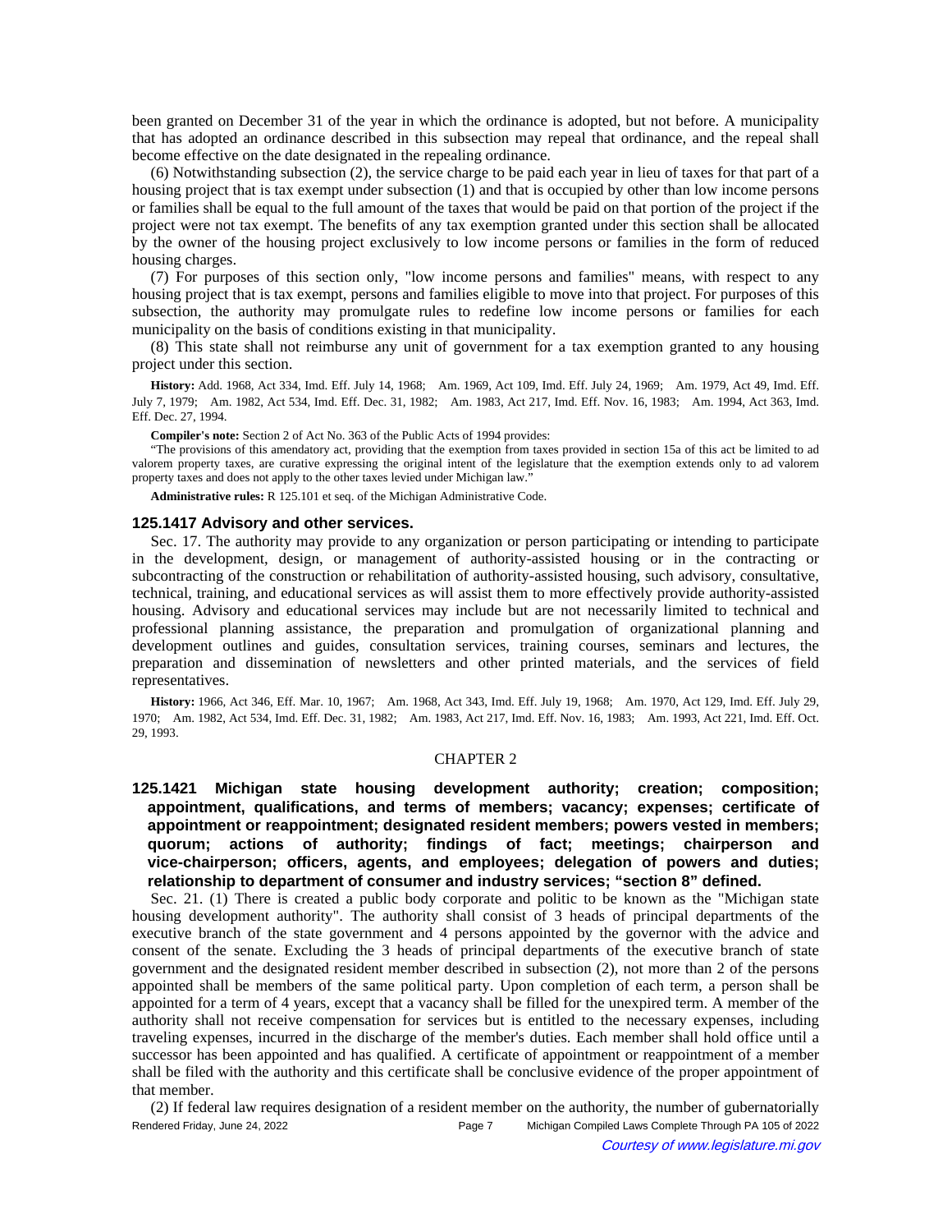been granted on December 31 of the year in which the ordinance is adopted, but not before. A municipality that has adopted an ordinance described in this subsection may repeal that ordinance, and the repeal shall become effective on the date designated in the repealing ordinance.

(6) Notwithstanding subsection (2), the service charge to be paid each year in lieu of taxes for that part of a housing project that is tax exempt under subsection (1) and that is occupied by other than low income persons or families shall be equal to the full amount of the taxes that would be paid on that portion of the project if the project were not tax exempt. The benefits of any tax exemption granted under this section shall be allocated by the owner of the housing project exclusively to low income persons or families in the form of reduced housing charges.

(7) For purposes of this section only, "low income persons and families" means, with respect to any housing project that is tax exempt, persons and families eligible to move into that project. For purposes of this subsection, the authority may promulgate rules to redefine low income persons or families for each municipality on the basis of conditions existing in that municipality.

(8) This state shall not reimburse any unit of government for a tax exemption granted to any housing project under this section.

**History:** Add. 1968, Act 334, Imd. Eff. July 14, 1968; Am. 1969, Act 109, Imd. Eff. July 24, 1969; Am. 1979, Act 49, Imd. Eff. July 7, 1979; Am. 1982, Act 534, Imd. Eff. Dec. 31, 1982; Am. 1983, Act 217, Imd. Eff. Nov. 16, 1983; Am. 1994, Act 363, Imd. Eff. Dec. 27, 1994.

**Compiler's note:** Section 2 of Act No. 363 of the Public Acts of 1994 provides:

"The provisions of this amendatory act, providing that the exemption from taxes provided in section 15a of this act be limited to ad valorem property taxes, are curative expressing the original intent of the legislature that the exemption extends only to ad valorem property taxes and does not apply to the other taxes levied under Michigan law."

**Administrative rules:** R 125.101 et seq. of the Michigan Administrative Code.

### 125.1417 Advisory and other services.

Sec. 17. The authority may provide to any organization or person participating or intending to participate in the development, design, or management of authority-assisted housing or in the contracting or subcontracting of the construction or rehabilitation of authority-assisted housing, such advisory, consultative, technical, training, and educational services as will assist them to more effectively provide authority-assisted housing. Advisory and educational services may include but are not necessarily limited to technical and professional planning assistance, the preparation and promulgation of organizational planning and development outlines and guides, consultation services, training courses, seminars and lectures, the preparation and dissemination of newsletters and other printed materials, and the services of field representatives.

**History:** 1966, Act 346, Eff. Mar. 10, 1967; Am. 1968, Act 343, Imd. Eff. July 19, 1968; Am. 1970, Act 129, Imd. Eff. July 29, 1970; Am. 1982, Act 534, Imd. Eff. Dec. 31, 1982; Am. 1983, Act 217, Imd. Eff. Nov. 16, 1983; Am. 1993, Act 221, Imd. Eff. Oct. 29, 1993.

## CHAPTER 2

### 125.1421 Michigan state housing development authority; creation; composition; appointment, qualifications, and terms of members; vacancy; expenses; certificate of appointment or reappointment; designated resident members; powers vested in members; quorum; actions of authority; findings of fact; meetings; chairperson and vice-chairperson; officers, agents, and employees; delegation of powers and duties; relationship to department of consumer and industry services; "section 8" defined.

Sec. 21. (1) There is created a public body corporate and politic to be known as the "Michigan state housing development authority". The authority shall consist of 3 heads of principal departments of the executive branch of the state government and 4 persons appointed by the governor with the advice and consent of the senate. Excluding the 3 heads of principal departments of the executive branch of state government and the designated resident member described in subsection (2), not more than 2 of the persons appointed shall be members of the same political party. Upon completion of each term, a person shall be appointed for a term of 4 years, except that a vacancy shall be filled for the unexpired term. A member of the authority shall not receive compensation for services but is entitled to the necessary expenses, including traveling expenses, incurred in the discharge of the member's duties. Each member shall hold office until a successor has been appointed and has qualified. A certificate of appointment or reappointment of a member shall be filed with the authority and this certificate shall be conclusive evidence of the proper appointment of that member.

(2) If federal law requires designation of a resident member on the authority, the number of gubernatorially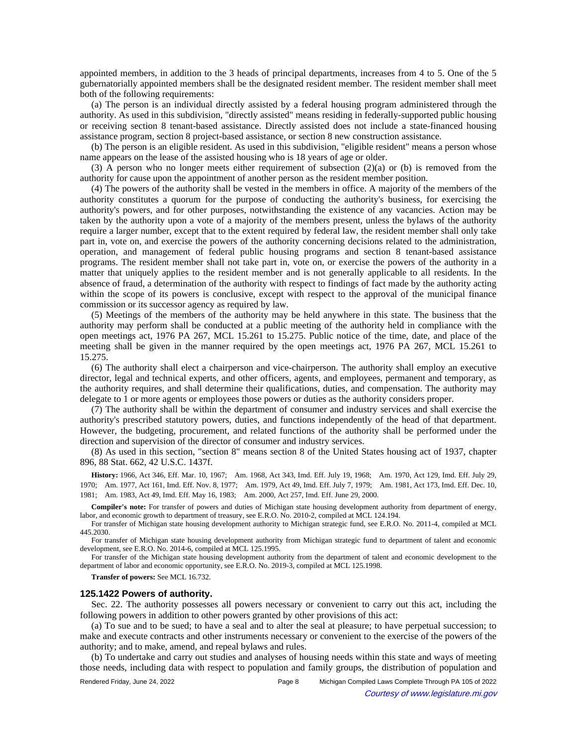appointed members, in addition to the 3 heads of principal departments, increases from 4 to 5. One of the 5 gubernatorially appointed members shall be the designated resident member. The resident member shall meet both of the following requirements:

(a) The person is an individual directly assisted by a federal housing program administered through the authority. As used in this subdivision, "directly assisted" means residing in federally-supported public housing or receiving section 8 tenant-based assistance. Directly assisted does not include a state-financed housing assistance program, section 8 project-based assistance, or section 8 new construction assistance.

(b) The person is an eligible resident. As used in this subdivision, "eligible resident" means a person whose name appears on the lease of the assisted housing who is 18 years of age or older.

(3) A person who no longer meets either requirement of subsection (2)(a) or (b) is removed from the authority for cause upon the appointment of another person as the resident member position.

(4) The powers of the authority shall be vested in the members in office. A majority of the members of the authority constitutes a quorum for the purpose of conducting the authority's business, for exercising the authority's powers, and for other purposes, notwithstanding the existence of any vacancies. Action may be taken by the authority upon a vote of a majority of the members present, unless the bylaws of the authority require a larger number, except that to the extent required by federal law, the resident member shall only take part in, vote on, and exercise the powers of the authority concerning decisions related to the administration, operation, and management of federal public housing programs and section 8 tenant-based assistance programs. The resident member shall not take part in, vote on, or exercise the powers of the authority in a matter that uniquely applies to the resident member and is not generally applicable to all residents. In the absence of fraud, a determination of the authority with respect to findings of fact made by the authority acting within the scope of its powers is conclusive, except with respect to the approval of the municipal finance commission or its successor agency as required by law.

(5) Meetings of the members of the authority may be held anywhere in this state. The business that the authority may perform shall be conducted at a public meeting of the authority held in compliance with the open meetings act, 1976 PA 267, MCL 15.261 to 15.275. Public notice of the time, date, and place of the meeting shall be given in the manner required by the open meetings act, 1976 PA 267, MCL 15.261 to 15.275.

(6) The authority shall elect a chairperson and vice-chairperson. The authority shall employ an executive director, legal and technical experts, and other officers, agents, and employees, permanent and temporary, as the authority requires, and shall determine their qualifications, duties, and compensation. The authority may delegate to 1 or more agents or employees those powers or duties as the authority considers proper.

(7) The authority shall be within the department of consumer and industry services and shall exercise the authority's prescribed statutory powers, duties, and functions independently of the head of that department. However, the budgeting, procurement, and related functions of the authority shall be performed under the direction and supervision of the director of consumer and industry services.

(8) As used in this section, "section 8" means section 8 of the United States housing act of 1937, chapter 896, 88 Stat. 662, 42 U.S.C. 1437f.

**History:** 1966, Act 346, Eff. Mar. 10, 1967;—Am. 1968, Act 343, Imd. Eff. July 19, 1968;—Am. 1970, Act 129, Imd. Eff. July 29, 1970;—Am. 1977, Act 161, Imd. Eff. Nov. 8, 1977;—Am. 1979, Act 49, Imd. Eff. July 7, 1979;—Am. 1981, Act 173, Imd. Eff. Dec. 10, 1981;—Am. 1983, Act 49, Imd. Eff. May 16, 1983;—Am. 2000, Act 257, Imd. Eff. June 29, 2000.

**Compiler's note:** For transfer of powers and duties of Michigan state housing development authority from department of energy, labor, and economic growth to department of treasury, see E.R.O. No. 2010-2, compiled at MCL 124.194.

For transfer of Michigan state housing development authority to Michigan strategic fund, see E.R.O. No. 2011-4, compiled at MCL 445.2030.

For transfer of Michigan state housing development authority from Michigan strategic fund to department of talent and economic development, see E.R.O. No. 2014-6, compiled at MCL 125.1995.

For transfer of the Michigan state housing development authority from the department of talent and economic development to the department of labor and economic opportunity, see E.R.O. No. 2019-3, compiled at MCL 125.1998.

**Transfer of powers:** See MCL 16.732.

### 125.1422 Powers of authority.

Sec. 22. The authority possesses all powers necessary or convenient to carry out this act, including the following powers in addition to other powers granted by other provisions of this act:

(a) To sue and to be sued; to have a seal and to alter the seal at pleasure; to have perpetual succession; to make and execute contracts and other instruments necessary or convenient to the exercise of the powers of the authority; and to make, amend, and repeal bylaws and rules.

(b) To undertake and carry out studies and analyses of housing needs within this state and ways of meeting those needs, including data with respect to population and family groups, the distribution of population and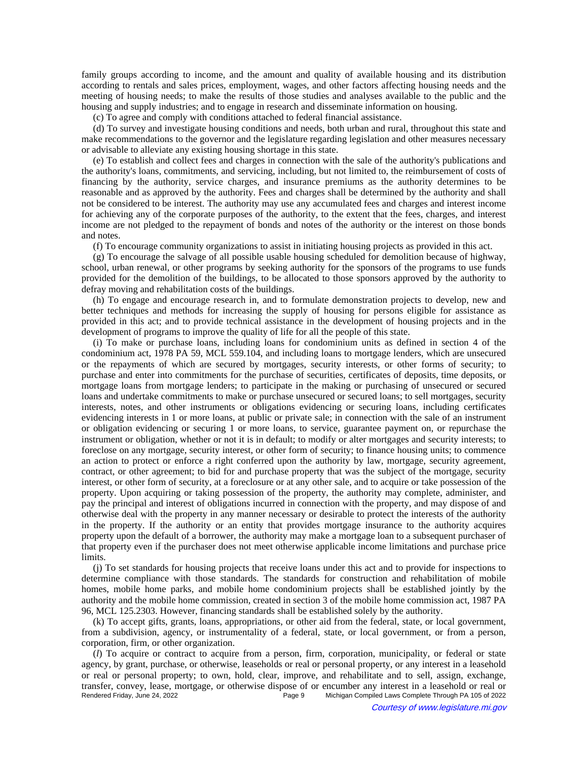family groups according to income, and the amount and quality of available housing and its distribution according to rentals and sales prices, employment, wages, and other factors affecting housing needs and the meeting of housing needs; to make the results of those studies and analyses available to the public and the housing and supply industries; and to engage in research and disseminate information on housing.

(c) To agree and comply with conditions attached to federal financial assistance.

(d) To survey and investigate housing conditions and needs, both urban and rural, throughout this state and make recommendations to the governor and the legislature regarding legislation and other measures necessary or advisable to alleviate any existing housing shortage in this state.

(e) To establish and collect fees and charges in connection with the sale of the authority's publications and the authority's loans, commitments, and servicing, including, but not limited to, the reimbursement of costs of financing by the authority, service charges, and insurance premiums as the authority determines to be reasonable and as approved by the authority. Fees and charges shall be determined by the authority and shall not be considered to be interest. The authority may use any accumulated fees and charges and interest income for achieving any of the corporate purposes of the authority, to the extent that the fees, charges, and interest income are not pledged to the repayment of bonds and notes of the authority or the interest on those bonds and notes.

(f) To encourage community organizations to assist in initiating housing projects as provided in this act.

(g) To encourage the salvage of all possible usable housing scheduled for demolition because of highway, school, urban renewal, or other programs by seeking authority for the sponsors of the programs to use funds provided for the demolition of the buildings, to be allocated to those sponsors approved by the authority to defray moving and rehabilitation costs of the buildings.

(h) To engage and encourage research in, and to formulate demonstration projects to develop, new and better techniques and methods for increasing the supply of housing for persons eligible for assistance as provided in this act; and to provide technical assistance in the development of housing projects and in the development of programs to improve the quality of life for all the people of this state.

(i) To make or purchase loans, including loans for condominium units as defined in section 4 of the condominium act, 1978 PA 59, MCL 559.104, and including loans to mortgage lenders, which are unsecured or the repayments of which are secured by mortgages, security interests, or other forms of security; to purchase and enter into commitments for the purchase of securities, certificates of deposits, time deposits, or mortgage loans from mortgage lenders; to participate in the making or purchasing of unsecured or secured loans and undertake commitments to make or purchase unsecured or secured loans; to sell mortgages, security interests, notes, and other instruments or obligations evidencing or securing loans, including certificates evidencing interests in 1 or more loans, at public or private sale; in connection with the sale of an instrument or obligation evidencing or securing 1 or more loans, to service, guarantee payment on, or repurchase the instrument or obligation, whether or not it is in default; to modify or alter mortgages and security interests; to foreclose on any mortgage, security interest, or other form of security; to finance housing units; to commence an action to protect or enforce a right conferred upon the authority by law, mortgage, security agreement, contract, or other agreement; to bid for and purchase property that was the subject of the mortgage, security interest, or other form of security, at a foreclosure or at any other sale, and to acquire or take possession of the property. Upon acquiring or taking possession of the property, the authority may complete, administer, and pay the principal and interest of obligations incurred in connection with the property, and may dispose of and otherwise deal with the property in any manner necessary or desirable to protect the interests of the authority in the property. If the authority or an entity that provides mortgage insurance to the authority acquires property upon the default of a borrower, the authority may make a mortgage loan to a subsequent purchaser of that property even if the purchaser does not meet otherwise applicable income limitations and purchase price limits.

(j) To set standards for housing projects that receive loans under this act and to provide for inspections to determine compliance with those standards. The standards for construction and rehabilitation of mobile homes, mobile home parks, and mobile home condominium projects shall be established jointly by the authority and the mobile home commission, created in section 3 of the mobile home commission act, 1987 PA 96, MCL 125.2303. However, financing standards shall be established solely by the authority.

(k) To accept gifts, grants, loans, appropriations, or other aid from the federal, state, or local government, from a subdivision, agency, or instrumentality of a federal, state, or local government, or from a person, corporation, firm, or other organization.

(*l*) To acquire or contract to acquire from a person, firm, corporation, municipality, or federal or state agency, by grant, purchase, or otherwise, leaseholds or real or personal property, or any interest in a leasehold or real or personal property; to own, hold, clear, improve, and rehabilitate and to sell, assign, exchange, transfer, convey, lease, mortgage, or otherwise dispose of or encumber any interest in a leasehold or real or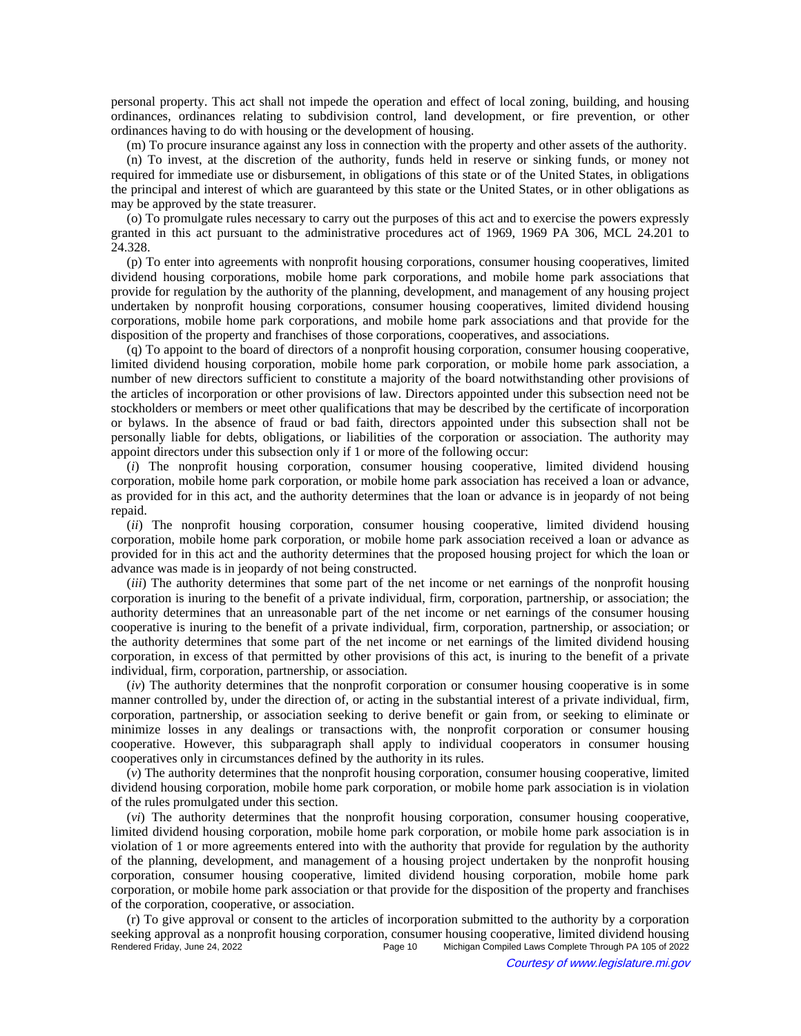personal property. This act shall not impede the operation and effect of local zoning, building, and housing ordinances, ordinances relating to subdivision control, land development, or fire prevention, or other ordinances having to do with housing or the development of housing.

(m) To procure insurance against any loss in connection with the property and other assets of the authority.

(n) To invest, at the discretion of the authority, funds held in reserve or sinking funds, or money not required for immediate use or disbursement, in obligations of this state or of the United States, in obligations the principal and interest of which are guaranteed by this state or the United States, or in other obligations as may be approved by the state treasurer.

(o) To promulgate rules necessary to carry out the purposes of this act and to exercise the powers expressly granted in this act pursuant to the administrative procedures act of 1969, 1969 PA 306, MCL 24.201 to 24.328.

(p) To enter into agreements with nonprofit housing corporations, consumer housing cooperatives, limited dividend housing corporations, mobile home park corporations, and mobile home park associations that provide for regulation by the authority of the planning, development, and management of any housing project undertaken by nonprofit housing corporations, consumer housing cooperatives, limited dividend housing corporations, mobile home park corporations, and mobile home park associations and that provide for the disposition of the property and franchises of those corporations, cooperatives, and associations.

(q) To appoint to the board of directors of a nonprofit housing corporation, consumer housing cooperative, limited dividend housing corporation, mobile home park corporation, or mobile home park association, a number of new directors sufficient to constitute a majority of the board notwithstanding other provisions of the articles of incorporation or other provisions of law. Directors appointed under this subsection need not be stockholders or members or meet other qualifications that may be described by the certificate of incorporation or bylaws. In the absence of fraud or bad faith, directors appointed under this subsection shall not be personally liable for debts, obligations, or liabilities of the corporation or association. The authority may appoint directors under this subsection only if 1 or more of the following occur:

(*i*) The nonprofit housing corporation, consumer housing cooperative, limited dividend housing corporation, mobile home park corporation, or mobile home park association has received a loan or advance, as provided for in this act, and the authority determines that the loan or advance is in jeopardy of not being repaid.

(*ii*) The nonprofit housing corporation, consumer housing cooperative, limited dividend housing corporation, mobile home park corporation, or mobile home park association received a loan or advance as provided for in this act and the authority determines that the proposed housing project for which the loan or advance was made is in jeopardy of not being constructed.

(*iii*) The authority determines that some part of the net income or net earnings of the nonprofit housing corporation is inuring to the benefit of a private individual, firm, corporation, partnership, or association; the authority determines that an unreasonable part of the net income or net earnings of the consumer housing cooperative is inuring to the benefit of a private individual, firm, corporation, partnership, or association; or the authority determines that some part of the net income or net earnings of the limited dividend housing corporation, in excess of that permitted by other provisions of this act, is inuring to the benefit of a private individual, firm, corporation, partnership, or association.

(*iv*) The authority determines that the nonprofit corporation or consumer housing cooperative is in some manner controlled by, under the direction of, or acting in the substantial interest of a private individual, firm, corporation, partnership, or association seeking to derive benefit or gain from, or seeking to eliminate or minimize losses in any dealings or transactions with, the nonprofit corporation or consumer housing cooperative. However, this subparagraph shall apply to individual cooperators in consumer housing cooperatives only in circumstances defined by the authority in its rules.

(*v*) The authority determines that the nonprofit housing corporation, consumer housing cooperative, limited dividend housing corporation, mobile home park corporation, or mobile home park association is in violation of the rules promulgated under this section.

(*vi*) The authority determines that the nonprofit housing corporation, consumer housing cooperative, limited dividend housing corporation, mobile home park corporation, or mobile home park association is in violation of 1 or more agreements entered into with the authority that provide for regulation by the authority of the planning, development, and management of a housing project undertaken by the nonprofit housing corporation, consumer housing cooperative, limited dividend housing corporation, mobile home park corporation, or mobile home park association or that provide for the disposition of the property and franchises of the corporation, cooperative, or association.

(r) To give approval or consent to the articles of incorporation submitted to the authority by a corporation seeking approval as a nonprofit housing corporation, consumer housing cooperative, limited dividend housing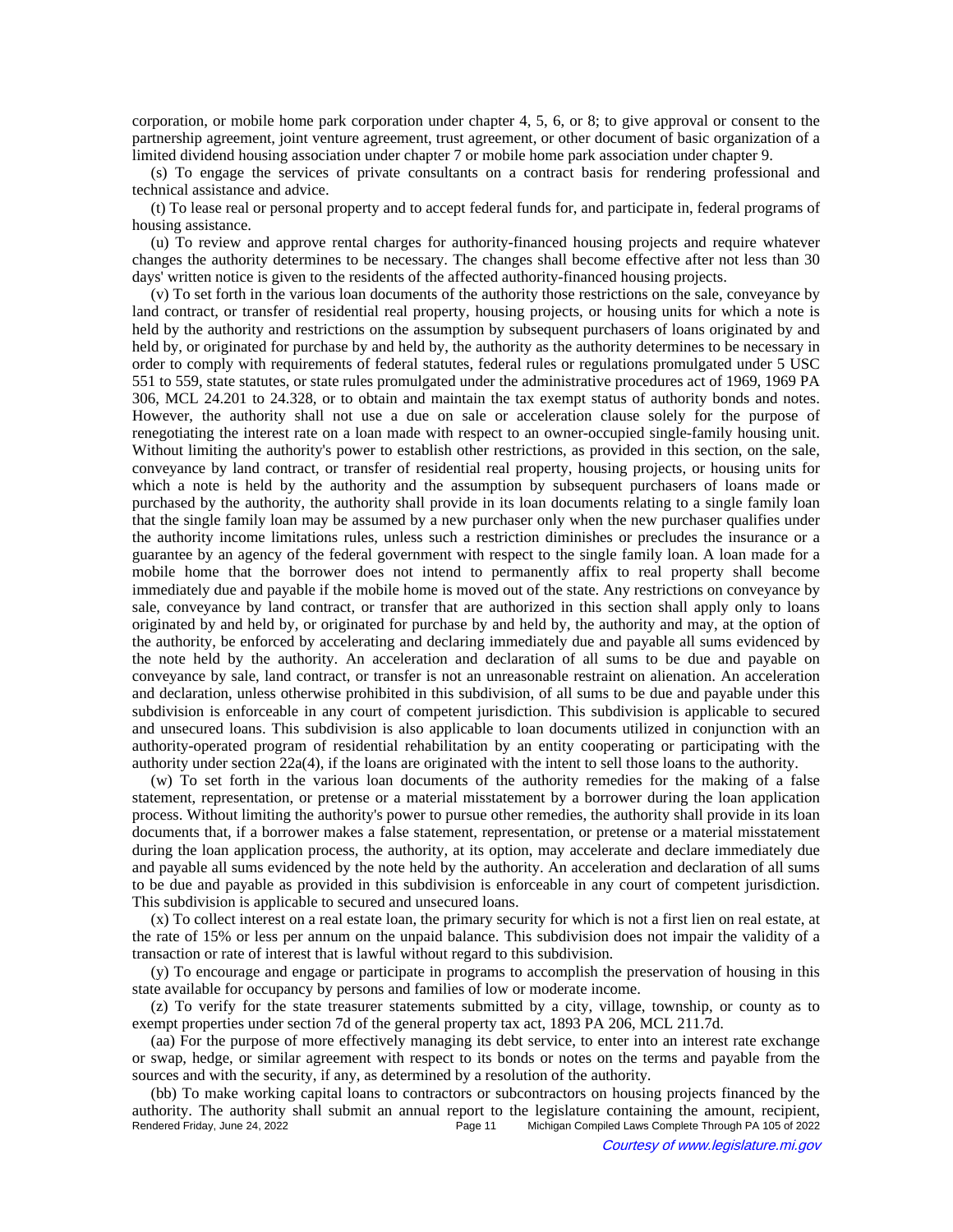corporation, or mobile home park corporation under chapter 4, 5, 6, or 8; to give approval or consent to the partnership agreement, joint venture agreement, trust agreement, or other document of basic organization of a limited dividend housing association under chapter 7 or mobile home park association under chapter 9.

(s) To engage the services of private consultants on a contract basis for rendering professional and technical assistance and advice.

(t) To lease real or personal property and to accept federal funds for, and participate in, federal programs of housing assistance.

(u) To review and approve rental charges for authority-financed housing projects and require whatever changes the authority determines to be necessary. The changes shall become effective after not less than 30 days' written notice is given to the residents of the affected authority-financed housing projects.

(v) To set forth in the various loan documents of the authority those restrictions on the sale, conveyance by land contract, or transfer of residential real property, housing projects, or housing units for which a note is held by the authority and restrictions on the assumption by subsequent purchasers of loans originated by and held by, or originated for purchase by and held by, the authority as the authority determines to be necessary in order to comply with requirements of federal statutes, federal rules or regulations promulgated under 5 USC 551 to 559, state statutes, or state rules promulgated under the administrative procedures act of 1969, 1969 PA 306, MCL 24.201 to 24.328, or to obtain and maintain the tax exempt status of authority bonds and notes. However, the authority shall not use a due on sale or acceleration clause solely for the purpose of renegotiating the interest rate on a loan made with respect to an owner-occupied single-family housing unit. Without limiting the authority's power to establish other restrictions, as provided in this section, on the sale, conveyance by land contract, or transfer of residential real property, housing projects, or housing units for which a note is held by the authority and the assumption by subsequent purchasers of loans made or purchased by the authority, the authority shall provide in its loan documents relating to a single family loan that the single family loan may be assumed by a new purchaser only when the new purchaser qualifies under the authority income limitations rules, unless such a restriction diminishes or precludes the insurance or a guarantee by an agency of the federal government with respect to the single family loan. A loan made for a mobile home that the borrower does not intend to permanently affix to real property shall become immediately due and payable if the mobile home is moved out of the state. Any restrictions on conveyance by sale, conveyance by land contract, or transfer that are authorized in this section shall apply only to loans originated by and held by, or originated for purchase by and held by, the authority and may, at the option of the authority, be enforced by accelerating and declaring immediately due and payable all sums evidenced by the note held by the authority. An acceleration and declaration of all sums to be due and payable on conveyance by sale, land contract, or transfer is not an unreasonable restraint on alienation. An acceleration and declaration, unless otherwise prohibited in this subdivision, of all sums to be due and payable under this subdivision is enforceable in any court of competent jurisdiction. This subdivision is applicable to secured and unsecured loans. This subdivision is also applicable to loan documents utilized in conjunction with an authority-operated program of residential rehabilitation by an entity cooperating or participating with the authority under section 22a(4), if the loans are originated with the intent to sell those loans to the authority.

(w) To set forth in the various loan documents of the authority remedies for the making of a false statement, representation, or pretense or a material misstatement by a borrower during the loan application process. Without limiting the authority's power to pursue other remedies, the authority shall provide in its loan documents that, if a borrower makes a false statement, representation, or pretense or a material misstatement during the loan application process, the authority, at its option, may accelerate and declare immediately due and payable all sums evidenced by the note held by the authority. An acceleration and declaration of all sums to be due and payable as provided in this subdivision is enforceable in any court of competent jurisdiction. This subdivision is applicable to secured and unsecured loans.

(x) To collect interest on a real estate loan, the primary security for which is not a first lien on real estate, at the rate of 15% or less per annum on the unpaid balance. This subdivision does not impair the validity of a transaction or rate of interest that is lawful without regard to this subdivision.

(y) To encourage and engage or participate in programs to accomplish the preservation of housing in this state available for occupancy by persons and families of low or moderate income.

(z) To verify for the state treasurer statements submitted by a city, village, township, or county as to exempt properties under section 7d of the general property tax act, 1893 PA 206, MCL 211.7d.

(aa) For the purpose of more effectively managing its debt service, to enter into an interest rate exchange or swap, hedge, or similar agreement with respect to its bonds or notes on the terms and payable from the sources and with the security, if any, as determined by a resolution of the authority.

(bb) To make working capital loans to contractors or subcontractors on housing projects financed by the authority. The authority shall submit an annual report to the legislature containing the amount, recipient,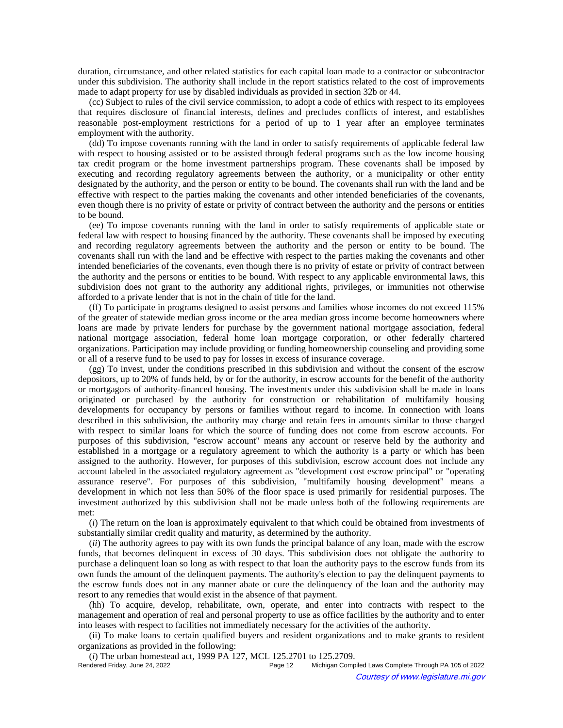duration, circumstance, and other related statistics for each capital loan made to a contractor or subcontractor under this subdivision. The authority shall include in the report statistics related to the cost of improvements made to adapt property for use by disabled individuals as provided in section 32b or 44.

(cc) Subject to rules of the civil service commission, to adopt a code of ethics with respect to its employees that requires disclosure of financial interests, defines and precludes conflicts of interest, and establishes reasonable post-employment restrictions for a period of up to 1 year after an employee terminates employment with the authority.

(dd) To impose covenants running with the land in order to satisfy requirements of applicable federal law with respect to housing assisted or to be assisted through federal programs such as the low income housing tax credit program or the home investment partnerships program. These covenants shall be imposed by executing and recording regulatory agreements between the authority, or a municipality or other entity designated by the authority, and the person or entity to be bound. The covenants shall run with the land and be effective with respect to the parties making the covenants and other intended beneficiaries of the covenants, even though there is no privity of estate or privity of contract between the authority and the persons or entities to be bound.

(ee) To impose covenants running with the land in order to satisfy requirements of applicable state or federal law with respect to housing financed by the authority. These covenants shall be imposed by executing and recording regulatory agreements between the authority and the person or entity to be bound. The covenants shall run with the land and be effective with respect to the parties making the covenants and other intended beneficiaries of the covenants, even though there is no privity of estate or privity of contract between the authority and the persons or entities to be bound. With respect to any applicable environmental laws, this subdivision does not grant to the authority any additional rights, privileges, or immunities not otherwise afforded to a private lender that is not in the chain of title for the land.

(ff) To participate in programs designed to assist persons and families whose incomes do not exceed 115% of the greater of statewide median gross income or the area median gross income become homeowners where loans are made by private lenders for purchase by the government national mortgage association, federal national mortgage association, federal home loan mortgage corporation, or other federally chartered organizations. Participation may include providing or funding homeownership counseling and providing some or all of a reserve fund to be used to pay for losses in excess of insurance coverage.

(gg) To invest, under the conditions prescribed in this subdivision and without the consent of the escrow depositors, up to 20% of funds held, by or for the authority, in escrow accounts for the benefit of the authority or mortgagors of authority-financed housing. The investments under this subdivision shall be made in loans originated or purchased by the authority for construction or rehabilitation of multifamily housing developments for occupancy by persons or families without regard to income. In connection with loans described in this subdivision, the authority may charge and retain fees in amounts similar to those charged with respect to similar loans for which the source of funding does not come from escrow accounts. For purposes of this subdivision, "escrow account" means any account or reserve held by the authority and established in a mortgage or a regulatory agreement to which the authority is a party or which has been assigned to the authority. However, for purposes of this subdivision, escrow account does not include any account labeled in the associated regulatory agreement as "development cost escrow principal" or "operating assurance reserve". For purposes of this subdivision, "multifamily housing development" means a development in which not less than 50% of the floor space is used primarily for residential purposes. The investment authorized by this subdivision shall not be made unless both of the following requirements are met:

(*i*) The return on the loan is approximately equivalent to that which could be obtained from investments of substantially similar credit quality and maturity, as determined by the authority.

(*ii*) The authority agrees to pay with its own funds the principal balance of any loan, made with the escrow funds, that becomes delinquent in excess of 30 days. This subdivision does not obligate the authority to purchase a delinquent loan so long as with respect to that loan the authority pays to the escrow funds from its own funds the amount of the delinquent payments. The authority's election to pay the delinquent payments to the escrow funds does not in any manner abate or cure the delinquency of the loan and the authority may resort to any remedies that would exist in the absence of that payment.

(hh) To acquire, develop, rehabilitate, own, operate, and enter into contracts with respect to the management and operation of real and personal property to use as office facilities by the authority and to enter into leases with respect to facilities not immediately necessary for the activities of the authority.

(ii) To make loans to certain qualified buyers and resident organizations and to make grants to resident organizations as provided in the following:

(*i*) The urban homestead act, 1999 PA 127, MCL 125.2701 to 125.2709.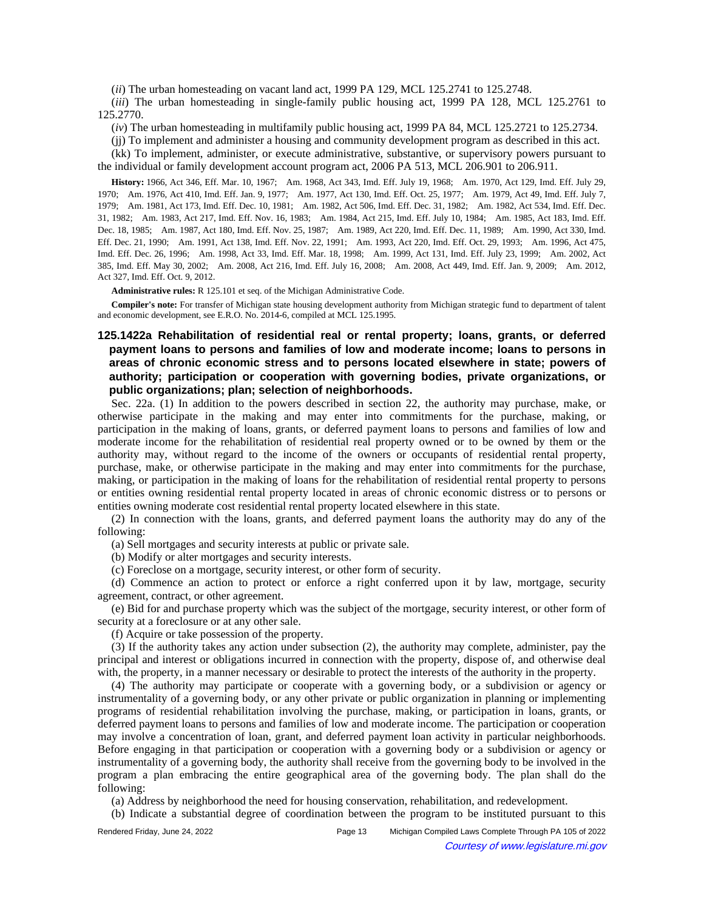(*ii*) The urban homesteading on vacant land act, 1999 PA 129, MCL 125.2741 to 125.2748.

(*iii*) The urban homesteading in single-family public housing act, 1999 PA 128, MCL 125.2761 to 125.2770.

(*iv*) The urban homesteading in multifamily public housing act, 1999 PA 84, MCL 125.2721 to 125.2734.

(jj) To implement and administer a housing and community development program as described in this act.

(kk) To implement, administer, or execute administrative, substantive, or supervisory powers pursuant to the individual or family development account program act, 2006 PA 513, MCL 206.901 to 206.911.

**History:** 1966, Act 346, Eff. Mar. 10, 1967; Am. 1968, Act 343, Imd. Eff. July 19, 1968; Am. 1970, Act 129, Imd. Eff. July 29, 1970; Am. 1976, Act 410, Imd. Eff. Jan. 9, 1977; Am. 1977, Act 130, Imd. Eff. Oct. 25, 1977; Am. 1979, Act 49, Imd. Eff. July 7, 1979; Am. 1981, Act 173, Imd. Eff. Dec. 10, 1981; Am. 1982, Act 506, Imd. Eff. Dec. 31, 1982; Am. 1982, Act 534, Imd. Eff. Dec. 31, 1982; Am. 1983, Act 217, Imd. Eff. Nov. 16, 1983; Am. 1984, Act 215, Imd. Eff. July 10, 1984; Am. 1985, Act 183, Imd. Eff. Dec. 18, 1985; Am. 1987, Act 180, Imd. Eff. Nov. 25, 1987; Am. 1989, Act 220, Imd. Eff. Dec. 11, 1989; Am. 1990, Act 330, Imd. Eff. Dec. 21, 1990; Am. 1991, Act 138, Imd. Eff. Nov. 22, 1991; Am. 1993, Act 220, Imd. Eff. Oct. 29, 1993; Am. 1996, Act 475, Imd. Eff. Dec. 26, 1996; Am. 1998, Act 33, Imd. Eff. Mar. 18, 1998; Am. 1999, Act 131, Imd. Eff. July 23, 1999; Am. 2002, Act 385, Imd. Eff. May 30, 2002; Am. 2008, Act 216, Imd. Eff. July 16, 2008; Am. 2008, Act 449, Imd. Eff. Jan. 9, 2009; Am. 2012, Act 327, Imd. Eff. Oct. 9, 2012.

**Administrative rules:** R 125.101 et seq. of the Michigan Administrative Code.

**Compiler's note:** For transfer of Michigan state housing development authority from Michigan strategic fund to department of talent and economic development, see E.R.O. No. 2014-6, compiled at MCL 125.1995.

### 125.1422a Rehabilitation of residential real or rental property; loans, grants, or deferred payment loans to persons and families of low and moderate income; loans to persons in areas of chronic economic stress and to persons located elsewhere in state; powers of authority; participation or cooperation with governing bodies, private organizations, or public organizations; plan; selection of neighborhoods.

Sec. 22a. (1) In addition to the powers described in section 22, the authority may purchase, make, or otherwise participate in the making and may enter into commitments for the purchase, making, or participation in the making of loans, grants, or deferred payment loans to persons and families of low and moderate income for the rehabilitation of residential real property owned or to be owned by them or the authority may, without regard to the income of the owners or occupants of residential rental property, purchase, make, or otherwise participate in the making and may enter into commitments for the purchase, making, or participation in the making of loans for the rehabilitation of residential rental property to persons or entities owning residential rental property located in areas of chronic economic distress or to persons or entities owning moderate cost residential rental property located elsewhere in this state.

(2) In connection with the loans, grants, and deferred payment loans the authority may do any of the following:

(a) Sell mortgages and security interests at public or private sale.

(b) Modify or alter mortgages and security interests.

(c) Foreclose on a mortgage, security interest, or other form of security.

(d) Commence an action to protect or enforce a right conferred upon it by law, mortgage, security agreement, contract, or other agreement.

(e) Bid for and purchase property which was the subject of the mortgage, security interest, or other form of security at a foreclosure or at any other sale.

(f) Acquire or take possession of the property.

(3) If the authority takes any action under subsection (2), the authority may complete, administer, pay the principal and interest or obligations incurred in connection with the property, dispose of, and otherwise deal with, the property, in a manner necessary or desirable to protect the interests of the authority in the property.

(4) The authority may participate or cooperate with a governing body, or a subdivision or agency or instrumentality of a governing body, or any other private or public organization in planning or implementing programs of residential rehabilitation involving the purchase, making, or participation in loans, grants, or deferred payment loans to persons and families of low and moderate income. The participation or cooperation may involve a concentration of loan, grant, and deferred payment loan activity in particular neighborhoods. Before engaging in that participation or cooperation with a governing body or a subdivision or agency or instrumentality of a governing body, the authority shall receive from the governing body to be involved in the program a plan embracing the entire geographical area of the governing body. The plan shall do the following:

(a) Address by neighborhood the need for housing conservation, rehabilitation, and redevelopment.

(b) Indicate a substantial degree of coordination between the program to be instituted pursuant to this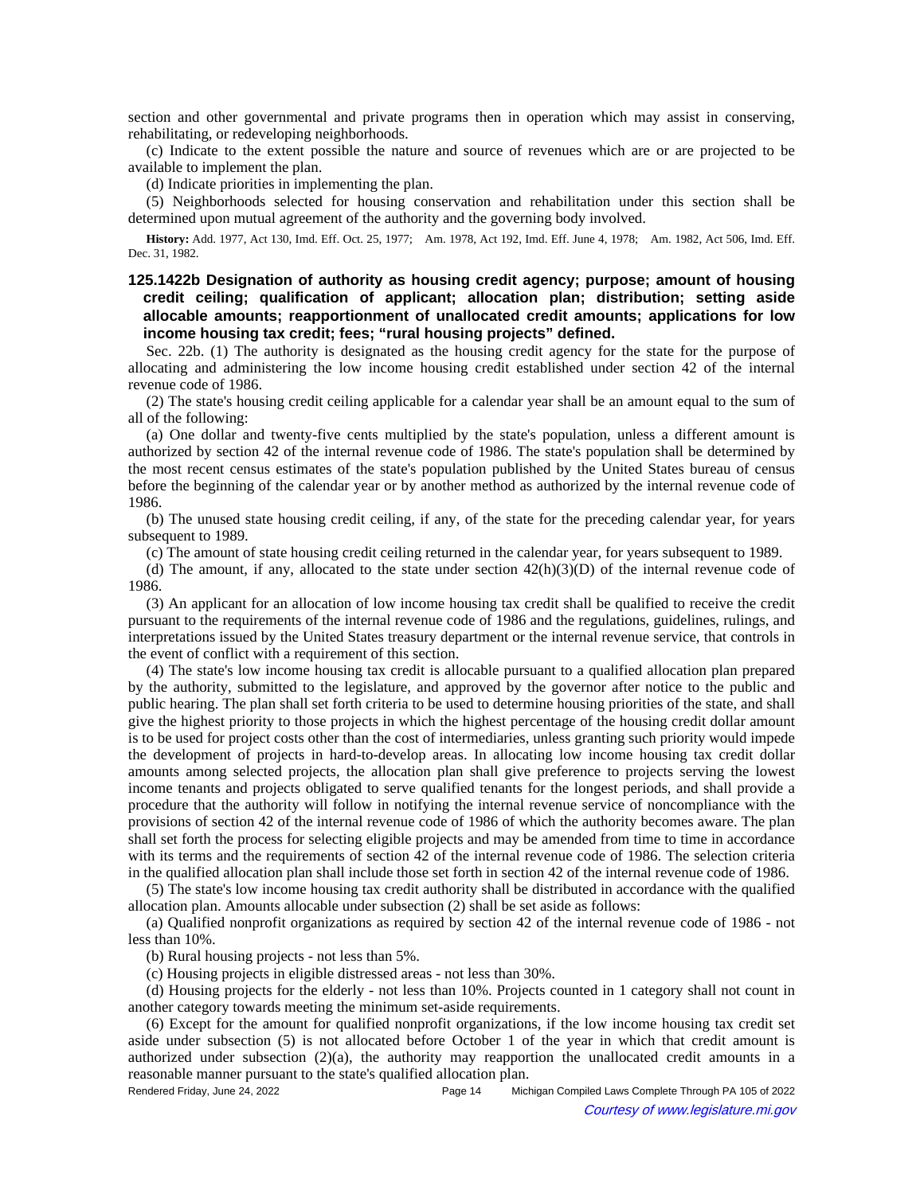section and other governmental and private programs then in operation which may assist in conserving, rehabilitating, or redeveloping neighborhoods.

(c) Indicate to the extent possible the nature and source of revenues which are or are projected to be available to implement the plan.

(d) Indicate priorities in implementing the plan.

(5) Neighborhoods selected for housing conservation and rehabilitation under this section shall be determined upon mutual agreement of the authority and the governing body involved.

**History:** Add. 1977, Act 130, Imd. Eff. Oct. 25, 1977; Am. 1978, Act 192, Imd. Eff. June 4, 1978; Am. 1982, Act 506, Imd. Eff. Dec. 31, 1982.

### 125.1422b Designation of authority as housing credit agency; purpose; amount of housing credit ceiling; qualification of applicant; allocation plan; distribution; setting aside allocable amounts; reapportionment of unallocated credit amounts; applications for low income housing tax credit; fees; "rural housing projects" defined.

Sec. 22b. (1) The authority is designated as the housing credit agency for the state for the purpose of allocating and administering the low income housing credit established under section 42 of the internal revenue code of 1986.

(2) The state's housing credit ceiling applicable for a calendar year shall be an amount equal to the sum of all of the following:

(a) One dollar and twenty-five cents multiplied by the state's population, unless a different amount is authorized by section 42 of the internal revenue code of 1986. The state's population shall be determined by the most recent census estimates of the state's population published by the United States bureau of census before the beginning of the calendar year or by another method as authorized by the internal revenue code of 1986.

(b) The unused state housing credit ceiling, if any, of the state for the preceding calendar year, for years subsequent to 1989.

(c) The amount of state housing credit ceiling returned in the calendar year, for years subsequent to 1989.

(d) The amount, if any, allocated to the state under section 42(h)(3)(D) of the internal revenue code of 1986.

(3) An applicant for an allocation of low income housing tax credit shall be qualified to receive the credit pursuant to the requirements of the internal revenue code of 1986 and the regulations, guidelines, rulings, and interpretations issued by the United States treasury department or the internal revenue service, that controls in the event of conflict with a requirement of this section.

(4) The state's low income housing tax credit is allocable pursuant to a qualified allocation plan prepared by the authority, submitted to the legislature, and approved by the governor after notice to the public and public hearing. The plan shall set forth criteria to be used to determine housing priorities of the state, and shall give the highest priority to those projects in which the highest percentage of the housing credit dollar amount is to be used for project costs other than the cost of intermediaries, unless granting such priority would impede the development of projects in hard-to-develop areas. In allocating low income housing tax credit dollar amounts among selected projects, the allocation plan shall give preference to projects serving the lowest income tenants and projects obligated to serve qualified tenants for the longest periods, and shall provide a procedure that the authority will follow in notifying the internal revenue service of noncompliance with the provisions of section 42 of the internal revenue code of 1986 of which the authority becomes aware. The plan shall set forth the process for selecting eligible projects and may be amended from time to time in accordance with its terms and the requirements of section 42 of the internal revenue code of 1986. The selection criteria in the qualified allocation plan shall include those set forth in section 42 of the internal revenue code of 1986.

(5) The state's low income housing tax credit authority shall be distributed in accordance with the qualified allocation plan. Amounts allocable under subsection (2) shall be set aside as follows:

(a) Qualified nonprofit organizations as required by section 42 of the internal revenue code of 1986 - not less than 10%.

(b) Rural housing projects - not less than 5%.

(c) Housing projects in eligible distressed areas - not less than 30%.

(d) Housing projects for the elderly - not less than 10%. Projects counted in 1 category shall not count in another category towards meeting the minimum set-aside requirements.

(6) Except for the amount for qualified nonprofit organizations, if the low income housing tax credit set aside under subsection (5) is not allocated before October 1 of the year in which that credit amount is authorized under subsection (2)(a), the authority may reapportion the unallocated credit amounts in a reasonable manner pursuant to the state's qualified allocation plan.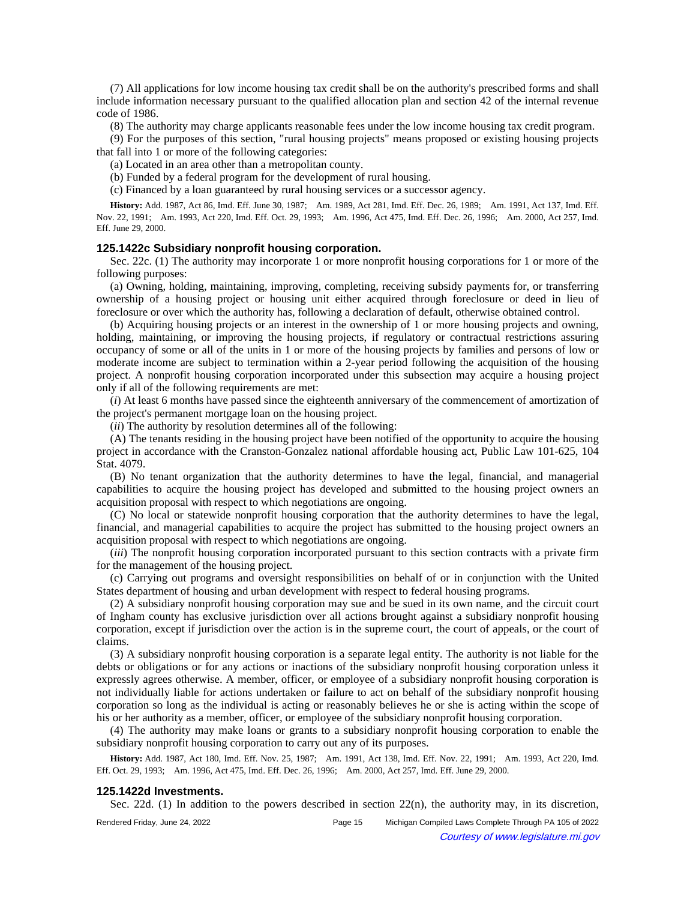(7) All applications for low income housing tax credit shall be on the authority's prescribed forms and shall include information necessary pursuant to the qualified allocation plan and section 42 of the internal revenue code of 1986.

(8) The authority may charge applicants reasonable fees under the low income housing tax credit program.

(9) For the purposes of this section, "rural housing projects" means proposed or existing housing projects that fall into 1 or more of the following categories:

(a) Located in an area other than a metropolitan county.

(b) Funded by a federal program for the development of rural housing.

(c) Financed by a loan guaranteed by rural housing services or a successor agency.

**History:** Add. 1987, Act 86, Imd. Eff. June 30, 1987;—Am. 1989, Act 281, Imd. Eff. Dec. 26, 1989;—Am. 1991, Act 137, Imd. Eff. Nov. 22, 1991;—Am. 1993, Act 220, Imd. Eff. Oct. 29, 1993;—Am. 1996, Act 475, Imd. Eff. Dec. 26, 1996;—Am. 2000, Act 257, Imd. Eff. June 29, 2000.

### 125.1422c Subsidiary nonprofit housing corporation.

Sec. 22c. (1) The authority may incorporate 1 or more nonprofit housing corporations for 1 or more of the following purposes:

(a) Owning, holding, maintaining, improving, completing, receiving subsidy payments for, or transferring ownership of a housing project or housing unit either acquired through foreclosure or deed in lieu of foreclosure or over which the authority has, following a declaration of default, otherwise obtained control.

(b) Acquiring housing projects or an interest in the ownership of 1 or more housing projects and owning, holding, maintaining, or improving the housing projects, if regulatory or contractual restrictions assuring occupancy of some or all of the units in 1 or more of the housing projects by families and persons of low or moderate income are subject to termination within a 2-year period following the acquisition of the housing project. A nonprofit housing corporation incorporated under this subsection may acquire a housing project only if all of the following requirements are met:

(*i*) At least 6 months have passed since the eighteenth anniversary of the commencement of amortization of the project's permanent mortgage loan on the housing project.

(*ii*) The authority by resolution determines all of the following:

(A) The tenants residing in the housing project have been notified of the opportunity to acquire the housing project in accordance with the Cranston-Gonzalez national affordable housing act, Public Law 101-625, 104 Stat. 4079.

(B) No tenant organization that the authority determines to have the legal, financial, and managerial capabilities to acquire the housing project has developed and submitted to the housing project owners an acquisition proposal with respect to which negotiations are ongoing.

(C) No local or statewide nonprofit housing corporation that the authority determines to have the legal, financial, and managerial capabilities to acquire the project has submitted to the housing project owners an acquisition proposal with respect to which negotiations are ongoing.

(*iii*) The nonprofit housing corporation incorporated pursuant to this section contracts with a private firm for the management of the housing project.

(c) Carrying out programs and oversight responsibilities on behalf of or in conjunction with the United States department of housing and urban development with respect to federal housing programs.

(2) A subsidiary nonprofit housing corporation may sue and be sued in its own name, and the circuit court of Ingham county has exclusive jurisdiction over all actions brought against a subsidiary nonprofit housing corporation, except if jurisdiction over the action is in the supreme court, the court of appeals, or the court of claims.

(3) A subsidiary nonprofit housing corporation is a separate legal entity. The authority is not liable for the debts or obligations or for any actions or inactions of the subsidiary nonprofit housing corporation unless it expressly agrees otherwise. A member, officer, or employee of a subsidiary nonprofit housing corporation is not individually liable for actions undertaken or failure to act on behalf of the subsidiary nonprofit housing corporation so long as the individual is acting or reasonably believes he or she is acting within the scope of his or her authority as a member, officer, or employee of the subsidiary nonprofit housing corporation.

(4) The authority may make loans or grants to a subsidiary nonprofit housing corporation to enable the subsidiary nonprofit housing corporation to carry out any of its purposes.

**History:** Add. 1987, Act 180, Imd. Eff. Nov. 25, 1987;—Am. 1991, Act 138, Imd. Eff. Nov. 22, 1991;—Am. 1993, Act 220, Imd. Eff. Oct. 29, 1993;—Am. 1996, Act 475, Imd. Eff. Dec. 26, 1996;—Am. 2000, Act 257, Imd. Eff. June 29, 2000.

### 125.1422d Investments.

Sec. 22d. (1) In addition to the powers described in section 22(n), the authority may, in its discretion,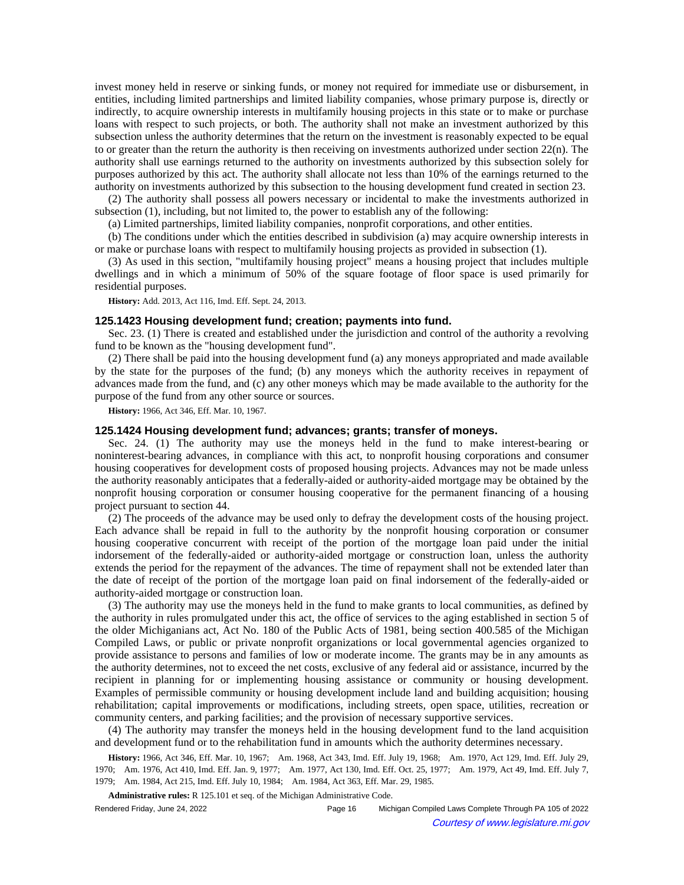invest money held in reserve or sinking funds, or money not required for immediate use or disbursement, in entities, including limited partnerships and limited liability companies, whose primary purpose is, directly or indirectly, to acquire ownership interests in multifamily housing projects in this state or to make or purchase loans with respect to such projects, or both. The authority shall not make an investment authorized by this subsection unless the authority determines that the return on the investment is reasonably expected to be equal to or greater than the return the authority is then receiving on investments authorized under section 22(n). The authority shall use earnings returned to the authority on investments authorized by this subsection solely for purposes authorized by this act. The authority shall allocate not less than 10% of the earnings returned to the authority on investments authorized by this subsection to the housing development fund created in section 23.

(2) The authority shall possess all powers necessary or incidental to make the investments authorized in subsection (1), including, but not limited to, the power to establish any of the following:

(a) Limited partnerships, limited liability companies, nonprofit corporations, and other entities.

(b) The conditions under which the entities described in subdivision (a) may acquire ownership interests in or make or purchase loans with respect to multifamily housing projects as provided in subsection (1).

(3) As used in this section, "multifamily housing project" means a housing project that includes multiple dwellings and in which a minimum of 50% of the square footage of floor space is used primarily for residential purposes.

**History:** Add. 2013, Act 116, Imd. Eff. Sept. 24, 2013.

### 125.1423 Housing development fund; creation; payments into fund.

Sec. 23. (1) There is created and established under the jurisdiction and control of the authority a revolving fund to be known as the "housing development fund".

(2) There shall be paid into the housing development fund (a) any moneys appropriated and made available by the state for the purposes of the fund; (b) any moneys which the authority receives in repayment of advances made from the fund, and (c) any other moneys which may be made available to the authority for the purpose of the fund from any other source or sources.

**History:** 1966, Act 346, Eff. Mar. 10, 1967.

### 125.1424 Housing development fund; advances; grants; transfer of moneys.

Sec. 24. (1) The authority may use the moneys held in the fund to make interest-bearing or noninterest-bearing advances, in compliance with this act, to nonprofit housing corporations and consumer housing cooperatives for development costs of proposed housing projects. Advances may not be made unless the authority reasonably anticipates that a federally-aided or authority-aided mortgage may be obtained by the nonprofit housing corporation or consumer housing cooperative for the permanent financing of a housing project pursuant to section 44.

(2) The proceeds of the advance may be used only to defray the development costs of the housing project. Each advance shall be repaid in full to the authority by the nonprofit housing corporation or consumer housing cooperative concurrent with receipt of the portion of the mortgage loan paid under the initial indorsement of the federally-aided or authority-aided mortgage or construction loan, unless the authority extends the period for the repayment of the advances. The time of repayment shall not be extended later than the date of receipt of the portion of the mortgage loan paid on final indorsement of the federally-aided or authority-aided mortgage or construction loan.

(3) The authority may use the moneys held in the fund to make grants to local communities, as defined by the authority in rules promulgated under this act, the office of services to the aging established in section 5 of the older Michiganians act, Act No. 180 of the Public Acts of 1981, being section 400.585 of the Michigan Compiled Laws, or public or private nonprofit organizations or local governmental agencies organized to provide assistance to persons and families of low or moderate income. The grants may be in any amounts as the authority determines, not to exceed the net costs, exclusive of any federal aid or assistance, incurred by the recipient in planning for or implementing housing assistance or community or housing development. Examples of permissible community or housing development include land and building acquisition; housing rehabilitation; capital improvements or modifications, including streets, open space, utilities, recreation or community centers, and parking facilities; and the provision of necessary supportive services.

(4) The authority may transfer the moneys held in the housing development fund to the land acquisition and development fund or to the rehabilitation fund in amounts which the authority determines necessary.

**History:** 1966, Act 346, Eff. Mar. 10, 1967;—Am. 1968, Act 343, Imd. Eff. July 19, 1968;—Am. 1970, Act 129, Imd. Eff. July 29, 1970;—Am. 1976, Act 410, Imd. Eff. Jan. 9, 1977;—Am. 1977, Act 130, Imd. Eff. Oct. 25, 1977;—Am. 1979, Act 49, Imd. Eff. July 7, 1979;—Am. 1984, Act 215, Imd. Eff. July 10, 1984;—Am. 1984, Act 363, Eff. Mar. 29, 1985.

**Administrative rules:** R 125.101 et seq. of the Michigan Administrative Code.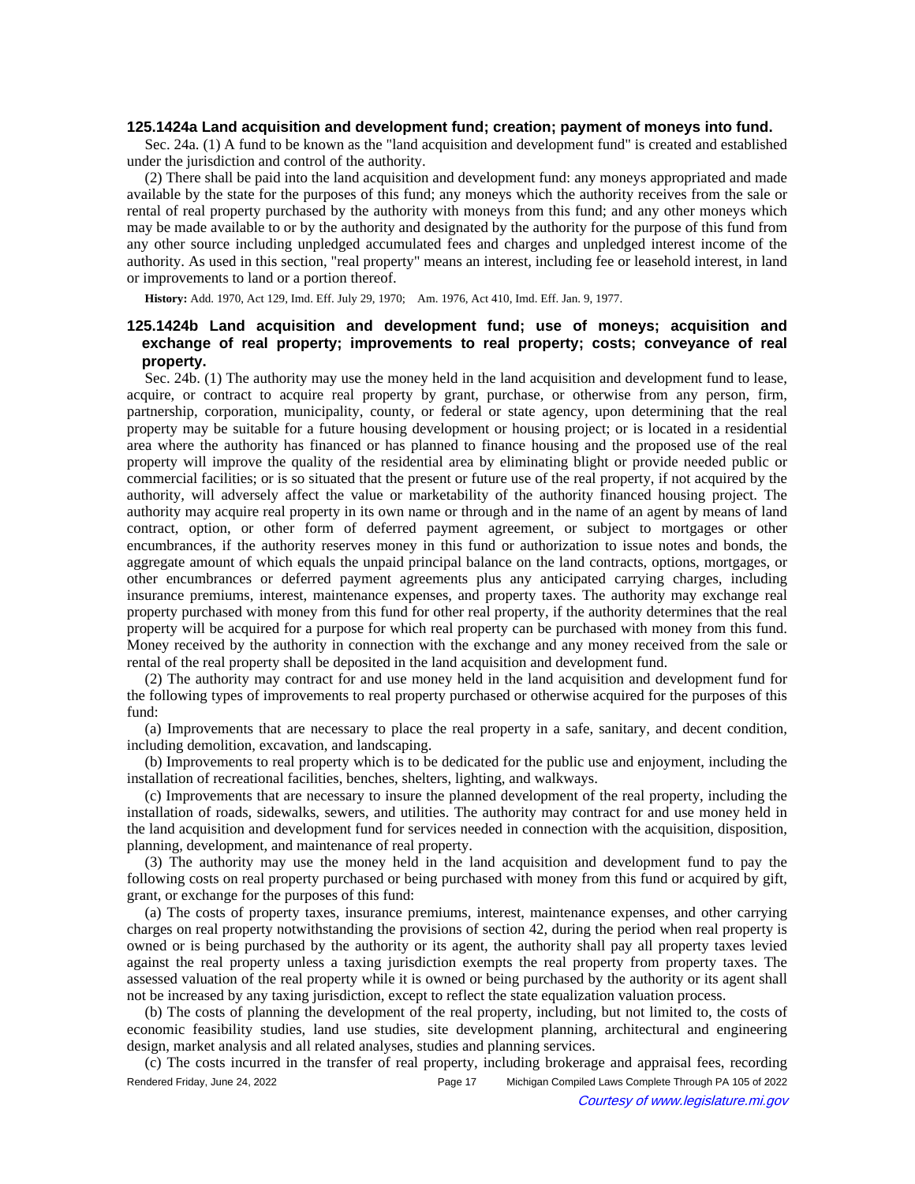### 125.1424a Land acquisition and development fund; creation; payment of moneys into fund.

Sec. 24a. (1) A fund to be known as the "land acquisition and development fund" is created and established under the jurisdiction and control of the authority.

(2) There shall be paid into the land acquisition and development fund: any moneys appropriated and made available by the state for the purposes of this fund; any moneys which the authority receives from the sale or rental of real property purchased by the authority with moneys from this fund; and any other moneys which may be made available to or by the authority and designated by the authority for the purpose of this fund from any other source including unpledged accumulated fees and charges and unpledged interest income of the authority. As used in this section, "real property" means an interest, including fee or leasehold interest, in land or improvements to land or a portion thereof.

**History:** Add. 1970, Act 129, Imd. Eff. July 29, 1970;—Am. 1976, Act 410, Imd. Eff. Jan. 9, 1977.

### 125.1424b Land acquisition and development fund; use of moneys; acquisition and exchange of real property; improvements to real property; costs; conveyance of real property.

Sec. 24b. (1) The authority may use the money held in the land acquisition and development fund to lease, acquire, or contract to acquire real property by grant, purchase, or otherwise from any person, firm, partnership, corporation, municipality, county, or federal or state agency, upon determining that the real property may be suitable for a future housing development or housing project; or is located in a residential area where the authority has financed or has planned to finance housing and the proposed use of the real property will improve the quality of the residential area by eliminating blight or provide needed public or commercial facilities; or is so situated that the present or future use of the real property, if not acquired by the authority, will adversely affect the value or marketability of the authority financed housing project. The authority may acquire real property in its own name or through and in the name of an agent by means of land contract, option, or other form of deferred payment agreement, or subject to mortgages or other encumbrances, if the authority reserves money in this fund or authorization to issue notes and bonds, the aggregate amount of which equals the unpaid principal balance on the land contracts, options, mortgages, or other encumbrances or deferred payment agreements plus any anticipated carrying charges, including insurance premiums, interest, maintenance expenses, and property taxes. The authority may exchange real property purchased with money from this fund for other real property, if the authority determines that the real property will be acquired for a purpose for which real property can be purchased with money from this fund. Money received by the authority in connection with the exchange and any money received from the sale or rental of the real property shall be deposited in the land acquisition and development fund.

(2) The authority may contract for and use money held in the land acquisition and development fund for the following types of improvements to real property purchased or otherwise acquired for the purposes of this fund:

(a) Improvements that are necessary to place the real property in a safe, sanitary, and decent condition, including demolition, excavation, and landscaping.

(b) Improvements to real property which is to be dedicated for the public use and enjoyment, including the installation of recreational facilities, benches, shelters, lighting, and walkways.

(c) Improvements that are necessary to insure the planned development of the real property, including the installation of roads, sidewalks, sewers, and utilities. The authority may contract for and use money held in the land acquisition and development fund for services needed in connection with the acquisition, disposition, planning, development, and maintenance of real property.

(3) The authority may use the money held in the land acquisition and development fund to pay the following costs on real property purchased or being purchased with money from this fund or acquired by gift, grant, or exchange for the purposes of this fund:

(a) The costs of property taxes, insurance premiums, interest, maintenance expenses, and other carrying charges on real property notwithstanding the provisions of section 42, during the period when real property is owned or is being purchased by the authority or its agent, the authority shall pay all property taxes levied against the real property unless a taxing jurisdiction exempts the real property from property taxes. The assessed valuation of the real property while it is owned or being purchased by the authority or its agent shall not be increased by any taxing jurisdiction, except to reflect the state equalization valuation process.

(b) The costs of planning the development of the real property, including, but not limited to, the costs of economic feasibility studies, land use studies, site development planning, architectural and engineering design, market analysis and all related analyses, studies and planning services.

(c) The costs incurred in the transfer of real property, including brokerage and appraisal fees, recording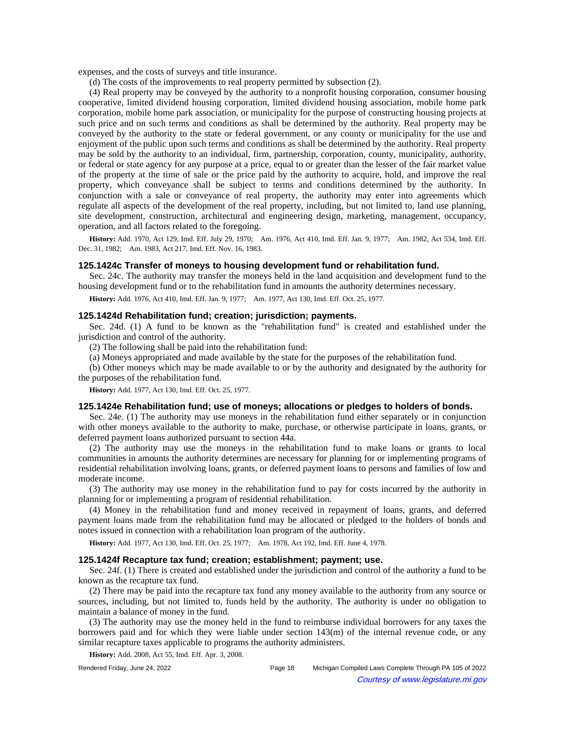expenses, and the costs of surveys and title insurance.

(d) The costs of the improvements to real property permitted by subsection (2).

(4) Real property may be conveyed by the authority to a nonprofit housing corporation, consumer housing cooperative, limited dividend housing corporation, limited dividend housing association, mobile home park corporation, mobile home park association, or municipality for the purpose of constructing housing projects at such price and on such terms and conditions as shall be determined by the authority. Real property may be conveyed by the authority to the state or federal government, or any county or municipality for the use and enjoyment of the public upon such terms and conditions as shall be determined by the authority. Real property may be sold by the authority to an individual, firm, partnership, corporation, county, municipality, authority, or federal or state agency for any purpose at a price, equal to or greater than the lesser of the fair market value of the property at the time of sale or the price paid by the authority to acquire, hold, and improve the real property, which conveyance shall be subject to terms and conditions determined by the authority. In conjunction with a sale or conveyance of real property, the authority may enter into agreements which regulate all aspects of the development of the real property, including, but not limited to, land use planning, site development, construction, architectural and engineering design, marketing, management, occupancy, operation, and all factors related to the foregoing.

**History:** Add. 1970, Act 129, Imd. Eff. July 29, 1970; Am. 1976, Act 410, Imd. Eff. Jan. 9, 1977; Am. 1982, Act 534, Imd. Eff. Dec. 31, 1982; Am. 1983, Act 217, Imd. Eff. Nov. 16, 1983.

### 125.1424c Transfer of moneys to housing development fund or rehabilitation fund.

Sec. 24c. The authority may transfer the moneys held in the land acquisition and development fund to the housing development fund or to the rehabilitation fund in amounts the authority determines necessary.

**History:** Add. 1976, Act 410, Imd. Eff. Jan. 9, 1977; Am. 1977, Act 130, Imd. Eff. Oct. 25, 1977.

### 125.1424d Rehabilitation fund; creation; jurisdiction; payments.

Sec. 24d. (1) A fund to be known as the "rehabilitation fund" is created and established under the jurisdiction and control of the authority.

(2) The following shall be paid into the rehabilitation fund:

(a) Moneys appropriated and made available by the state for the purposes of the rehabilitation fund.

(b) Other moneys which may be made available to or by the authority and designated by the authority for the purposes of the rehabilitation fund.

**History:** Add. 1977, Act 130, Imd. Eff. Oct. 25, 1977.

### 125.1424e Rehabilitation fund; use of moneys; allocations or pledges to holders of bonds.

Sec. 24e. (1) The authority may use moneys in the rehabilitation fund either separately or in conjunction with other moneys available to the authority to make, purchase, or otherwise participate in loans, grants, or deferred payment loans authorized pursuant to section 44a.

(2) The authority may use the moneys in the rehabilitation fund to make loans or grants to local communities in amounts the authority determines are necessary for planning for or implementing programs of residential rehabilitation involving loans, grants, or deferred payment loans to persons and families of low and moderate income.

(3) The authority may use money in the rehabilitation fund to pay for costs incurred by the authority in planning for or implementing a program of residential rehabilitation.

(4) Money in the rehabilitation fund and money received in repayment of loans, grants, and deferred payment loans made from the rehabilitation fund may be allocated or pledged to the holders of bonds and notes issued in connection with a rehabilitation loan program of the authority.

**History:** Add. 1977, Act 130, Imd. Eff. Oct. 25, 1977; Am. 1978, Act 192, Imd. Eff. June 4, 1978.

### 125.1424f Recapture tax fund; creation; establishment; payment; use.

Sec. 24f. (1) There is created and established under the jurisdiction and control of the authority a fund to be known as the recapture tax fund.

(2) There may be paid into the recapture tax fund any money available to the authority from any source or sources, including, but not limited to, funds held by the authority. The authority is under no obligation to maintain a balance of money in the fund.

(3) The authority may use the money held in the fund to reimburse individual borrowers for any taxes the borrowers paid and for which they were liable under section 143(m) of the internal revenue code, or any similar recapture taxes applicable to programs the authority administers.

**History:** Add. 2008, Act 55, Imd. Eff. Apr. 3, 2008.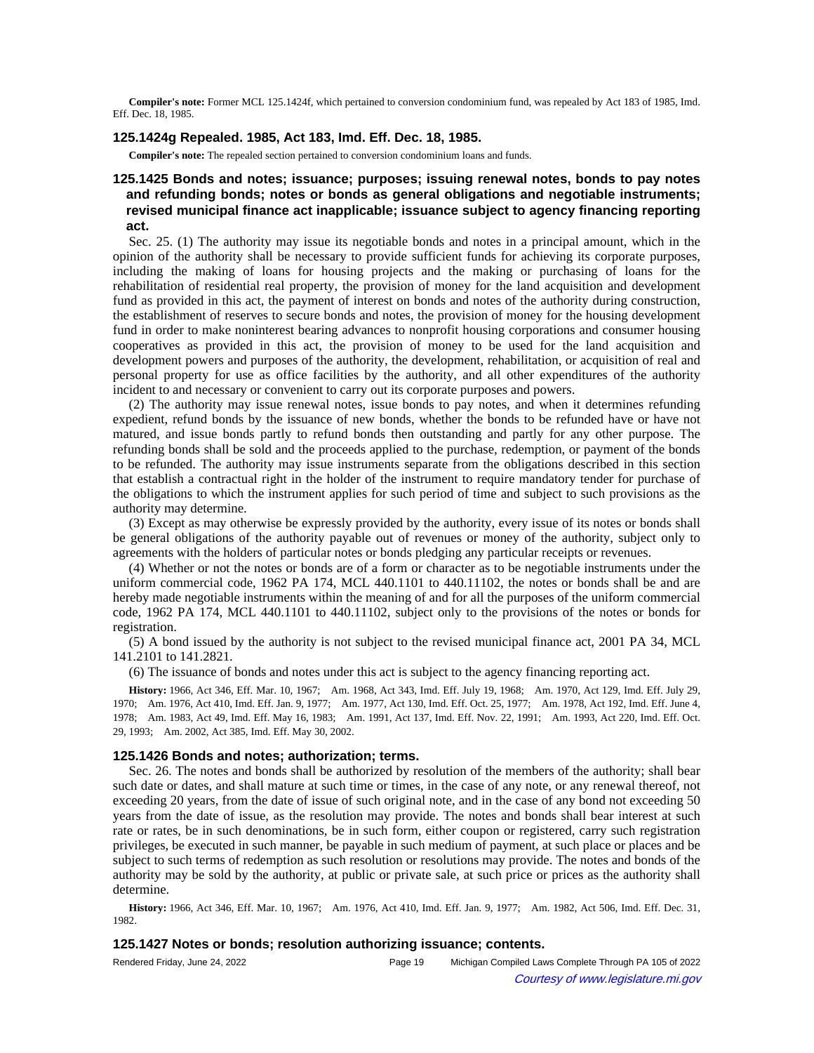**Compiler's note:** Former MCL 125.1424f, which pertained to conversion condominium fund, was repealed by Act 183 of 1985, Imd. Eff. Dec. 18, 1985.

### 125.1424g Repealed. 1985, Act 183, Imd. Eff. Dec. 18, 1985.

**Compiler's note:** The repealed section pertained to conversion condominium loans and funds.

### 125.1425 Bonds and notes; issuance; purposes; issuing renewal notes, bonds to pay notes and refunding bonds; notes or bonds as general obligations and negotiable instruments; revised municipal finance act inapplicable; issuance subject to agency financing reporting act.

Sec. 25. (1) The authority may issue its negotiable bonds and notes in a principal amount, which in the opinion of the authority shall be necessary to provide sufficient funds for achieving its corporate purposes, including the making of loans for housing projects and the making or purchasing of loans for the rehabilitation of residential real property, the provision of money for the land acquisition and development fund as provided in this act, the payment of interest on bonds and notes of the authority during construction, the establishment of reserves to secure bonds and notes, the provision of money for the housing development fund in order to make noninterest bearing advances to nonprofit housing corporations and consumer housing cooperatives as provided in this act, the provision of money to be used for the land acquisition and development powers and purposes of the authority, the development, rehabilitation, or acquisition of real and personal property for use as office facilities by the authority, and all other expenditures of the authority incident to and necessary or convenient to carry out its corporate purposes and powers.

(2) The authority may issue renewal notes, issue bonds to pay notes, and when it determines refunding expedient, refund bonds by the issuance of new bonds, whether the bonds to be refunded have or have not matured, and issue bonds partly to refund bonds then outstanding and partly for any other purpose. The refunding bonds shall be sold and the proceeds applied to the purchase, redemption, or payment of the bonds to be refunded. The authority may issue instruments separate from the obligations described in this section that establish a contractual right in the holder of the instrument to require mandatory tender for purchase of the obligations to which the instrument applies for such period of time and subject to such provisions as the authority may determine.

(3) Except as may otherwise be expressly provided by the authority, every issue of its notes or bonds shall be general obligations of the authority payable out of revenues or money of the authority, subject only to agreements with the holders of particular notes or bonds pledging any particular receipts or revenues.

(4) Whether or not the notes or bonds are of a form or character as to be negotiable instruments under the uniform commercial code, 1962 PA 174, MCL 440.1101 to 440.11102, the notes or bonds shall be and are hereby made negotiable instruments within the meaning of and for all the purposes of the uniform commercial code, 1962 PA 174, MCL 440.1101 to 440.11102, subject only to the provisions of the notes or bonds for registration.

(5) A bond issued by the authority is not subject to the revised municipal finance act, 2001 PA 34, MCL 141.2101 to 141.2821.

(6) The issuance of bonds and notes under this act is subject to the agency financing reporting act.

**History:** 1966, Act 346, Eff. Mar. 10, 1967; Am. 1968, Act 343, Imd. Eff. July 19, 1968; Am. 1970, Act 129, Imd. Eff. July 29, 1970; Am. 1976, Act 410, Imd. Eff. Jan. 9, 1977; Am. 1977, Act 130, Imd. Eff. Oct. 25, 1977; Am. 1978, Act 192, Imd. Eff. June 4, 1978; Am. 1983, Act 49, Imd. Eff. May 16, 1983; Am. 1991, Act 137, Imd. Eff. Nov. 22, 1991; Am. 1993, Act 220, Imd. Eff. Oct. 29, 1993; Am. 2002, Act 385, Imd. Eff. May 30, 2002.

### 125.1426 Bonds and notes; authorization; terms.

Sec. 26. The notes and bonds shall be authorized by resolution of the members of the authority; shall bear such date or dates, and shall mature at such time or times, in the case of any note, or any renewal thereof, not exceeding 20 years, from the date of issue of such original note, and in the case of any bond not exceeding 50 years from the date of issue, as the resolution may provide. The notes and bonds shall bear interest at such rate or rates, be in such denominations, be in such form, either coupon or registered, carry such registration privileges, be executed in such manner, be payable in such medium of payment, at such place or places and be subject to such terms of redemption as such resolution or resolutions may provide. The notes and bonds of the authority may be sold by the authority, at public or private sale, at such price or prices as the authority shall determine.

**History:** 1966, Act 346, Eff. Mar. 10, 1967; Am. 1976, Act 410, Imd. Eff. Jan. 9, 1977; Am. 1982, Act 506, Imd. Eff. Dec. 31, 1982.

### 125.1427 Notes or bonds; resolution authorizing issuance; contents.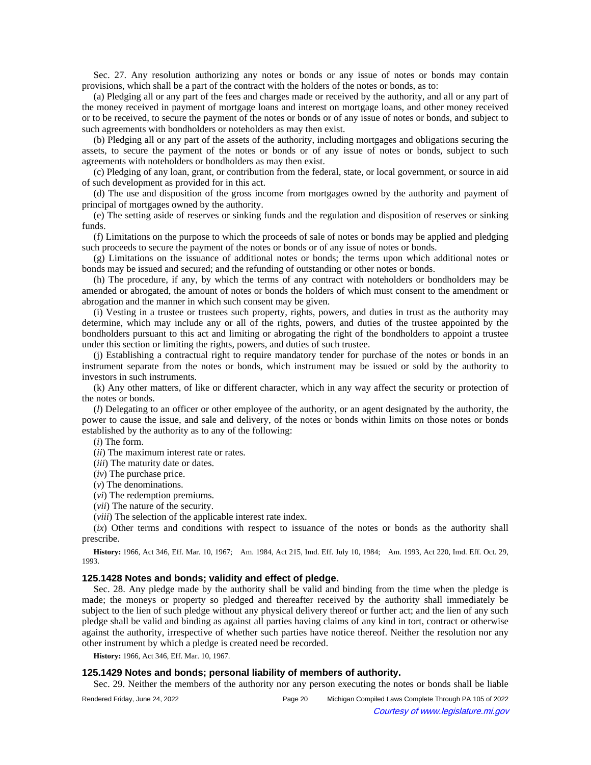Sec. 27. Any resolution authorizing any notes or bonds or any issue of notes or bonds may contain provisions, which shall be a part of the contract with the holders of the notes or bonds, as to:

(a) Pledging all or any part of the fees and charges made or received by the authority, and all or any part of the money received in payment of mortgage loans and interest on mortgage loans, and other money received or to be received, to secure the payment of the notes or bonds or of any issue of notes or bonds, and subject to such agreements with bondholders or noteholders as may then exist.

(b) Pledging all or any part of the assets of the authority, including mortgages and obligations securing the assets, to secure the payment of the notes or bonds or of any issue of notes or bonds, subject to such agreements with noteholders or bondholders as may then exist.

(c) Pledging of any loan, grant, or contribution from the federal, state, or local government, or source in aid of such development as provided for in this act.

(d) The use and disposition of the gross income from mortgages owned by the authority and payment of principal of mortgages owned by the authority.

(e) The setting aside of reserves or sinking funds and the regulation and disposition of reserves or sinking funds.

(f) Limitations on the purpose to which the proceeds of sale of notes or bonds may be applied and pledging such proceeds to secure the payment of the notes or bonds or of any issue of notes or bonds.

(g) Limitations on the issuance of additional notes or bonds; the terms upon which additional notes or bonds may be issued and secured; and the refunding of outstanding or other notes or bonds.

(h) The procedure, if any, by which the terms of any contract with noteholders or bondholders may be amended or abrogated, the amount of notes or bonds the holders of which must consent to the amendment or abrogation and the manner in which such consent may be given.

(i) Vesting in a trustee or trustees such property, rights, powers, and duties in trust as the authority may determine, which may include any or all of the rights, powers, and duties of the trustee appointed by the bondholders pursuant to this act and limiting or abrogating the right of the bondholders to appoint a trustee under this section or limiting the rights, powers, and duties of such trustee.

(j) Establishing a contractual right to require mandatory tender for purchase of the notes or bonds in an instrument separate from the notes or bonds, which instrument may be issued or sold by the authority to investors in such instruments.

(k) Any other matters, of like or different character, which in any way affect the security or protection of the notes or bonds.

(*l*) Delegating to an officer or other employee of the authority, or an agent designated by the authority, the power to cause the issue, and sale and delivery, of the notes or bonds within limits on those notes or bonds established by the authority as to any of the following:

(*i*) The form.

(*ii*) The maximum interest rate or rates.

(*iii*) The maturity date or dates.

(*iv*) The purchase price.

(*v*) The denominations.

(*vi*) The redemption premiums.

(*vii*) The nature of the security.

(*viii*) The selection of the applicable interest rate index.

(*ix*) Other terms and conditions with respect to issuance of the notes or bonds as the authority shall prescribe.

**History:** 1966, Act 346, Eff. Mar. 10, 1967;—Am. 1984, Act 215, Imd. Eff. July 10, 1984;—Am. 1993, Act 220, Imd. Eff. Oct. 29, 1993.

### 125.1428 Notes and bonds; validity and effect of pledge.

Sec. 28. Any pledge made by the authority shall be valid and binding from the time when the pledge is made; the moneys or property so pledged and thereafter received by the authority shall immediately be subject to the lien of such pledge without any physical delivery thereof or further act; and the lien of any such pledge shall be valid and binding as against all parties having claims of any kind in tort, contract or otherwise against the authority, irrespective of whether such parties have notice thereof. Neither the resolution nor any other instrument by which a pledge is created need be recorded.

**History:** 1966, Act 346, Eff. Mar. 10, 1967.

### 125.1429 Notes and bonds; personal liability of members of authority.

Sec. 29. Neither the members of the authority nor any person executing the notes or bonds shall be liable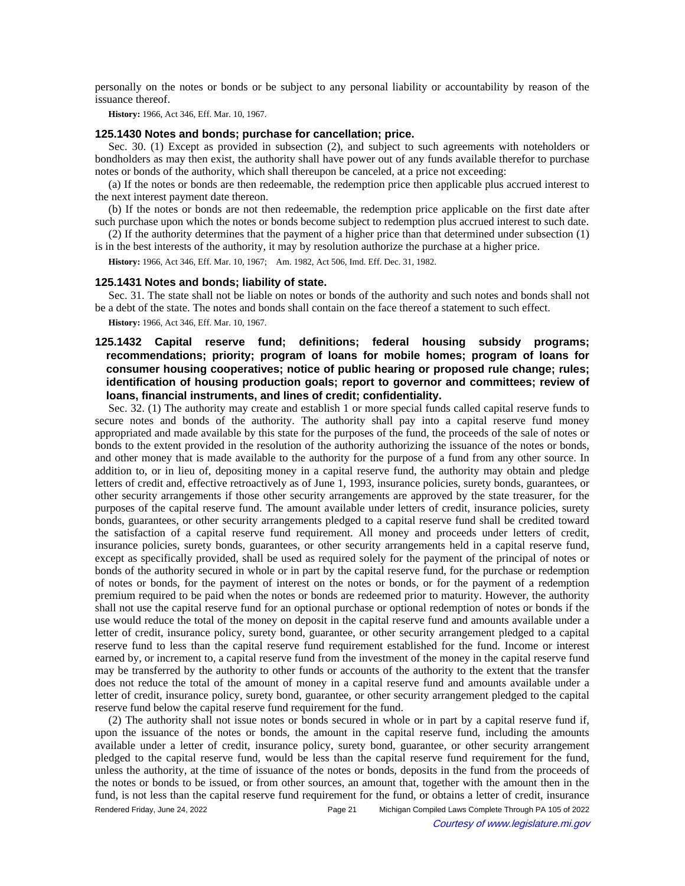personally on the notes or bonds or be subject to any personal liability or accountability by reason of the issuance thereof.

**History:** 1966, Act 346, Eff. Mar. 10, 1967.

### 125.1430 Notes and bonds; purchase for cancellation; price.

Sec. 30. (1) Except as provided in subsection (2), and subject to such agreements with noteholders or bondholders as may then exist, the authority shall have power out of any funds available therefor to purchase notes or bonds of the authority, which shall thereupon be canceled, at a price not exceeding:

(a) If the notes or bonds are then redeemable, the redemption price then applicable plus accrued interest to the next interest payment date thereon.

(b) If the notes or bonds are not then redeemable, the redemption price applicable on the first date after such purchase upon which the notes or bonds become subject to redemption plus accrued interest to such date.

(2) If the authority determines that the payment of a higher price than that determined under subsection (1) is in the best interests of the authority, it may by resolution authorize the purchase at a higher price.

**History:** 1966, Act 346, Eff. Mar. 10, 1967; Am. 1982, Act 506, Imd. Eff. Dec. 31, 1982.

### 125.1431 Notes and bonds; liability of state.

Sec. 31. The state shall not be liable on notes or bonds of the authority and such notes and bonds shall not be a debt of the state. The notes and bonds shall contain on the face thereof a statement to such effect.

**History:** 1966, Act 346, Eff. Mar. 10, 1967.

### 125.1432 Capital reserve fund; definitions; federal housing subsidy programs; recommendations; priority; program of loans for mobile homes; program of loans for consumer housing cooperatives; notice of public hearing or proposed rule change; rules; identification of housing production goals; report to governor and committees; review of loans, financial instruments, and lines of credit; confidentiality.

Sec. 32. (1) The authority may create and establish 1 or more special funds called capital reserve funds to secure notes and bonds of the authority. The authority shall pay into a capital reserve fund money appropriated and made available by this state for the purposes of the fund, the proceeds of the sale of notes or bonds to the extent provided in the resolution of the authority authorizing the issuance of the notes or bonds, and other money that is made available to the authority for the purpose of a fund from any other source. In addition to, or in lieu of, depositing money in a capital reserve fund, the authority may obtain and pledge letters of credit and, effective retroactively as of June 1, 1993, insurance policies, surety bonds, guarantees, or other security arrangements if those other security arrangements are approved by the state treasurer, for the purposes of the capital reserve fund. The amount available under letters of credit, insurance policies, surety bonds, guarantees, or other security arrangements pledged to a capital reserve fund shall be credited toward the satisfaction of a capital reserve fund requirement. All money and proceeds under letters of credit, insurance policies, surety bonds, guarantees, or other security arrangements held in a capital reserve fund, except as specifically provided, shall be used as required solely for the payment of the principal of notes or bonds of the authority secured in whole or in part by the capital reserve fund, for the purchase or redemption of notes or bonds, for the payment of interest on the notes or bonds, or for the payment of a redemption premium required to be paid when the notes or bonds are redeemed prior to maturity. However, the authority shall not use the capital reserve fund for an optional purchase or optional redemption of notes or bonds if the use would reduce the total of the money on deposit in the capital reserve fund and amounts available under a letter of credit, insurance policy, surety bond, guarantee, or other security arrangement pledged to a capital reserve fund to less than the capital reserve fund requirement established for the fund. Income or interest earned by, or increment to, a capital reserve fund from the investment of the money in the capital reserve fund may be transferred by the authority to other funds or accounts of the authority to the extent that the transfer does not reduce the total of the amount of money in a capital reserve fund and amounts available under a letter of credit, insurance policy, surety bond, guarantee, or other security arrangement pledged to the capital reserve fund below the capital reserve fund requirement for the fund.

(2) The authority shall not issue notes or bonds secured in whole or in part by a capital reserve fund if, upon the issuance of the notes or bonds, the amount in the capital reserve fund, including the amounts available under a letter of credit, insurance policy, surety bond, guarantee, or other security arrangement pledged to the capital reserve fund, would be less than the capital reserve fund requirement for the fund, unless the authority, at the time of issuance of the notes or bonds, deposits in the fund from the proceeds of the notes or bonds to be issued, or from other sources, an amount that, together with the amount then in the fund, is not less than the capital reserve fund requirement for the fund, or obtains a letter of credit, insurance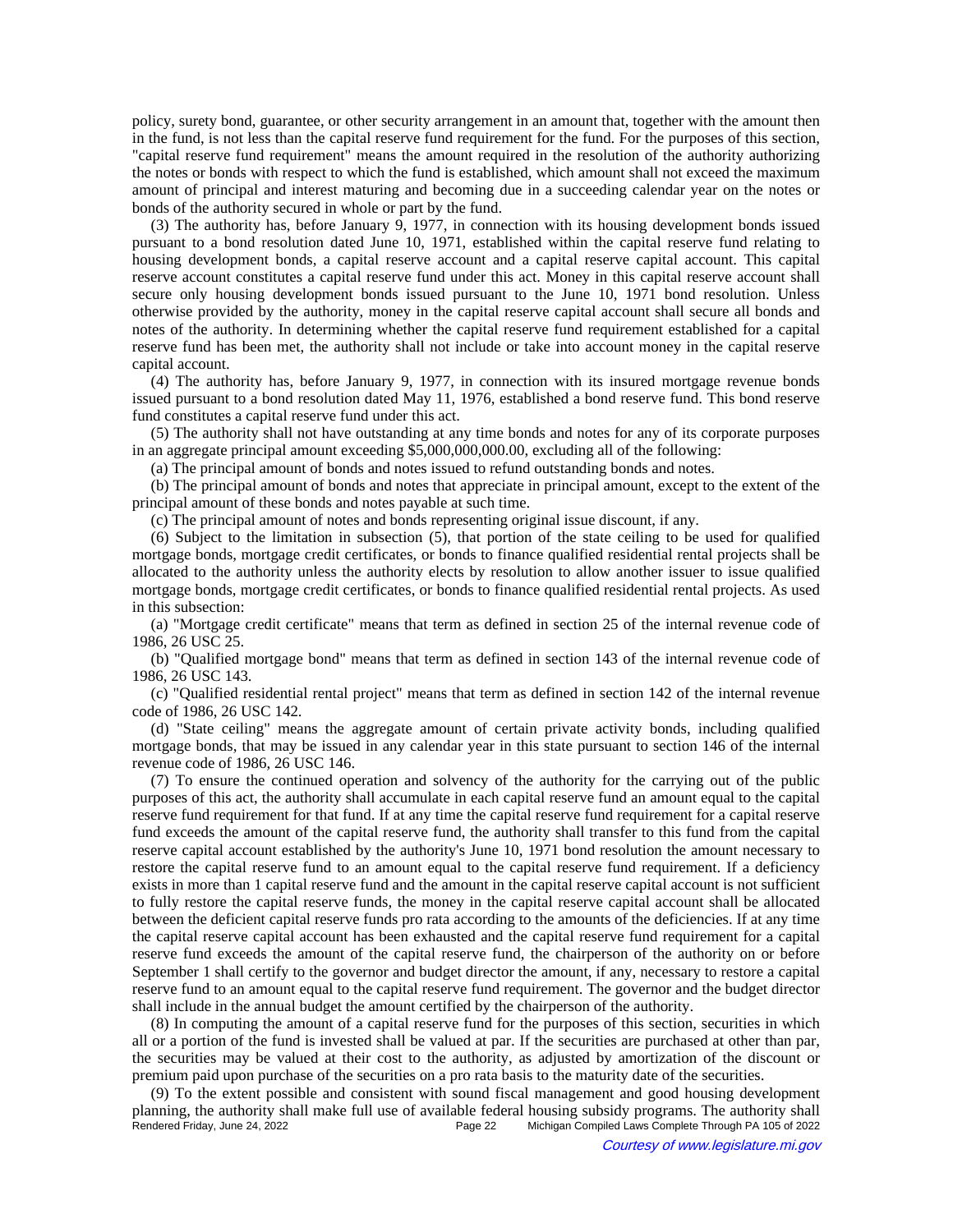policy, surety bond, guarantee, or other security arrangement in an amount that, together with the amount then in the fund, is not less than the capital reserve fund requirement for the fund. For the purposes of this section, "capital reserve fund requirement" means the amount required in the resolution of the authority authorizing the notes or bonds with respect to which the fund is established, which amount shall not exceed the maximum amount of principal and interest maturing and becoming due in a succeeding calendar year on the notes or bonds of the authority secured in whole or part by the fund.

(3) The authority has, before January 9, 1977, in connection with its housing development bonds issued pursuant to a bond resolution dated June 10, 1971, established within the capital reserve fund relating to housing development bonds, a capital reserve account and a capital reserve capital account. This capital reserve account constitutes a capital reserve fund under this act. Money in this capital reserve account shall secure only housing development bonds issued pursuant to the June 10, 1971 bond resolution. Unless otherwise provided by the authority, money in the capital reserve capital account shall secure all bonds and notes of the authority. In determining whether the capital reserve fund requirement established for a capital reserve fund has been met, the authority shall not include or take into account money in the capital reserve capital account.

(4) The authority has, before January 9, 1977, in connection with its insured mortgage revenue bonds issued pursuant to a bond resolution dated May 11, 1976, established a bond reserve fund. This bond reserve fund constitutes a capital reserve fund under this act.

(5) The authority shall not have outstanding at any time bonds and notes for any of its corporate purposes in an aggregate principal amount exceeding $5,000,000,000.00, excluding all of the following:

(a) The principal amount of bonds and notes issued to refund outstanding bonds and notes.

(b) The principal amount of bonds and notes that appreciate in principal amount, except to the extent of the principal amount of these bonds and notes payable at such time.

(c) The principal amount of notes and bonds representing original issue discount, if any.

(6) Subject to the limitation in subsection (5), that portion of the state ceiling to be used for qualified mortgage bonds, mortgage credit certificates, or bonds to finance qualified residential rental projects shall be allocated to the authority unless the authority elects by resolution to allow another issuer to issue qualified mortgage bonds, mortgage credit certificates, or bonds to finance qualified residential rental projects. As used in this subsection:

(a) "Mortgage credit certificate" means that term as defined in section 25 of the internal revenue code of 1986, 26 USC 25.

(b) "Qualified mortgage bond" means that term as defined in section 143 of the internal revenue code of 1986, 26 USC 143.

(c) "Qualified residential rental project" means that term as defined in section 142 of the internal revenue code of 1986, 26 USC 142.

(d) "State ceiling" means the aggregate amount of certain private activity bonds, including qualified mortgage bonds, that may be issued in any calendar year in this state pursuant to section 146 of the internal revenue code of 1986, 26 USC 146.

(7) To ensure the continued operation and solvency of the authority for the carrying out of the public purposes of this act, the authority shall accumulate in each capital reserve fund an amount equal to the capital reserve fund requirement for that fund. If at any time the capital reserve fund requirement for a capital reserve fund exceeds the amount of the capital reserve fund, the authority shall transfer to this fund from the capital reserve capital account established by the authority's June 10, 1971 bond resolution the amount necessary to restore the capital reserve fund to an amount equal to the capital reserve fund requirement. If a deficiency exists in more than 1 capital reserve fund and the amount in the capital reserve capital account is not sufficient to fully restore the capital reserve funds, the money in the capital reserve capital account shall be allocated between the deficient capital reserve funds pro rata according to the amounts of the deficiencies. If at any time the capital reserve capital account has been exhausted and the capital reserve fund requirement for a capital reserve fund exceeds the amount of the capital reserve fund, the chairperson of the authority on or before September 1 shall certify to the governor and budget director the amount, if any, necessary to restore a capital reserve fund to an amount equal to the capital reserve fund requirement. The governor and the budget director shall include in the annual budget the amount certified by the chairperson of the authority.

(8) In computing the amount of a capital reserve fund for the purposes of this section, securities in which all or a portion of the fund is invested shall be valued at par. If the securities are purchased at other than par, the securities may be valued at their cost to the authority, as adjusted by amortization of the discount or premium paid upon purchase of the securities on a pro rata basis to the maturity date of the securities.

(9) To the extent possible and consistent with sound fiscal management and good housing development planning, the authority shall make full use of available federal housing subsidy programs. The authority shall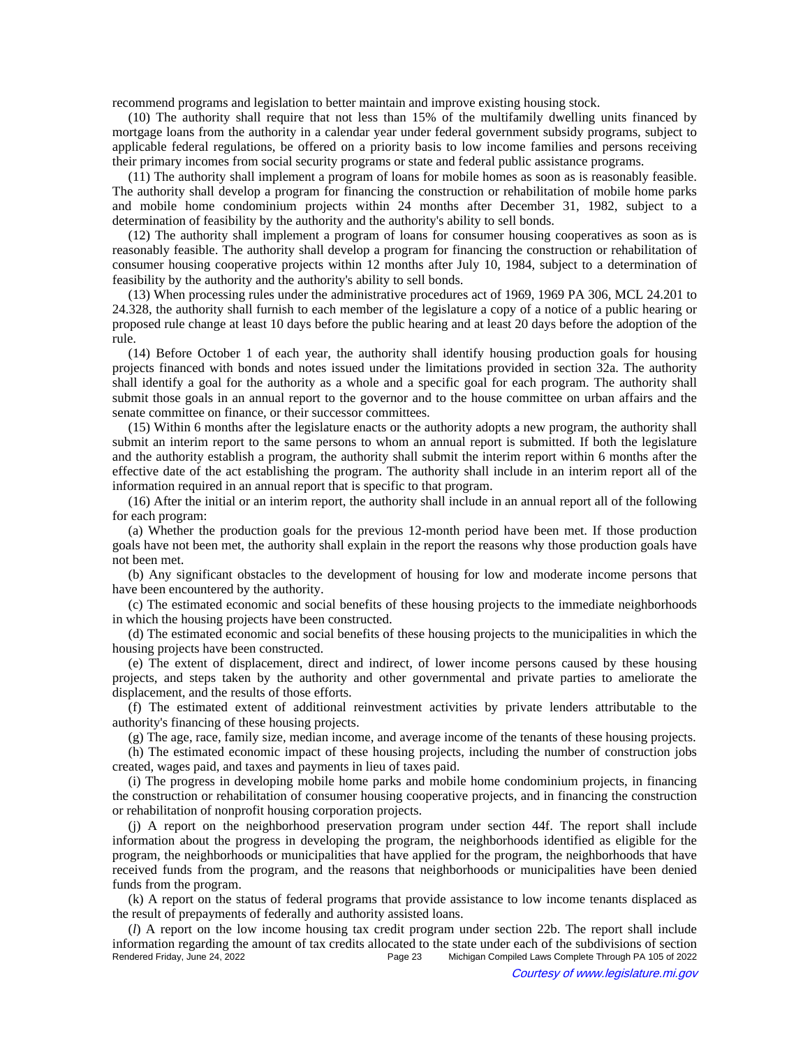recommend programs and legislation to better maintain and improve existing housing stock.

(10) The authority shall require that not less than 15% of the multifamily dwelling units financed by mortgage loans from the authority in a calendar year under federal government subsidy programs, subject to applicable federal regulations, be offered on a priority basis to low income families and persons receiving their primary incomes from social security programs or state and federal public assistance programs.

(11) The authority shall implement a program of loans for mobile homes as soon as is reasonably feasible. The authority shall develop a program for financing the construction or rehabilitation of mobile home parks and mobile home condominium projects within 24 months after December 31, 1982, subject to a determination of feasibility by the authority and the authority's ability to sell bonds.

(12) The authority shall implement a program of loans for consumer housing cooperatives as soon as is reasonably feasible. The authority shall develop a program for financing the construction or rehabilitation of consumer housing cooperative projects within 12 months after July 10, 1984, subject to a determination of feasibility by the authority and the authority's ability to sell bonds.

(13) When processing rules under the administrative procedures act of 1969, 1969 PA 306, MCL 24.201 to 24.328, the authority shall furnish to each member of the legislature a copy of a notice of a public hearing or proposed rule change at least 10 days before the public hearing and at least 20 days before the adoption of the rule.

(14) Before October 1 of each year, the authority shall identify housing production goals for housing projects financed with bonds and notes issued under the limitations provided in section 32a. The authority shall identify a goal for the authority as a whole and a specific goal for each program. The authority shall submit those goals in an annual report to the governor and to the house committee on urban affairs and the senate committee on finance, or their successor committees.

(15) Within 6 months after the legislature enacts or the authority adopts a new program, the authority shall submit an interim report to the same persons to whom an annual report is submitted. If both the legislature and the authority establish a program, the authority shall submit the interim report within 6 months after the effective date of the act establishing the program. The authority shall include in an interim report all of the information required in an annual report that is specific to that program.

(16) After the initial or an interim report, the authority shall include in an annual report all of the following for each program:

(a) Whether the production goals for the previous 12-month period have been met. If those production goals have not been met, the authority shall explain in the report the reasons why those production goals have not been met.

(b) Any significant obstacles to the development of housing for low and moderate income persons that have been encountered by the authority.

(c) The estimated economic and social benefits of these housing projects to the immediate neighborhoods in which the housing projects have been constructed.

(d) The estimated economic and social benefits of these housing projects to the municipalities in which the housing projects have been constructed.

(e) The extent of displacement, direct and indirect, of lower income persons caused by these housing projects, and steps taken by the authority and other governmental and private parties to ameliorate the displacement, and the results of those efforts.

(f) The estimated extent of additional reinvestment activities by private lenders attributable to the authority's financing of these housing projects.

(g) The age, race, family size, median income, and average income of the tenants of these housing projects.

(h) The estimated economic impact of these housing projects, including the number of construction jobs created, wages paid, and taxes and payments in lieu of taxes paid.

(i) The progress in developing mobile home parks and mobile home condominium projects, in financing the construction or rehabilitation of consumer housing cooperative projects, and in financing the construction or rehabilitation of nonprofit housing corporation projects.

(j) A report on the neighborhood preservation program under section 44f. The report shall include information about the progress in developing the program, the neighborhoods identified as eligible for the program, the neighborhoods or municipalities that have applied for the program, the neighborhoods that have received funds from the program, and the reasons that neighborhoods or municipalities have been denied funds from the program.

(k) A report on the status of federal programs that provide assistance to low income tenants displaced as the result of prepayments of federally and authority assisted loans.

(*l*) A report on the low income housing tax credit program under section 22b. The report shall include information regarding the amount of tax credits allocated to the state under each of the subdivisions of section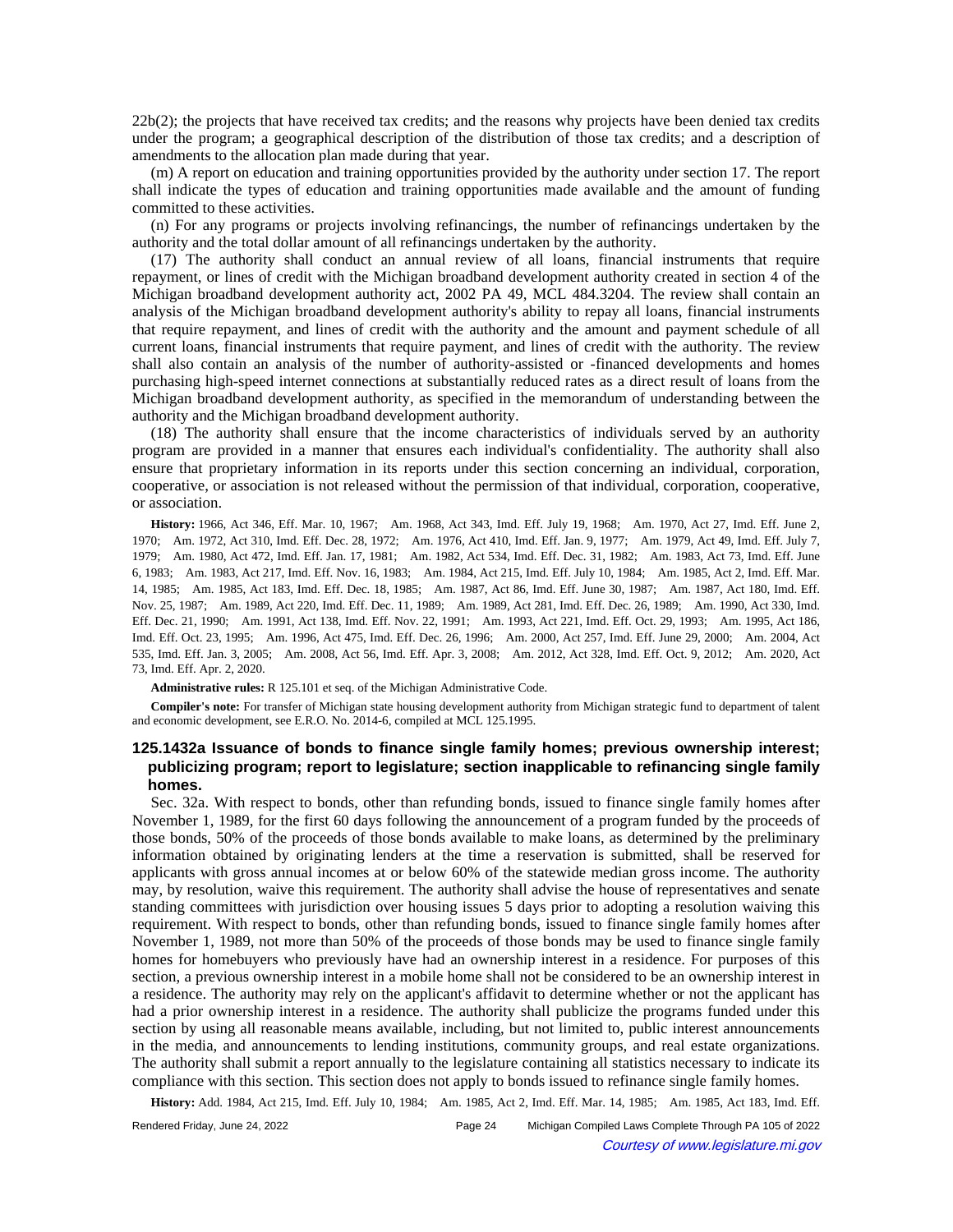22b(2); the projects that have received tax credits; and the reasons why projects have been denied tax credits under the program; a geographical description of the distribution of those tax credits; and a description of amendments to the allocation plan made during that year.

(m) A report on education and training opportunities provided by the authority under section 17. The report shall indicate the types of education and training opportunities made available and the amount of funding committed to these activities.

(n) For any programs or projects involving refinancings, the number of refinancings undertaken by the authority and the total dollar amount of all refinancings undertaken by the authority.

(17) The authority shall conduct an annual review of all loans, financial instruments that require repayment, or lines of credit with the Michigan broadband development authority created in section 4 of the Michigan broadband development authority act, 2002 PA 49, MCL 484.3204. The review shall contain an analysis of the Michigan broadband development authority's ability to repay all loans, financial instruments that require repayment, and lines of credit with the authority and the amount and payment schedule of all current loans, financial instruments that require payment, and lines of credit with the authority. The review shall also contain an analysis of the number of authority-assisted or -financed developments and homes purchasing high-speed internet connections at substantially reduced rates as a direct result of loans from the Michigan broadband development authority, as specified in the memorandum of understanding between the authority and the Michigan broadband development authority.

(18) The authority shall ensure that the income characteristics of individuals served by an authority program are provided in a manner that ensures each individual's confidentiality. The authority shall also ensure that proprietary information in its reports under this section concerning an individual, corporation, cooperative, or association is not released without the permission of that individual, corporation, cooperative, or association.

**History:** 1966, Act 346, Eff. Mar. 10, 1967; Am. 1968, Act 343, Imd. Eff. July 19, 1968; Am. 1970, Act 27, Imd. Eff. June 2, 1970; Am. 1972, Act 310, Imd. Eff. Dec. 28, 1972; Am. 1976, Act 410, Imd. Eff. Jan. 9, 1977; Am. 1979, Act 49, Imd. Eff. July 7, 1979; Am. 1980, Act 472, Imd. Eff. Jan. 17, 1981; Am. 1982, Act 534, Imd. Eff. Dec. 31, 1982; Am. 1983, Act 73, Imd. Eff. June 6, 1983; Am. 1983, Act 217, Imd. Eff. Nov. 16, 1983; Am. 1984, Act 215, Imd. Eff. July 10, 1984; Am. 1985, Act 2, Imd. Eff. Mar. 14, 1985; Am. 1985, Act 183, Imd. Eff. Dec. 18, 1985; Am. 1987, Act 86, Imd. Eff. June 30, 1987; Am. 1987, Act 180, Imd. Eff. Nov. 25, 1987; Am. 1989, Act 220, Imd. Eff. Dec. 11, 1989; Am. 1989, Act 281, Imd. Eff. Dec. 26, 1989; Am. 1990, Act 330, Imd. Eff. Dec. 21, 1990; Am. 1991, Act 138, Imd. Eff. Nov. 22, 1991; Am. 1993, Act 221, Imd. Eff. Oct. 29, 1993; Am. 1995, Act 186, Imd. Eff. Oct. 23, 1995; Am. 1996, Act 475, Imd. Eff. Dec. 26, 1996; Am. 2000, Act 257, Imd. Eff. June 29, 2000; Am. 2004, Act 535, Imd. Eff. Jan. 3, 2005; Am. 2008, Act 56, Imd. Eff. Apr. 3, 2008; Am. 2012, Act 328, Imd. Eff. Oct. 9, 2012; Am. 2020, Act 73, Imd. Eff. Apr. 2, 2020.

**Administrative rules:** R 125.101 et seq. of the Michigan Administrative Code.

**Compiler's note:** For transfer of Michigan state housing development authority from Michigan strategic fund to department of talent and economic development, see E.R.O. No. 2014-6, compiled at MCL 125.1995.

### 125.1432a Issuance of bonds to finance single family homes; previous ownership interest; publicizing program; report to legislature; section inapplicable to refinancing single family homes.

Sec. 32a. With respect to bonds, other than refunding bonds, issued to finance single family homes after November 1, 1989, for the first 60 days following the announcement of a program funded by the proceeds of those bonds, 50% of the proceeds of those bonds available to make loans, as determined by the preliminary information obtained by originating lenders at the time a reservation is submitted, shall be reserved for applicants with gross annual incomes at or below 60% of the statewide median gross income. The authority may, by resolution, waive this requirement. The authority shall advise the house of representatives and senate standing committees with jurisdiction over housing issues 5 days prior to adopting a resolution waiving this requirement. With respect to bonds, other than refunding bonds, issued to finance single family homes after November 1, 1989, not more than 50% of the proceeds of those bonds may be used to finance single family homes for homebuyers who previously have had an ownership interest in a residence. For purposes of this section, a previous ownership interest in a mobile home shall not be considered to be an ownership interest in a residence. The authority may rely on the applicant's affidavit to determine whether or not the applicant has had a prior ownership interest in a residence. The authority shall publicize the programs funded under this section by using all reasonable means available, including, but not limited to, public interest announcements in the media, and announcements to lending institutions, community groups, and real estate organizations. The authority shall submit a report annually to the legislature containing all statistics necessary to indicate its compliance with this section. This section does not apply to bonds issued to refinance single family homes.

**History:** Add. 1984, Act 215, Imd. Eff. July 10, 1984; Am. 1985, Act 2, Imd. Eff. Mar. 14, 1985; Am. 1985, Act 183, Imd. Eff.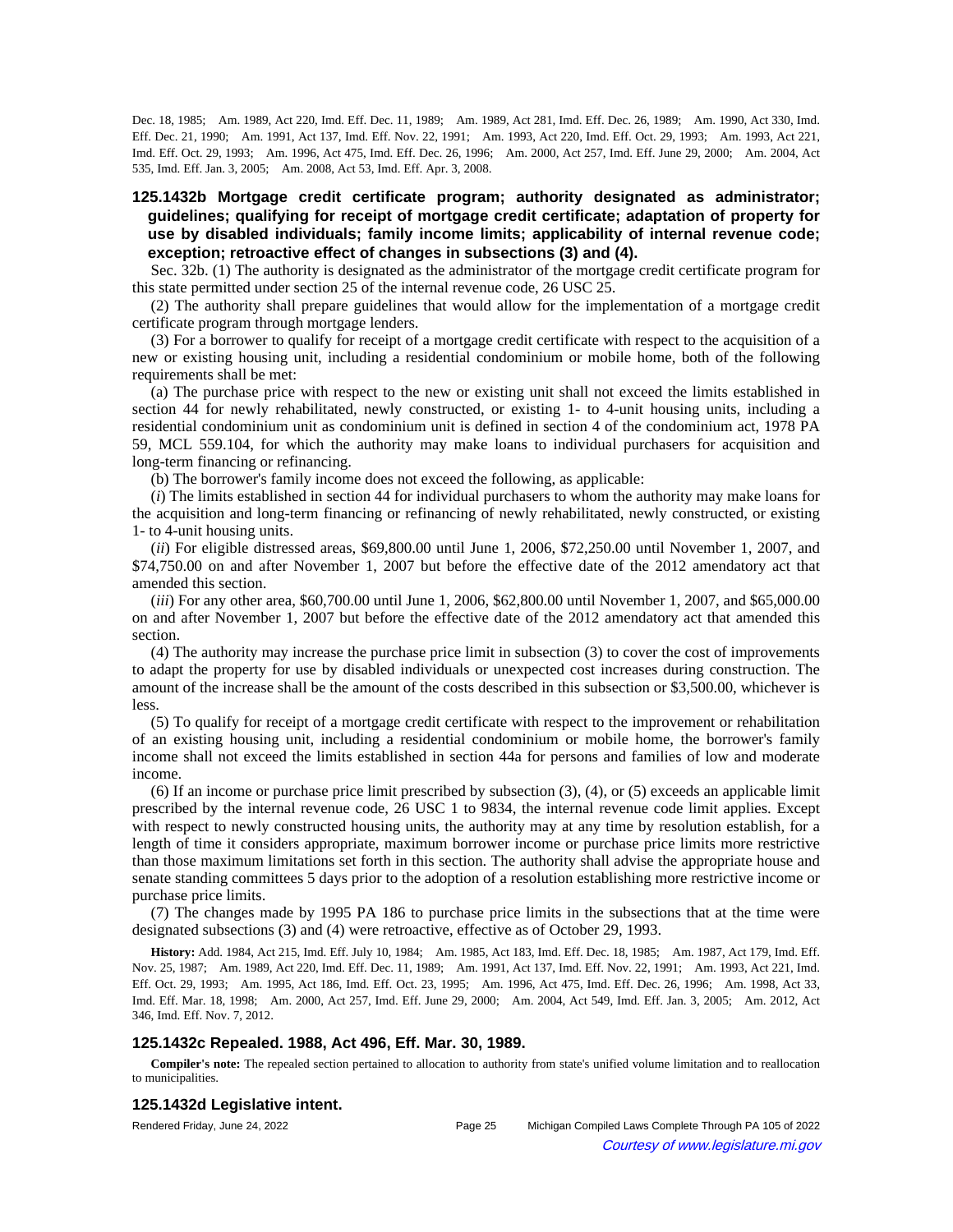Dec. 18, 1985; Am. 1989, Act 220, Imd. Eff. Dec. 11, 1989; Am. 1989, Act 281, Imd. Eff. Dec. 26, 1989; Am. 1990, Act 330, Imd. Eff. Dec. 21, 1990; Am. 1991, Act 137, Imd. Eff. Nov. 22, 1991; Am. 1993, Act 220, Imd. Eff. Oct. 29, 1993; Am. 1993, Act 221, Imd. Eff. Oct. 29, 1993; Am. 1996, Act 475, Imd. Eff. Dec. 26, 1996; Am. 2000, Act 257, Imd. Eff. June 29, 2000; Am. 2004, Act 535, Imd. Eff. Jan. 3, 2005; Am. 2008, Act 53, Imd. Eff. Apr. 3, 2008.

### 125.1432b Mortgage credit certificate program; authority designated as administrator; guidelines; qualifying for receipt of mortgage credit certificate; adaptation of property for use by disabled individuals; family income limits; applicability of internal revenue code; exception; retroactive effect of changes in subsections (3) and (4).

Sec. 32b. (1) The authority is designated as the administrator of the mortgage credit certificate program for this state permitted under section 25 of the internal revenue code, 26 USC 25.

(2) The authority shall prepare guidelines that would allow for the implementation of a mortgage credit certificate program through mortgage lenders.

(3) For a borrower to qualify for receipt of a mortgage credit certificate with respect to the acquisition of a new or existing housing unit, including a residential condominium or mobile home, both of the following requirements shall be met:

(a) The purchase price with respect to the new or existing unit shall not exceed the limits established in section 44 for newly rehabilitated, newly constructed, or existing 1- to 4-unit housing units, including a residential condominium unit as condominium unit is defined in section 4 of the condominium act, 1978 PA 59, MCL 559.104, for which the authority may make loans to individual purchasers for acquisition and long-term financing or refinancing.

(b) The borrower's family income does not exceed the following, as applicable:

(*i*) The limits established in section 44 for individual purchasers to whom the authority may make loans for the acquisition and long-term financing or refinancing of newly rehabilitated, newly constructed, or existing 1- to 4-unit housing units.

(*ii*) For eligible distressed areas, $69,800.00 until June 1, 2006, $72,250.00 until November 1, 2007, and $74,750.00 on and after November 1, 2007 but before the effective date of the 2012 amendatory act that amended this section.

(*iii*) For any other area, $60,700.00 until June 1, 2006, $62,800.00 until November 1, 2007, and $65,000.00 on and after November 1, 2007 but before the effective date of the 2012 amendatory act that amended this section.

(4) The authority may increase the purchase price limit in subsection (3) to cover the cost of improvements to adapt the property for use by disabled individuals or unexpected cost increases during construction. The amount of the increase shall be the amount of the costs described in this subsection or $3,500.00, whichever is less.

(5) To qualify for receipt of a mortgage credit certificate with respect to the improvement or rehabilitation of an existing housing unit, including a residential condominium or mobile home, the borrower's family income shall not exceed the limits established in section 44a for persons and families of low and moderate income.

(6) If an income or purchase price limit prescribed by subsection (3), (4), or (5) exceeds an applicable limit prescribed by the internal revenue code, 26 USC 1 to 9834, the internal revenue code limit applies. Except with respect to newly constructed housing units, the authority may at any time by resolution establish, for a length of time it considers appropriate, maximum borrower income or purchase price limits more restrictive than those maximum limitations set forth in this section. The authority shall advise the appropriate house and senate standing committees 5 days prior to the adoption of a resolution establishing more restrictive income or purchase price limits.

(7) The changes made by 1995 PA 186 to purchase price limits in the subsections that at the time were designated subsections (3) and (4) were retroactive, effective as of October 29, 1993.

**History:** Add. 1984, Act 215, Imd. Eff. July 10, 1984; Am. 1985, Act 183, Imd. Eff. Dec. 18, 1985; Am. 1987, Act 179, Imd. Eff. Nov. 25, 1987; Am. 1989, Act 220, Imd. Eff. Dec. 11, 1989; Am. 1991, Act 137, Imd. Eff. Nov. 22, 1991; Am. 1993, Act 221, Imd. Eff. Oct. 29, 1993; Am. 1995, Act 186, Imd. Eff. Oct. 23, 1995; Am. 1996, Act 475, Imd. Eff. Dec. 26, 1996; Am. 1998, Act 33, Imd. Eff. Mar. 18, 1998; Am. 2000, Act 257, Imd. Eff. June 29, 2000; Am. 2004, Act 549, Imd. Eff. Jan. 3, 2005; Am. 2012, Act 346, Imd. Eff. Nov. 7, 2012.

### 125.1432c Repealed. 1988, Act 496, Eff. Mar. 30, 1989.

**Compiler's note:** The repealed section pertained to allocation to authority from state's unified volume limitation and to reallocation to municipalities.

### 125.1432d Legislative intent.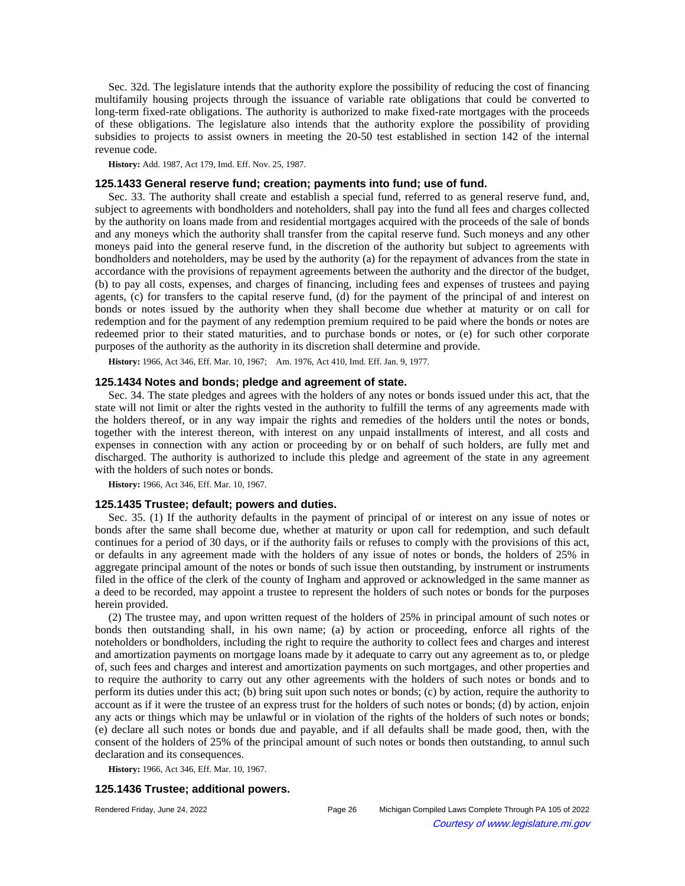Sec. 32d. The legislature intends that the authority explore the possibility of reducing the cost of financing multifamily housing projects through the issuance of variable rate obligations that could be converted to long-term fixed-rate obligations. The authority is authorized to make fixed-rate mortgages with the proceeds of these obligations. The legislature also intends that the authority explore the possibility of providing subsidies to projects to assist owners in meeting the 20-50 test established in section 142 of the internal revenue code.

**History:** Add. 1987, Act 179, Imd. Eff. Nov. 25, 1987.

### 125.1433 General reserve fund; creation; payments into fund; use of fund.

Sec. 33. The authority shall create and establish a special fund, referred to as general reserve fund, and, subject to agreements with bondholders and noteholders, shall pay into the fund all fees and charges collected by the authority on loans made from and residential mortgages acquired with the proceeds of the sale of bonds and any moneys which the authority shall transfer from the capital reserve fund. Such moneys and any other moneys paid into the general reserve fund, in the discretion of the authority but subject to agreements with bondholders and noteholders, may be used by the authority (a) for the repayment of advances from the state in accordance with the provisions of repayment agreements between the authority and the director of the budget, (b) to pay all costs, expenses, and charges of financing, including fees and expenses of trustees and paying agents, (c) for transfers to the capital reserve fund, (d) for the payment of the principal of and interest on bonds or notes issued by the authority when they shall become due whether at maturity or on call for redemption and for the payment of any redemption premium required to be paid where the bonds or notes are redeemed prior to their stated maturities, and to purchase bonds or notes, or (e) for such other corporate purposes of the authority as the authority in its discretion shall determine and provide.

**History:** 1966, Act 346, Eff. Mar. 10, 1967; Am. 1976, Act 410, Imd. Eff. Jan. 9, 1977.

### 125.1434 Notes and bonds; pledge and agreement of state.

Sec. 34. The state pledges and agrees with the holders of any notes or bonds issued under this act, that the state will not limit or alter the rights vested in the authority to fulfill the terms of any agreements made with the holders thereof, or in any way impair the rights and remedies of the holders until the notes or bonds, together with the interest thereon, with interest on any unpaid installments of interest, and all costs and expenses in connection with any action or proceeding by or on behalf of such holders, are fully met and discharged. The authority is authorized to include this pledge and agreement of the state in any agreement with the holders of such notes or bonds.

**History:** 1966, Act 346, Eff. Mar. 10, 1967.

### 125.1435 Trustee; default; powers and duties.

Sec. 35. (1) If the authority defaults in the payment of principal of or interest on any issue of notes or bonds after the same shall become due, whether at maturity or upon call for redemption, and such default continues for a period of 30 days, or if the authority fails or refuses to comply with the provisions of this act, or defaults in any agreement made with the holders of any issue of notes or bonds, the holders of 25% in aggregate principal amount of the notes or bonds of such issue then outstanding, by instrument or instruments filed in the office of the clerk of the county of Ingham and approved or acknowledged in the same manner as a deed to be recorded, may appoint a trustee to represent the holders of such notes or bonds for the purposes herein provided.

(2) The trustee may, and upon written request of the holders of 25% in principal amount of such notes or bonds then outstanding shall, in his own name; (a) by action or proceeding, enforce all rights of the noteholders or bondholders, including the right to require the authority to collect fees and charges and interest and amortization payments on mortgage loans made by it adequate to carry out any agreement as to, or pledge of, such fees and charges and interest and amortization payments on such mortgages, and other properties and to require the authority to carry out any other agreements with the holders of such notes or bonds and to perform its duties under this act; (b) bring suit upon such notes or bonds; (c) by action, require the authority to account as if it were the trustee of an express trust for the holders of such notes or bonds; (d) by action, enjoin any acts or things which may be unlawful or in violation of the rights of the holders of such notes or bonds; (e) declare all such notes or bonds due and payable, and if all defaults shall be made good, then, with the consent of the holders of 25% of the principal amount of such notes or bonds then outstanding, to annul such declaration and its consequences.

**History:** 1966, Act 346, Eff. Mar. 10, 1967.

### 125.1436 Trustee; additional powers.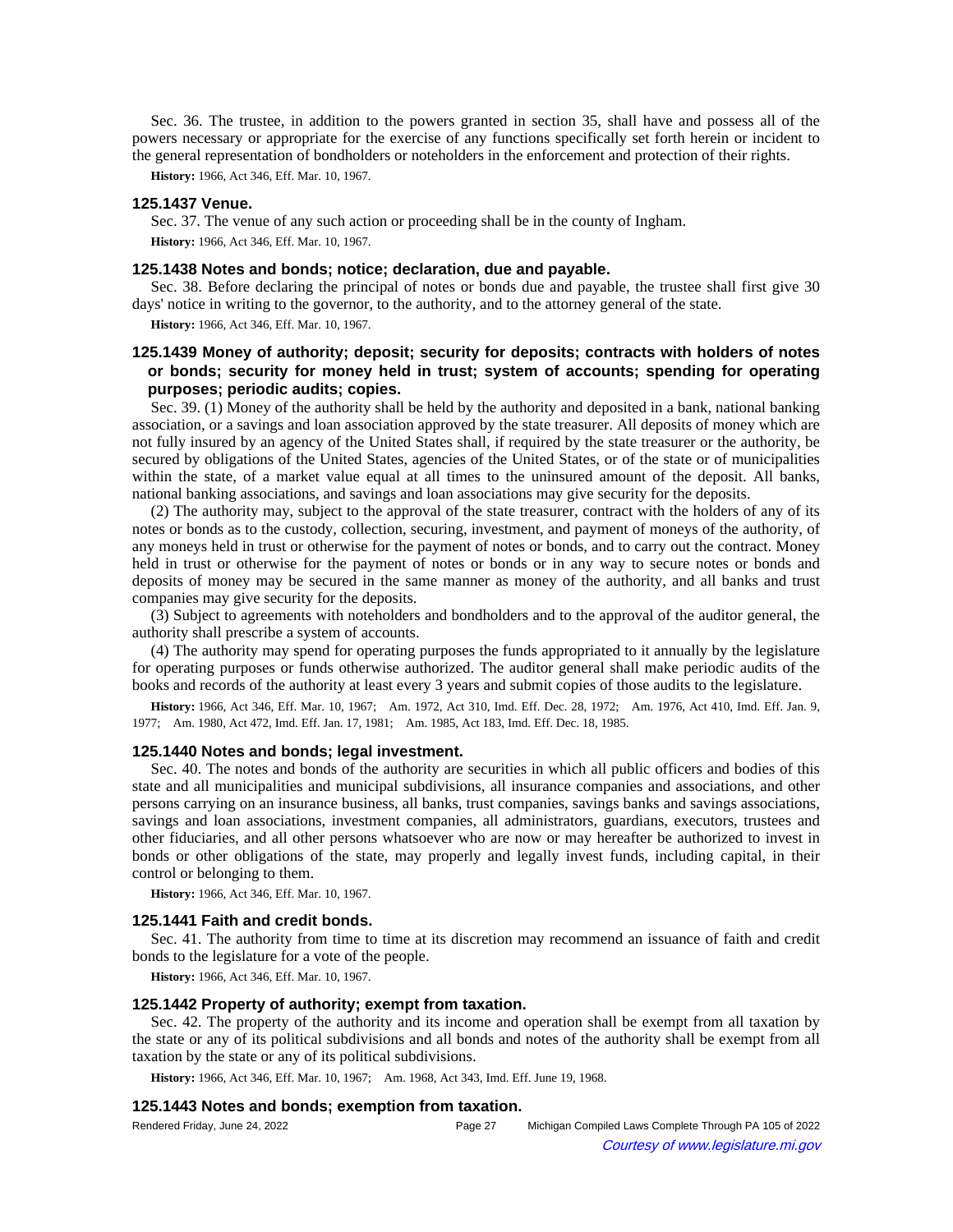Sec. 36. The trustee, in addition to the powers granted in section 35, shall have and possess all of the powers necessary or appropriate for the exercise of any functions specifically set forth herein or incident to the general representation of bondholders or noteholders in the enforcement and protection of their rights.

**History:** 1966, Act 346, Eff. Mar. 10, 1967.

### 125.1437 Venue.

Sec. 37. The venue of any such action or proceeding shall be in the county of Ingham.

**History:** 1966, Act 346, Eff. Mar. 10, 1967.

### 125.1438 Notes and bonds; notice; declaration, due and payable.

Sec. 38. Before declaring the principal of notes or bonds due and payable, the trustee shall first give 30 days' notice in writing to the governor, to the authority, and to the attorney general of the state.

**History:** 1966, Act 346, Eff. Mar. 10, 1967.

### 125.1439 Money of authority; deposit; security for deposits; contracts with holders of notes or bonds; security for money held in trust; system of accounts; spending for operating purposes; periodic audits; copies.

Sec. 39. (1) Money of the authority shall be held by the authority and deposited in a bank, national banking association, or a savings and loan association approved by the state treasurer. All deposits of money which are not fully insured by an agency of the United States shall, if required by the state treasurer or the authority, be secured by obligations of the United States, agencies of the United States, or of the state or of municipalities within the state, of a market value equal at all times to the uninsured amount of the deposit. All banks, national banking associations, and savings and loan associations may give security for the deposits.

(2) The authority may, subject to the approval of the state treasurer, contract with the holders of any of its notes or bonds as to the custody, collection, securing, investment, and payment of moneys of the authority, of any moneys held in trust or otherwise for the payment of notes or bonds, and to carry out the contract. Money held in trust or otherwise for the payment of notes or bonds or in any way to secure notes or bonds and deposits of money may be secured in the same manner as money of the authority, and all banks and trust companies may give security for the deposits.

(3) Subject to agreements with noteholders and bondholders and to the approval of the auditor general, the authority shall prescribe a system of accounts.

(4) The authority may spend for operating purposes the funds appropriated to it annually by the legislature for operating purposes or funds otherwise authorized. The auditor general shall make periodic audits of the books and records of the authority at least every 3 years and submit copies of those audits to the legislature.

**History:** 1966, Act 346, Eff. Mar. 10, 1967; Am. 1972, Act 310, Imd. Eff. Dec. 28, 1972; Am. 1976, Act 410, Imd. Eff. Jan. 9, 1977; Am. 1980, Act 472, Imd. Eff. Jan. 17, 1981; Am. 1985, Act 183, Imd. Eff. Dec. 18, 1985.

### 125.1440 Notes and bonds; legal investment.

Sec. 40. The notes and bonds of the authority are securities in which all public officers and bodies of this state and all municipalities and municipal subdivisions, all insurance companies and associations, and other persons carrying on an insurance business, all banks, trust companies, savings banks and savings associations, savings and loan associations, investment companies, all administrators, guardians, executors, trustees and other fiduciaries, and all other persons whatsoever who are now or may hereafter be authorized to invest in bonds or other obligations of the state, may properly and legally invest funds, including capital, in their control or belonging to them.

**History:** 1966, Act 346, Eff. Mar. 10, 1967.

### 125.1441 Faith and credit bonds.

Sec. 41. The authority from time to time at its discretion may recommend an issuance of faith and credit bonds to the legislature for a vote of the people.

**History:** 1966, Act 346, Eff. Mar. 10, 1967.

### 125.1442 Property of authority; exempt from taxation.

Sec. 42. The property of the authority and its income and operation shall be exempt from all taxation by the state or any of its political subdivisions and all bonds and notes of the authority shall be exempt from all taxation by the state or any of its political subdivisions.

**History:** 1966, Act 346, Eff. Mar. 10, 1967; Am. 1968, Act 343, Imd. Eff. June 19, 1968.

### 125.1443 Notes and bonds; exemption from taxation.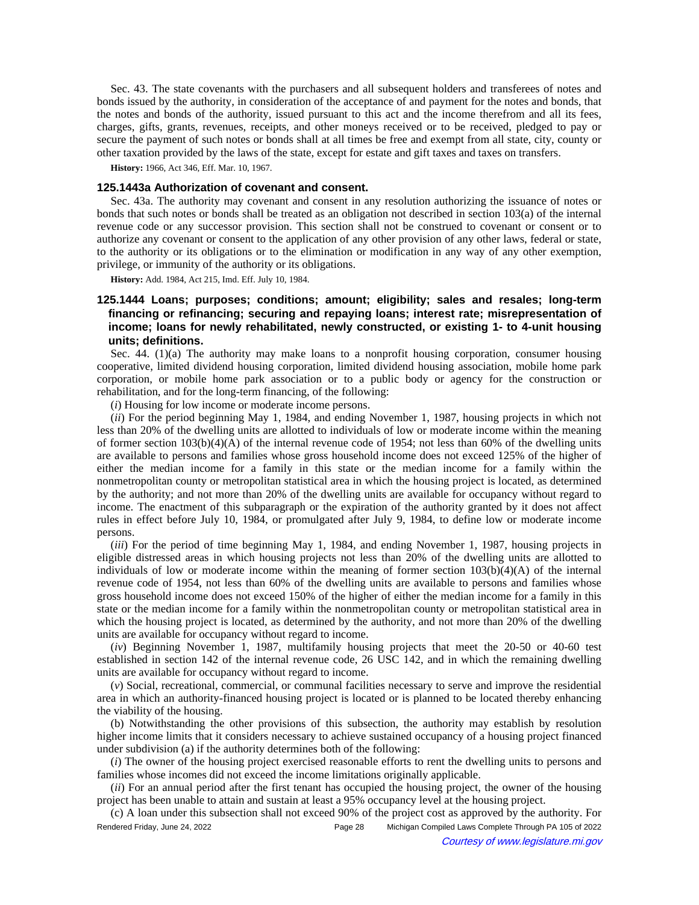Sec. 43. The state covenants with the purchasers and all subsequent holders and transferees of notes and bonds issued by the authority, in consideration of the acceptance of and payment for the notes and bonds, that the notes and bonds of the authority, issued pursuant to this act and the income therefrom and all its fees, charges, gifts, grants, revenues, receipts, and other moneys received or to be received, pledged to pay or secure the payment of such notes or bonds shall at all times be free and exempt from all state, city, county or other taxation provided by the laws of the state, except for estate and gift taxes and taxes on transfers.

**History:** 1966, Act 346, Eff. Mar. 10, 1967.

### 125.1443a Authorization of covenant and consent.

Sec. 43a. The authority may covenant and consent in any resolution authorizing the issuance of notes or bonds that such notes or bonds shall be treated as an obligation not described in section 103(a) of the internal revenue code or any successor provision. This section shall not be construed to covenant or consent or to authorize any covenant or consent to the application of any other provision of any other laws, federal or state, to the authority or its obligations or to the elimination or modification in any way of any other exemption, privilege, or immunity of the authority or its obligations.

**History:** Add. 1984, Act 215, Imd. Eff. July 10, 1984.

### 125.1444 Loans; purposes; conditions; amount; eligibility; sales and resales; long-term financing or refinancing; securing and repaying loans; interest rate; misrepresentation of income; loans for newly rehabilitated, newly constructed, or existing 1- to 4-unit housing units; definitions.

Sec. 44. (1)(a) The authority may make loans to a nonprofit housing corporation, consumer housing cooperative, limited dividend housing corporation, limited dividend housing association, mobile home park corporation, or mobile home park association or to a public body or agency for the construction or rehabilitation, and for the long-term financing, of the following:

(*i*) Housing for low income or moderate income persons.

(*ii*) For the period beginning May 1, 1984, and ending November 1, 1987, housing projects in which not less than 20% of the dwelling units are allotted to individuals of low or moderate income within the meaning of former section 103(b)(4)(A) of the internal revenue code of 1954; not less than 60% of the dwelling units are available to persons and families whose gross household income does not exceed 125% of the higher of either the median income for a family in this state or the median income for a family within the nonmetropolitan county or metropolitan statistical area in which the housing project is located, as determined by the authority; and not more than 20% of the dwelling units are available for occupancy without regard to income. The enactment of this subparagraph or the expiration of the authority granted by it does not affect rules in effect before July 10, 1984, or promulgated after July 9, 1984, to define low or moderate income persons.

(*iii*) For the period of time beginning May 1, 1984, and ending November 1, 1987, housing projects in eligible distressed areas in which housing projects not less than 20% of the dwelling units are allotted to individuals of low or moderate income within the meaning of former section 103(b)(4)(A) of the internal revenue code of 1954, not less than 60% of the dwelling units are available to persons and families whose gross household income does not exceed 150% of the higher of either the median income for a family in this state or the median income for a family within the nonmetropolitan county or metropolitan statistical area in which the housing project is located, as determined by the authority, and not more than 20% of the dwelling units are available for occupancy without regard to income.

(*iv*) Beginning November 1, 1987, multifamily housing projects that meet the 20-50 or 40-60 test established in section 142 of the internal revenue code, 26 USC 142, and in which the remaining dwelling units are available for occupancy without regard to income.

(*v*) Social, recreational, commercial, or communal facilities necessary to serve and improve the residential area in which an authority-financed housing project is located or is planned to be located thereby enhancing the viability of the housing.

(b) Notwithstanding the other provisions of this subsection, the authority may establish by resolution higher income limits that it considers necessary to achieve sustained occupancy of a housing project financed under subdivision (a) if the authority determines both of the following:

(*i*) The owner of the housing project exercised reasonable efforts to rent the dwelling units to persons and families whose incomes did not exceed the income limitations originally applicable.

(*ii*) For an annual period after the first tenant has occupied the housing project, the owner of the housing project has been unable to attain and sustain at least a 95% occupancy level at the housing project.

(c) A loan under this subsection shall not exceed 90% of the project cost as approved by the authority. For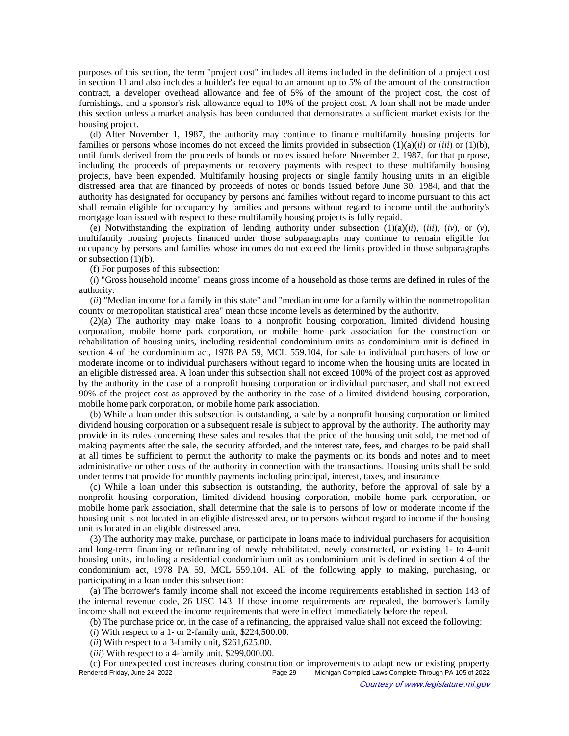purposes of this section, the term "project cost" includes all items included in the definition of a project cost in section 11 and also includes a builder's fee equal to an amount up to 5% of the amount of the construction contract, a developer overhead allowance and fee of 5% of the amount of the project cost, the cost of furnishings, and a sponsor's risk allowance equal to 10% of the project cost. A loan shall not be made under this section unless a market analysis has been conducted that demonstrates a sufficient market exists for the housing project.

(d) After November 1, 1987, the authority may continue to finance multifamily housing projects for families or persons whose incomes do not exceed the limits provided in subsection (1)(a)(*ii*) or (*iii*) or (1)(b), until funds derived from the proceeds of bonds or notes issued before November 2, 1987, for that purpose, including the proceeds of prepayments or recovery payments with respect to these multifamily housing projects, have been expended. Multifamily housing projects or single family housing units in an eligible distressed area that are financed by proceeds of notes or bonds issued before June 30, 1984, and that the authority has designated for occupancy by persons and families without regard to income pursuant to this act shall remain eligible for occupancy by families and persons without regard to income until the authority's mortgage loan issued with respect to these multifamily housing projects is fully repaid.

(e) Notwithstanding the expiration of lending authority under subsection (1)(a)(*ii*), (*iii*), (*iv*), or (*v*), multifamily housing projects financed under those subparagraphs may continue to remain eligible for occupancy by persons and families whose incomes do not exceed the limits provided in those subparagraphs or subsection (1)(b).

(f) For purposes of this subsection:

(*i*) "Gross household income" means gross income of a household as those terms are defined in rules of the authority.

(*ii*) "Median income for a family in this state" and "median income for a family within the nonmetropolitan county or metropolitan statistical area" mean those income levels as determined by the authority.

(2)(a) The authority may make loans to a nonprofit housing corporation, limited dividend housing corporation, mobile home park corporation, or mobile home park association for the construction or rehabilitation of housing units, including residential condominium units as condominium unit is defined in section 4 of the condominium act, 1978 PA 59, MCL 559.104, for sale to individual purchasers of low or moderate income or to individual purchasers without regard to income when the housing units are located in an eligible distressed area. A loan under this subsection shall not exceed 100% of the project cost as approved by the authority in the case of a nonprofit housing corporation or individual purchaser, and shall not exceed 90% of the project cost as approved by the authority in the case of a limited dividend housing corporation, mobile home park corporation, or mobile home park association.

(b) While a loan under this subsection is outstanding, a sale by a nonprofit housing corporation or limited dividend housing corporation or a subsequent resale is subject to approval by the authority. The authority may provide in its rules concerning these sales and resales that the price of the housing unit sold, the method of making payments after the sale, the security afforded, and the interest rate, fees, and charges to be paid shall at all times be sufficient to permit the authority to make the payments on its bonds and notes and to meet administrative or other costs of the authority in connection with the transactions. Housing units shall be sold under terms that provide for monthly payments including principal, interest, taxes, and insurance.

(c) While a loan under this subsection is outstanding, the authority, before the approval of sale by a nonprofit housing corporation, limited dividend housing corporation, mobile home park corporation, or mobile home park association, shall determine that the sale is to persons of low or moderate income if the housing unit is not located in an eligible distressed area, or to persons without regard to income if the housing unit is located in an eligible distressed area.

(3) The authority may make, purchase, or participate in loans made to individual purchasers for acquisition and long-term financing or refinancing of newly rehabilitated, newly constructed, or existing 1- to 4-unit housing units, including a residential condominium unit as condominium unit is defined in section 4 of the condominium act, 1978 PA 59, MCL 559.104. All of the following apply to making, purchasing, or participating in a loan under this subsection:

(a) The borrower's family income shall not exceed the income requirements established in section 143 of the internal revenue code, 26 USC 143. If those income requirements are repealed, the borrower's family income shall not exceed the income requirements that were in effect immediately before the repeal.

(b) The purchase price or, in the case of a refinancing, the appraised value shall not exceed the following:

(*i*) With respect to a 1- or 2-family unit, $224,500.00.

(*ii*) With respect to a 3-family unit, $261,625.00.

(*iii*) With respect to a 4-family unit, $299,000.00.

(c) For unexpected cost increases during construction or improvements to adapt new or existing property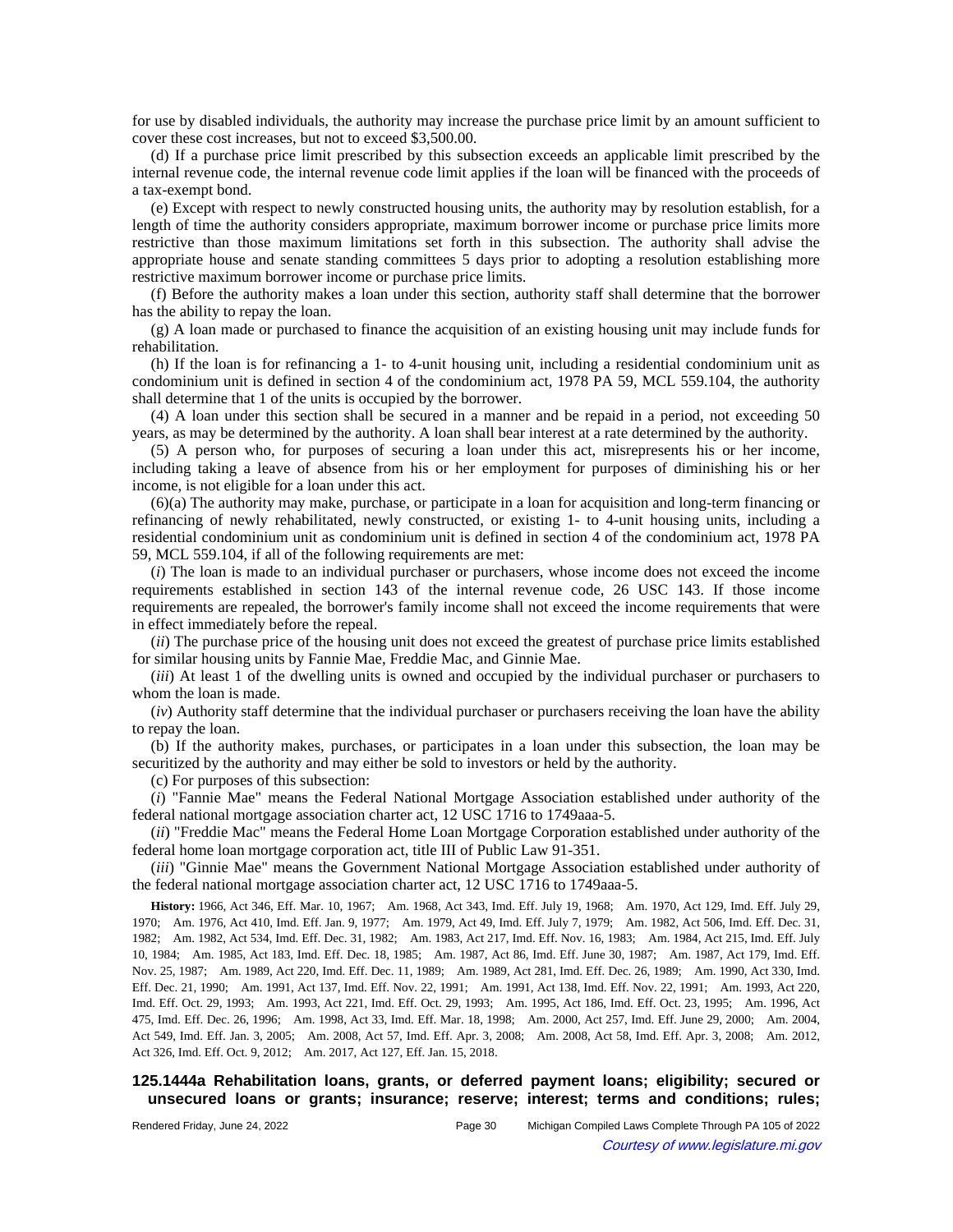for use by disabled individuals, the authority may increase the purchase price limit by an amount sufficient to cover these cost increases, but not to exceed $3,500.00.

(d) If a purchase price limit prescribed by this subsection exceeds an applicable limit prescribed by the internal revenue code, the internal revenue code limit applies if the loan will be financed with the proceeds of a tax-exempt bond.

(e) Except with respect to newly constructed housing units, the authority may by resolution establish, for a length of time the authority considers appropriate, maximum borrower income or purchase price limits more restrictive than those maximum limitations set forth in this subsection. The authority shall advise the appropriate house and senate standing committees 5 days prior to adopting a resolution establishing more restrictive maximum borrower income or purchase price limits.

(f) Before the authority makes a loan under this section, authority staff shall determine that the borrower has the ability to repay the loan.

(g) A loan made or purchased to finance the acquisition of an existing housing unit may include funds for rehabilitation.

(h) If the loan is for refinancing a 1- to 4-unit housing unit, including a residential condominium unit as condominium unit is defined in section 4 of the condominium act, 1978 PA 59, MCL 559.104, the authority shall determine that 1 of the units is occupied by the borrower.

(4) A loan under this section shall be secured in a manner and be repaid in a period, not exceeding 50 years, as may be determined by the authority. A loan shall bear interest at a rate determined by the authority.

(5) A person who, for purposes of securing a loan under this act, misrepresents his or her income, including taking a leave of absence from his or her employment for purposes of diminishing his or her income, is not eligible for a loan under this act.

(6)(a) The authority may make, purchase, or participate in a loan for acquisition and long-term financing or refinancing of newly rehabilitated, newly constructed, or existing 1- to 4-unit housing units, including a residential condominium unit as condominium unit is defined in section 4 of the condominium act, 1978 PA 59, MCL 559.104, if all of the following requirements are met:

(*i*) The loan is made to an individual purchaser or purchasers, whose income does not exceed the income requirements established in section 143 of the internal revenue code, 26 USC 143. If those income requirements are repealed, the borrower's family income shall not exceed the income requirements that were in effect immediately before the repeal.

(*ii*) The purchase price of the housing unit does not exceed the greatest of purchase price limits established for similar housing units by Fannie Mae, Freddie Mac, and Ginnie Mae.

(*iii*) At least 1 of the dwelling units is owned and occupied by the individual purchaser or purchasers to whom the loan is made.

(*iv*) Authority staff determine that the individual purchaser or purchasers receiving the loan have the ability to repay the loan.

(b) If the authority makes, purchases, or participates in a loan under this subsection, the loan may be securitized by the authority and may either be sold to investors or held by the authority.

(c) For purposes of this subsection:

(*i*) "Fannie Mae" means the Federal National Mortgage Association established under authority of the federal national mortgage association charter act, 12 USC 1716 to 1749aaa-5.

(*ii*) "Freddie Mac" means the Federal Home Loan Mortgage Corporation established under authority of the federal home loan mortgage corporation act, title III of Public Law 91-351.

(*iii*) "Ginnie Mae" means the Government National Mortgage Association established under authority of the federal national mortgage association charter act, 12 USC 1716 to 1749aaa-5.

**History:** 1966, Act 346, Eff. Mar. 10, 1967;—Am. 1968, Act 343, Imd. Eff. July 19, 1968;—Am. 1970, Act 129, Imd. Eff. July 29, 1970;—Am. 1976, Act 410, Imd. Eff. Jan. 9, 1977;—Am. 1979, Act 49, Imd. Eff. July 7, 1979;—Am. 1982, Act 506, Imd. Eff. Dec. 31, 1982;—Am. 1982, Act 534, Imd. Eff. Dec. 31, 1982;—Am. 1983, Act 217, Imd. Eff. Nov. 16, 1983;—Am. 1984, Act 215, Imd. Eff. July 10, 1984;—Am. 1985, Act 183, Imd. Eff. Dec. 18, 1985;—Am. 1987, Act 86, Imd. Eff. June 30, 1987;—Am. 1987, Act 179, Imd. Eff. Nov. 25, 1987;—Am. 1989, Act 220, Imd. Eff. Dec. 11, 1989;—Am. 1989, Act 281, Imd. Eff. Dec. 26, 1989;—Am. 1990, Act 330, Imd. Eff. Dec. 21, 1990;—Am. 1991, Act 137, Imd. Eff. Nov. 22, 1991;—Am. 1991, Act 138, Imd. Eff. Nov. 22, 1991;—Am. 1993, Act 220, Imd. Eff. Oct. 29, 1993;—Am. 1993, Act 221, Imd. Eff. Oct. 29, 1993;—Am. 1995, Act 186, Imd. Eff. Oct. 23, 1995;—Am. 1996, Act 475, Imd. Eff. Dec. 26, 1996;—Am. 1998, Act 33, Imd. Eff. Mar. 18, 1998;—Am. 2000, Act 257, Imd. Eff. June 29, 2000;—Am. 2004, Act 549, Imd. Eff. Jan. 3, 2005;—Am. 2008, Act 57, Imd. Eff. Apr. 3, 2008;—Am. 2008, Act 58, Imd. Eff. Apr. 3, 2008;—Am. 2012, Act 326, Imd. Eff. Oct. 9, 2012;—Am. 2017, Act 127, Eff. Jan. 15, 2018.

**125.1444a Rehabilitation loans, grants, or deferred payment loans; eligibility; secured or unsecured loans or grants; insurance; reserve; interest; terms and conditions; rules;**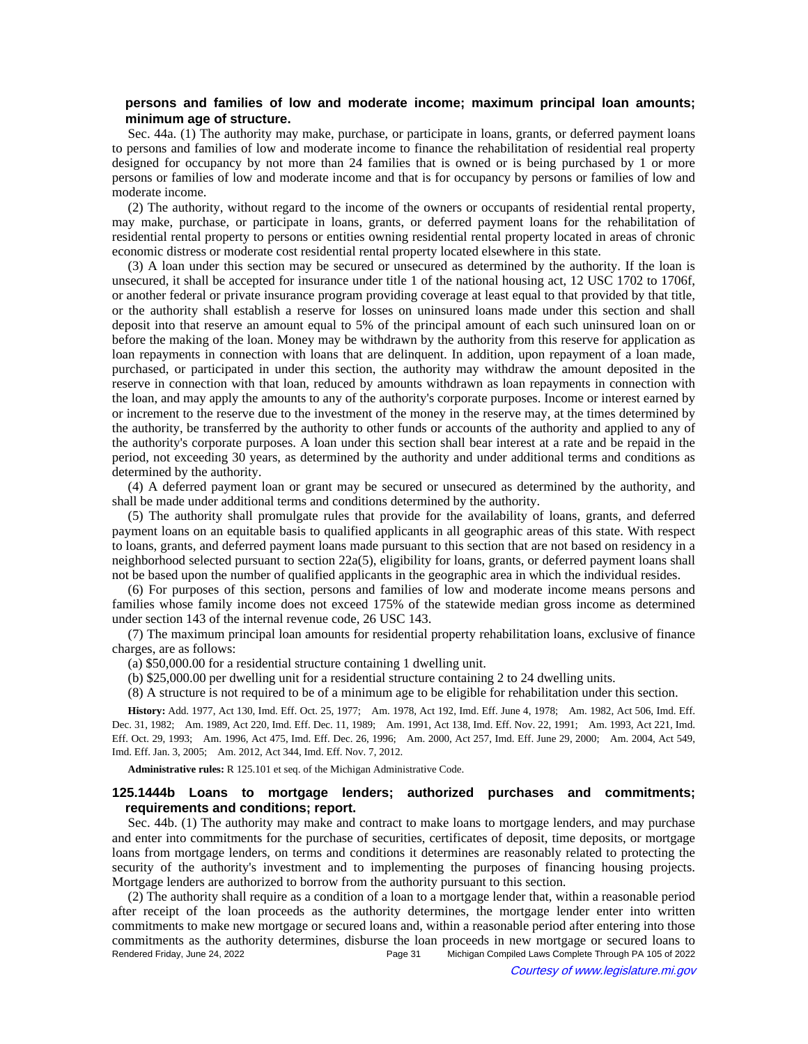**persons and families of low and moderate income; maximum principal loan amounts; minimum age of structure.**

Sec. 44a. (1) The authority may make, purchase, or participate in loans, grants, or deferred payment loans to persons and families of low and moderate income to finance the rehabilitation of residential real property designed for occupancy by not more than 24 families that is owned or is being purchased by 1 or more persons or families of low and moderate income and that is for occupancy by persons or families of low and moderate income.

(2) The authority, without regard to the income of the owners or occupants of residential rental property, may make, purchase, or participate in loans, grants, or deferred payment loans for the rehabilitation of residential rental property to persons or entities owning residential rental property located in areas of chronic economic distress or moderate cost residential rental property located elsewhere in this state.

(3) A loan under this section may be secured or unsecured as determined by the authority. If the loan is unsecured, it shall be accepted for insurance under title 1 of the national housing act, 12 USC 1702 to 1706f, or another federal or private insurance program providing coverage at least equal to that provided by that title, or the authority shall establish a reserve for losses on uninsured loans made under this section and shall deposit into that reserve an amount equal to 5% of the principal amount of each such uninsured loan on or before the making of the loan. Money may be withdrawn by the authority from this reserve for application as loan repayments in connection with loans that are delinquent. In addition, upon repayment of a loan made, purchased, or participated in under this section, the authority may withdraw the amount deposited in the reserve in connection with that loan, reduced by amounts withdrawn as loan repayments in connection with the loan, and may apply the amounts to any of the authority's corporate purposes. Income or interest earned by or increment to the reserve due to the investment of the money in the reserve may, at the times determined by the authority, be transferred by the authority to other funds or accounts of the authority and applied to any of the authority's corporate purposes. A loan under this section shall bear interest at a rate and be repaid in the period, not exceeding 30 years, as determined by the authority and under additional terms and conditions as determined by the authority.

(4) A deferred payment loan or grant may be secured or unsecured as determined by the authority, and shall be made under additional terms and conditions determined by the authority.

(5) The authority shall promulgate rules that provide for the availability of loans, grants, and deferred payment loans on an equitable basis to qualified applicants in all geographic areas of this state. With respect to loans, grants, and deferred payment loans made pursuant to this section that are not based on residency in a neighborhood selected pursuant to section 22a(5), eligibility for loans, grants, or deferred payment loans shall not be based upon the number of qualified applicants in the geographic area in which the individual resides.

(6) For purposes of this section, persons and families of low and moderate income means persons and families whose family income does not exceed 175% of the statewide median gross income as determined under section 143 of the internal revenue code, 26 USC 143.

(7) The maximum principal loan amounts for residential property rehabilitation loans, exclusive of finance charges, are as follows:

(a) $50,000.00 for a residential structure containing 1 dwelling unit.

(b) $25,000.00 per dwelling unit for a residential structure containing 2 to 24 dwelling units.

(8) A structure is not required to be of a minimum age to be eligible for rehabilitation under this section.

**History:** Add. 1977, Act 130, Imd. Eff. Oct. 25, 1977; Am. 1978, Act 192, Imd. Eff. June 4, 1978; Am. 1982, Act 506, Imd. Eff. Dec. 31, 1982; Am. 1989, Act 220, Imd. Eff. Dec. 11, 1989; Am. 1991, Act 138, Imd. Eff. Nov. 22, 1991; Am. 1993, Act 221, Imd. Eff. Oct. 29, 1993; Am. 1996, Act 475, Imd. Eff. Dec. 26, 1996; Am. 2000, Act 257, Imd. Eff. June 29, 2000; Am. 2004, Act 549, Imd. Eff. Jan. 3, 2005; Am. 2012, Act 344, Imd. Eff. Nov. 7, 2012.

**Administrative rules:** R 125.101 et seq. of the Michigan Administrative Code.

### 125.1444b Loans to mortgage lenders; authorized purchases and commitments; requirements and conditions; report.

Sec. 44b. (1) The authority may make and contract to make loans to mortgage lenders, and may purchase and enter into commitments for the purchase of securities, certificates of deposit, time deposits, or mortgage loans from mortgage lenders, on terms and conditions it determines are reasonably related to protecting the security of the authority's investment and to implementing the purposes of financing housing projects. Mortgage lenders are authorized to borrow from the authority pursuant to this section.

(2) The authority shall require as a condition of a loan to a mortgage lender that, within a reasonable period after receipt of the loan proceeds as the authority determines, the mortgage lender enter into written commitments to make new mortgage or secured loans and, within a reasonable period after entering into those commitments as the authority determines, disburse the loan proceeds in new mortgage or secured loans to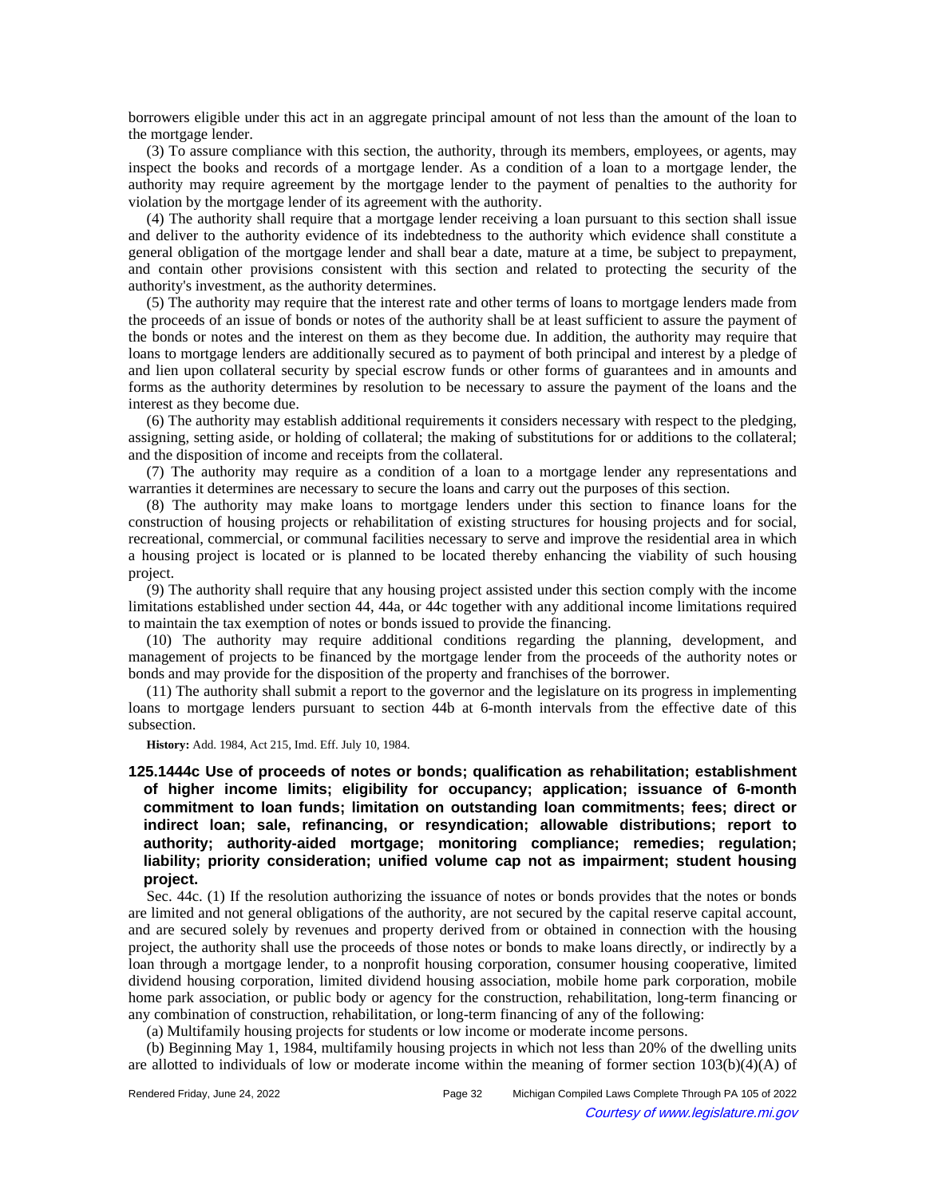borrowers eligible under this act in an aggregate principal amount of not less than the amount of the loan to the mortgage lender.

(3) To assure compliance with this section, the authority, through its members, employees, or agents, may inspect the books and records of a mortgage lender. As a condition of a loan to a mortgage lender, the authority may require agreement by the mortgage lender to the payment of penalties to the authority for violation by the mortgage lender of its agreement with the authority.

(4) The authority shall require that a mortgage lender receiving a loan pursuant to this section shall issue and deliver to the authority evidence of its indebtedness to the authority which evidence shall constitute a general obligation of the mortgage lender and shall bear a date, mature at a time, be subject to prepayment, and contain other provisions consistent with this section and related to protecting the security of the authority's investment, as the authority determines.

(5) The authority may require that the interest rate and other terms of loans to mortgage lenders made from the proceeds of an issue of bonds or notes of the authority shall be at least sufficient to assure the payment of the bonds or notes and the interest on them as they become due. In addition, the authority may require that loans to mortgage lenders are additionally secured as to payment of both principal and interest by a pledge of and lien upon collateral security by special escrow funds or other forms of guarantees and in amounts and forms as the authority determines by resolution to be necessary to assure the payment of the loans and the interest as they become due.

(6) The authority may establish additional requirements it considers necessary with respect to the pledging, assigning, setting aside, or holding of collateral; the making of substitutions for or additions to the collateral; and the disposition of income and receipts from the collateral.

(7) The authority may require as a condition of a loan to a mortgage lender any representations and warranties it determines are necessary to secure the loans and carry out the purposes of this section.

(8) The authority may make loans to mortgage lenders under this section to finance loans for the construction of housing projects or rehabilitation of existing structures for housing projects and for social, recreational, commercial, or communal facilities necessary to serve and improve the residential area in which a housing project is located or is planned to be located thereby enhancing the viability of such housing project.

(9) The authority shall require that any housing project assisted under this section comply with the income limitations established under section 44, 44a, or 44c together with any additional income limitations required to maintain the tax exemption of notes or bonds issued to provide the financing.

(10) The authority may require additional conditions regarding the planning, development, and management of projects to be financed by the mortgage lender from the proceeds of the authority notes or bonds and may provide for the disposition of the property and franchises of the borrower.

(11) The authority shall submit a report to the governor and the legislature on its progress in implementing loans to mortgage lenders pursuant to section 44b at 6-month intervals from the effective date of this subsection.

**History:** Add. 1984, Act 215, Imd. Eff. July 10, 1984.

### 125.1444c Use of proceeds of notes or bonds; qualification as rehabilitation; establishment of higher income limits; eligibility for occupancy; application; issuance of 6-month commitment to loan funds; limitation on outstanding loan commitments; fees; direct or indirect loan; sale, refinancing, or resyndication; allowable distributions; report to authority; authority-aided mortgage; monitoring compliance; remedies; regulation; liability; priority consideration; unified volume cap not as impairment; student housing project.

Sec. 44c. (1) If the resolution authorizing the issuance of notes or bonds provides that the notes or bonds are limited and not general obligations of the authority, are not secured by the capital reserve capital account, and are secured solely by revenues and property derived from or obtained in connection with the housing project, the authority shall use the proceeds of those notes or bonds to make loans directly, or indirectly by a loan through a mortgage lender, to a nonprofit housing corporation, consumer housing cooperative, limited dividend housing corporation, limited dividend housing association, mobile home park corporation, mobile home park association, or public body or agency for the construction, rehabilitation, long-term financing or any combination of construction, rehabilitation, or long-term financing of any of the following:

(a) Multifamily housing projects for students or low income or moderate income persons.

(b) Beginning May 1, 1984, multifamily housing projects in which not less than 20% of the dwelling units are allotted to individuals of low or moderate income within the meaning of former section 103(b)(4)(A) of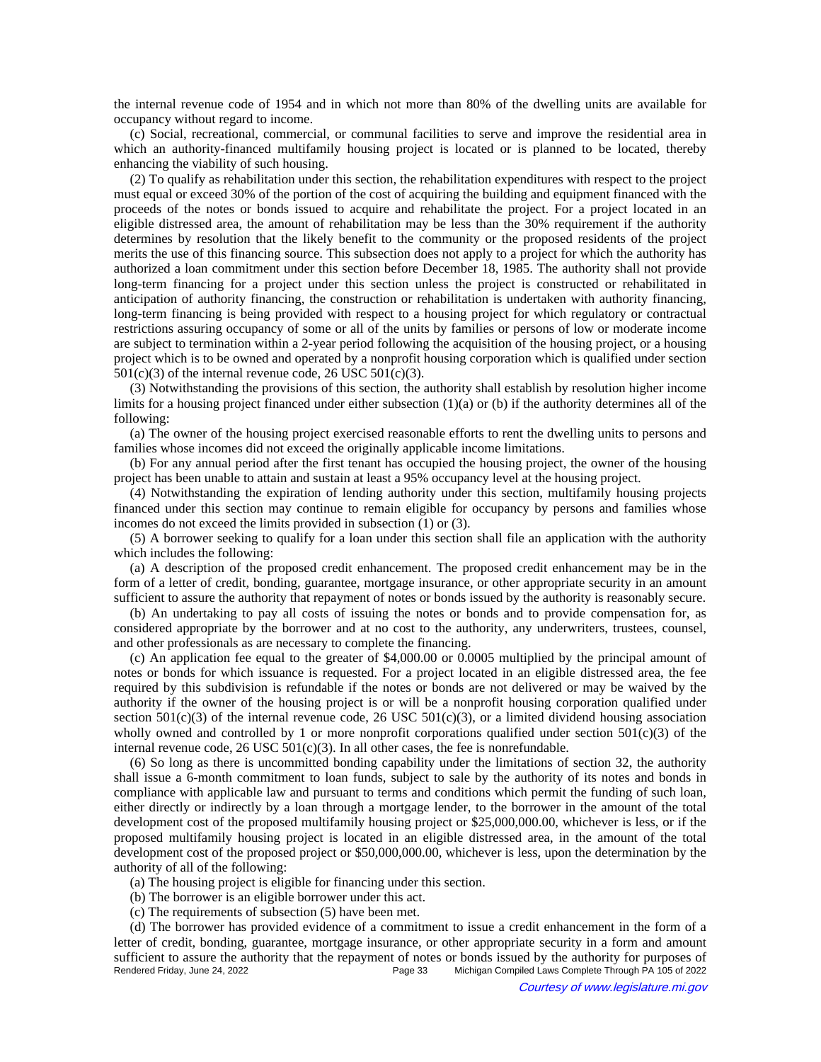the internal revenue code of 1954 and in which not more than 80% of the dwelling units are available for occupancy without regard to income.

(c) Social, recreational, commercial, or communal facilities to serve and improve the residential area in which an authority-financed multifamily housing project is located or is planned to be located, thereby enhancing the viability of such housing.

(2) To qualify as rehabilitation under this section, the rehabilitation expenditures with respect to the project must equal or exceed 30% of the portion of the cost of acquiring the building and equipment financed with the proceeds of the notes or bonds issued to acquire and rehabilitate the project. For a project located in an eligible distressed area, the amount of rehabilitation may be less than the 30% requirement if the authority determines by resolution that the likely benefit to the community or the proposed residents of the project merits the use of this financing source. This subsection does not apply to a project for which the authority has authorized a loan commitment under this section before December 18, 1985. The authority shall not provide long-term financing for a project under this section unless the project is constructed or rehabilitated in anticipation of authority financing, the construction or rehabilitation is undertaken with authority financing, long-term financing is being provided with respect to a housing project for which regulatory or contractual restrictions assuring occupancy of some or all of the units by families or persons of low or moderate income are subject to termination within a 2-year period following the acquisition of the housing project, or a housing project which is to be owned and operated by a nonprofit housing corporation which is qualified under section 501(c)(3) of the internal revenue code, 26 USC 501(c)(3).

(3) Notwithstanding the provisions of this section, the authority shall establish by resolution higher income limits for a housing project financed under either subsection (1)(a) or (b) if the authority determines all of the following:

(a) The owner of the housing project exercised reasonable efforts to rent the dwelling units to persons and families whose incomes did not exceed the originally applicable income limitations.

(b) For any annual period after the first tenant has occupied the housing project, the owner of the housing project has been unable to attain and sustain at least a 95% occupancy level at the housing project.

(4) Notwithstanding the expiration of lending authority under this section, multifamily housing projects financed under this section may continue to remain eligible for occupancy by persons and families whose incomes do not exceed the limits provided in subsection (1) or (3).

(5) A borrower seeking to qualify for a loan under this section shall file an application with the authority which includes the following:

(a) A description of the proposed credit enhancement. The proposed credit enhancement may be in the form of a letter of credit, bonding, guarantee, mortgage insurance, or other appropriate security in an amount sufficient to assure the authority that repayment of notes or bonds issued by the authority is reasonably secure.

(b) An undertaking to pay all costs of issuing the notes or bonds and to provide compensation for, as considered appropriate by the borrower and at no cost to the authority, any underwriters, trustees, counsel, and other professionals as are necessary to complete the financing.

(c) An application fee equal to the greater of $4,000.00 or 0.0005 multiplied by the principal amount of notes or bonds for which issuance is requested. For a project located in an eligible distressed area, the fee required by this subdivision is refundable if the notes or bonds are not delivered or may be waived by the authority if the owner of the housing project is or will be a nonprofit housing corporation qualified under section 501(c)(3) of the internal revenue code, 26 USC 501(c)(3), or a limited dividend housing association wholly owned and controlled by 1 or more nonprofit corporations qualified under section 501(c)(3) of the internal revenue code, 26 USC 501(c)(3). In all other cases, the fee is nonrefundable.

(6) So long as there is uncommitted bonding capability under the limitations of section 32, the authority shall issue a 6-month commitment to loan funds, subject to sale by the authority of its notes and bonds in compliance with applicable law and pursuant to terms and conditions which permit the funding of such loan, either directly or indirectly by a loan through a mortgage lender, to the borrower in the amount of the total development cost of the proposed multifamily housing project or $25,000,000.00, whichever is less, or if the proposed multifamily housing project is located in an eligible distressed area, in the amount of the total development cost of the proposed project or $50,000,000.00, whichever is less, upon the determination by the authority of all of the following:

(a) The housing project is eligible for financing under this section.

(b) The borrower is an eligible borrower under this act.

(c) The requirements of subsection (5) have been met.

(d) The borrower has provided evidence of a commitment to issue a credit enhancement in the form of a letter of credit, bonding, guarantee, mortgage insurance, or other appropriate security in a form and amount sufficient to assure the authority that the repayment of notes or bonds issued by the authority for purposes of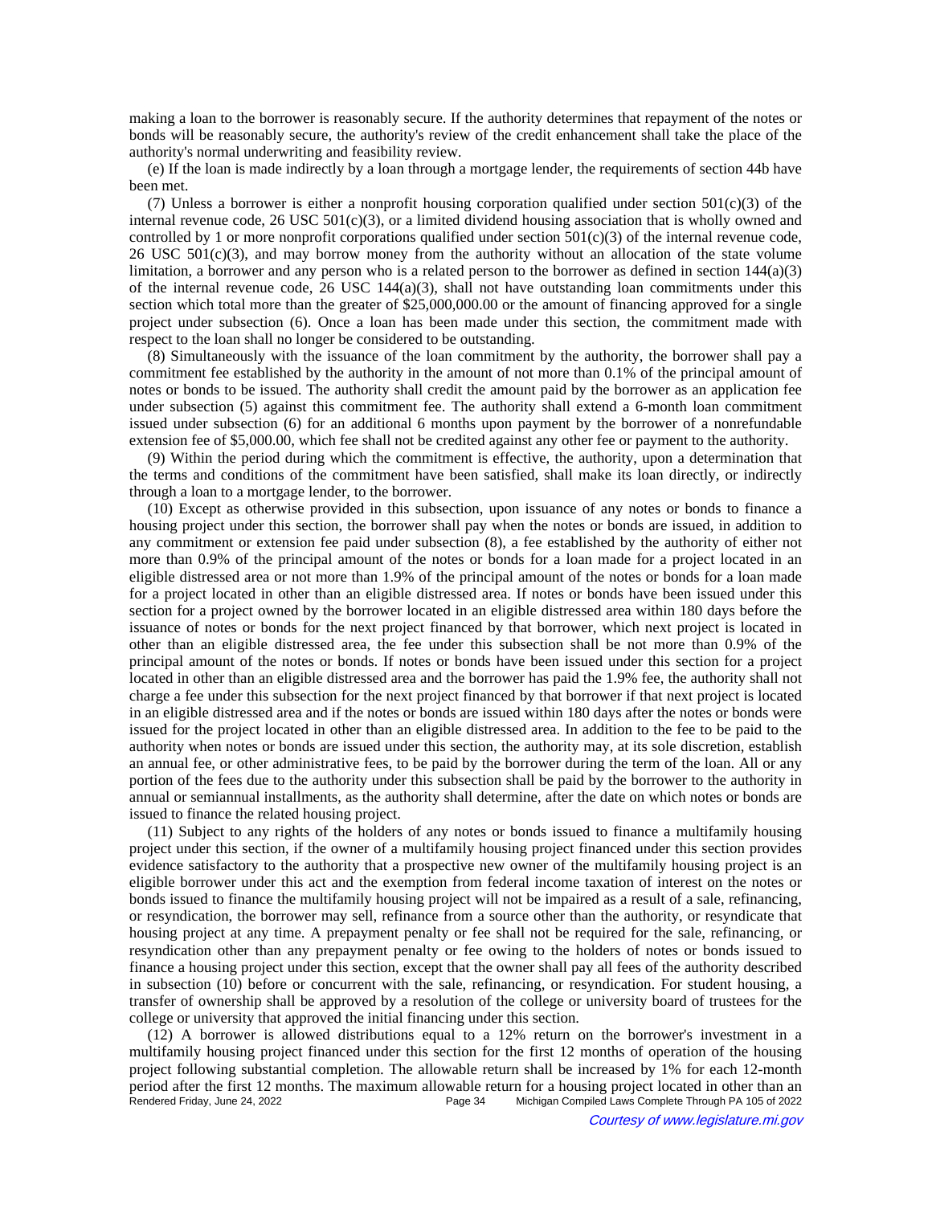making a loan to the borrower is reasonably secure. If the authority determines that repayment of the notes or bonds will be reasonably secure, the authority's review of the credit enhancement shall take the place of the authority's normal underwriting and feasibility review.

(e) If the loan is made indirectly by a loan through a mortgage lender, the requirements of section 44b have been met.

(7) Unless a borrower is either a nonprofit housing corporation qualified under section 501(c)(3) of the internal revenue code, 26 USC 501(c)(3), or a limited dividend housing association that is wholly owned and controlled by 1 or more nonprofit corporations qualified under section 501(c)(3) of the internal revenue code, 26 USC 501(c)(3), and may borrow money from the authority without an allocation of the state volume limitation, a borrower and any person who is a related person to the borrower as defined in section 144(a)(3) of the internal revenue code, 26 USC 144(a)(3), shall not have outstanding loan commitments under this section which total more than the greater of $25,000,000.00 or the amount of financing approved for a single project under subsection (6). Once a loan has been made under this section, the commitment made with respect to the loan shall no longer be considered to be outstanding.

(8) Simultaneously with the issuance of the loan commitment by the authority, the borrower shall pay a commitment fee established by the authority in the amount of not more than 0.1% of the principal amount of notes or bonds to be issued. The authority shall credit the amount paid by the borrower as an application fee under subsection (5) against this commitment fee. The authority shall extend a 6-month loan commitment issued under subsection (6) for an additional 6 months upon payment by the borrower of a nonrefundable extension fee of $5,000.00, which fee shall not be credited against any other fee or payment to the authority.

(9) Within the period during which the commitment is effective, the authority, upon a determination that the terms and conditions of the commitment have been satisfied, shall make its loan directly, or indirectly through a loan to a mortgage lender, to the borrower.

(10) Except as otherwise provided in this subsection, upon issuance of any notes or bonds to finance a housing project under this section, the borrower shall pay when the notes or bonds are issued, in addition to any commitment or extension fee paid under subsection (8), a fee established by the authority of either not more than 0.9% of the principal amount of the notes or bonds for a loan made for a project located in an eligible distressed area or not more than 1.9% of the principal amount of the notes or bonds for a loan made for a project located in other than an eligible distressed area. If notes or bonds have been issued under this section for a project owned by the borrower located in an eligible distressed area within 180 days before the issuance of notes or bonds for the next project financed by that borrower, which next project is located in other than an eligible distressed area, the fee under this subsection shall be not more than 0.9% of the principal amount of the notes or bonds. If notes or bonds have been issued under this section for a project located in other than an eligible distressed area and the borrower has paid the 1.9% fee, the authority shall not charge a fee under this subsection for the next project financed by that borrower if that next project is located in an eligible distressed area and if the notes or bonds are issued within 180 days after the notes or bonds were issued for the project located in other than an eligible distressed area. In addition to the fee to be paid to the authority when notes or bonds are issued under this section, the authority may, at its sole discretion, establish an annual fee, or other administrative fees, to be paid by the borrower during the term of the loan. All or any portion of the fees due to the authority under this subsection shall be paid by the borrower to the authority in annual or semiannual installments, as the authority shall determine, after the date on which notes or bonds are issued to finance the related housing project.

(11) Subject to any rights of the holders of any notes or bonds issued to finance a multifamily housing project under this section, if the owner of a multifamily housing project financed under this section provides evidence satisfactory to the authority that a prospective new owner of the multifamily housing project is an eligible borrower under this act and the exemption from federal income taxation of interest on the notes or bonds issued to finance the multifamily housing project will not be impaired as a result of a sale, refinancing, or resyndication, the borrower may sell, refinance from a source other than the authority, or resyndicate that housing project at any time. A prepayment penalty or fee shall not be required for the sale, refinancing, or resyndication other than any prepayment penalty or fee owing to the holders of notes or bonds issued to finance a housing project under this section, except that the owner shall pay all fees of the authority described in subsection (10) before or concurrent with the sale, refinancing, or resyndication. For student housing, a transfer of ownership shall be approved by a resolution of the college or university board of trustees for the college or university that approved the initial financing under this section.

(12) A borrower is allowed distributions equal to a 12% return on the borrower's investment in a multifamily housing project financed under this section for the first 12 months of operation of the housing project following substantial completion. The allowable return shall be increased by 1% for each 12-month period after the first 12 months. The maximum allowable return for a housing project located in other than an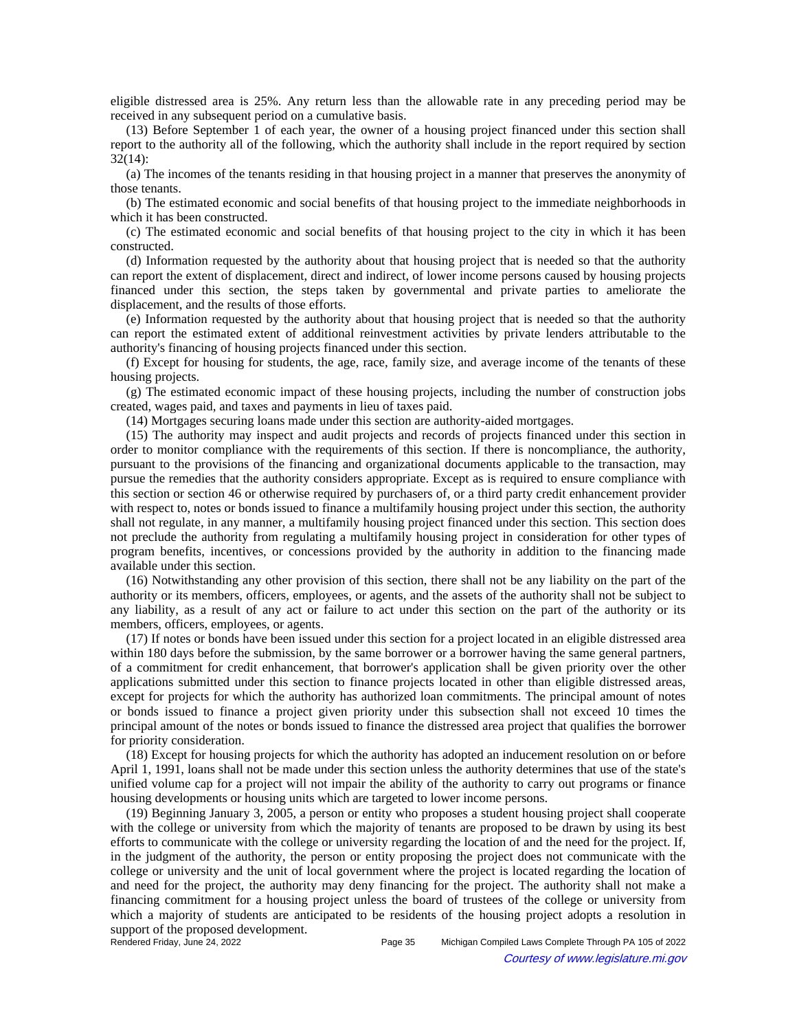eligible distressed area is 25%. Any return less than the allowable rate in any preceding period may be received in any subsequent period on a cumulative basis.

(13) Before September 1 of each year, the owner of a housing project financed under this section shall report to the authority all of the following, which the authority shall include in the report required by section 32(14):

(a) The incomes of the tenants residing in that housing project in a manner that preserves the anonymity of those tenants.

(b) The estimated economic and social benefits of that housing project to the immediate neighborhoods in which it has been constructed.

(c) The estimated economic and social benefits of that housing project to the city in which it has been constructed.

(d) Information requested by the authority about that housing project that is needed so that the authority can report the extent of displacement, direct and indirect, of lower income persons caused by housing projects financed under this section, the steps taken by governmental and private parties to ameliorate the displacement, and the results of those efforts.

(e) Information requested by the authority about that housing project that is needed so that the authority can report the estimated extent of additional reinvestment activities by private lenders attributable to the authority's financing of housing projects financed under this section.

(f) Except for housing for students, the age, race, family size, and average income of the tenants of these housing projects.

(g) The estimated economic impact of these housing projects, including the number of construction jobs created, wages paid, and taxes and payments in lieu of taxes paid.

(14) Mortgages securing loans made under this section are authority-aided mortgages.

(15) The authority may inspect and audit projects and records of projects financed under this section in order to monitor compliance with the requirements of this section. If there is noncompliance, the authority, pursuant to the provisions of the financing and organizational documents applicable to the transaction, may pursue the remedies that the authority considers appropriate. Except as is required to ensure compliance with this section or section 46 or otherwise required by purchasers of, or a third party credit enhancement provider with respect to, notes or bonds issued to finance a multifamily housing project under this section, the authority shall not regulate, in any manner, a multifamily housing project financed under this section. This section does not preclude the authority from regulating a multifamily housing project in consideration for other types of program benefits, incentives, or concessions provided by the authority in addition to the financing made available under this section.

(16) Notwithstanding any other provision of this section, there shall not be any liability on the part of the authority or its members, officers, employees, or agents, and the assets of the authority shall not be subject to any liability, as a result of any act or failure to act under this section on the part of the authority or its members, officers, employees, or agents.

(17) If notes or bonds have been issued under this section for a project located in an eligible distressed area within 180 days before the submission, by the same borrower or a borrower having the same general partners, of a commitment for credit enhancement, that borrower's application shall be given priority over the other applications submitted under this section to finance projects located in other than eligible distressed areas, except for projects for which the authority has authorized loan commitments. The principal amount of notes or bonds issued to finance a project given priority under this subsection shall not exceed 10 times the principal amount of the notes or bonds issued to finance the distressed area project that qualifies the borrower for priority consideration.

(18) Except for housing projects for which the authority has adopted an inducement resolution on or before April 1, 1991, loans shall not be made under this section unless the authority determines that use of the state's unified volume cap for a project will not impair the ability of the authority to carry out programs or finance housing developments or housing units which are targeted to lower income persons.

(19) Beginning January 3, 2005, a person or entity who proposes a student housing project shall cooperate with the college or university from which the majority of tenants are proposed to be drawn by using its best efforts to communicate with the college or university regarding the location of and the need for the project. If, in the judgment of the authority, the person or entity proposing the project does not communicate with the college or university and the unit of local government where the project is located regarding the location of and need for the project, the authority may deny financing for the project. The authority shall not make a financing commitment for a housing project unless the board of trustees of the college or university from which a majority of students are anticipated to be residents of the housing project adopts a resolution in support of the proposed development.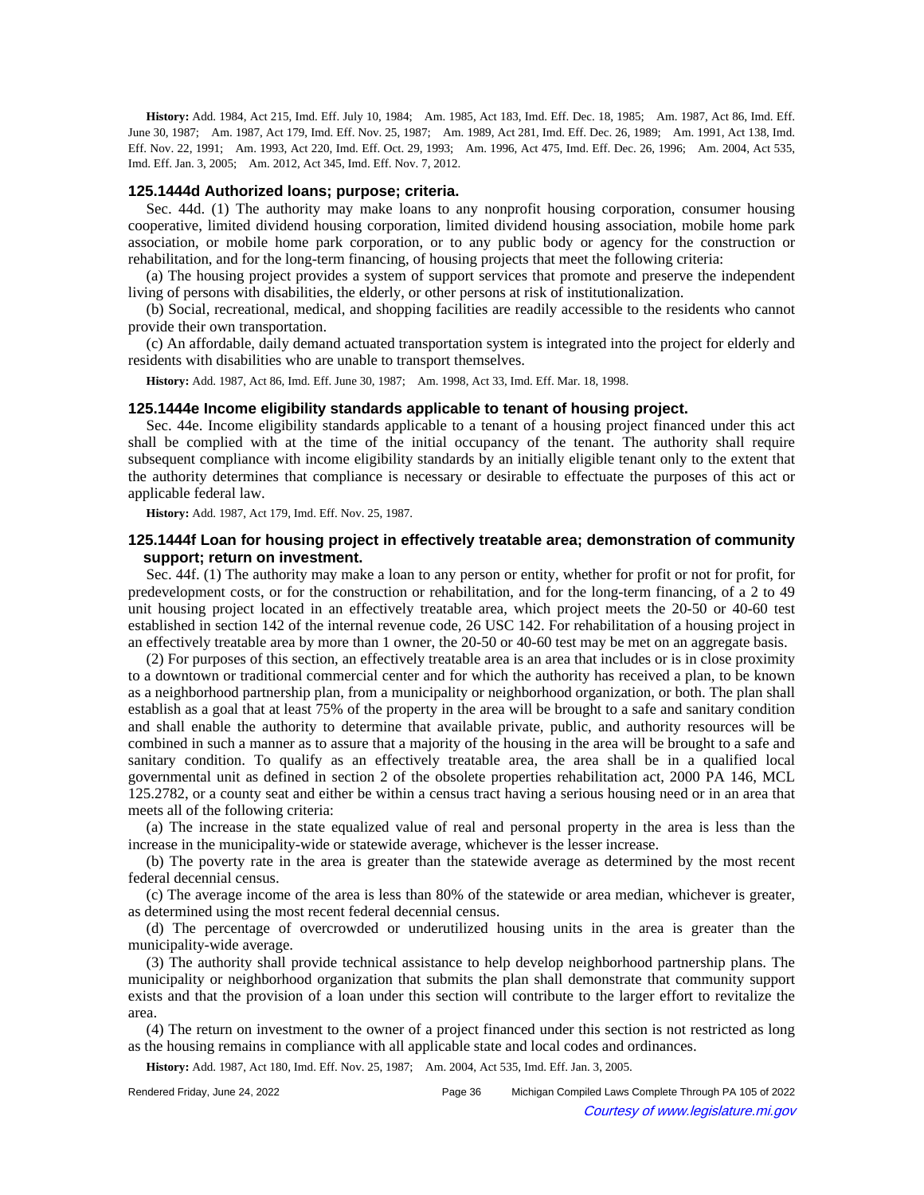**History:** Add. 1984, Act 215, Imd. Eff. July 10, 1984; Am. 1985, Act 183, Imd. Eff. Dec. 18, 1985; Am. 1987, Act 86, Imd. Eff. June 30, 1987; Am. 1987, Act 179, Imd. Eff. Nov. 25, 1987; Am. 1989, Act 281, Imd. Eff. Dec. 26, 1989; Am. 1991, Act 138, Imd. Eff. Nov. 22, 1991; Am. 1993, Act 220, Imd. Eff. Oct. 29, 1993; Am. 1996, Act 475, Imd. Eff. Dec. 26, 1996; Am. 2004, Act 535, Imd. Eff. Jan. 3, 2005; Am. 2012, Act 345, Imd. Eff. Nov. 7, 2012.

### 125.1444d Authorized loans; purpose; criteria.

Sec. 44d. (1) The authority may make loans to any nonprofit housing corporation, consumer housing cooperative, limited dividend housing corporation, limited dividend housing association, mobile home park association, or mobile home park corporation, or to any public body or agency for the construction or rehabilitation, and for the long-term financing, of housing projects that meet the following criteria:

(a) The housing project provides a system of support services that promote and preserve the independent living of persons with disabilities, the elderly, or other persons at risk of institutionalization.

(b) Social, recreational, medical, and shopping facilities are readily accessible to the residents who cannot provide their own transportation.

(c) An affordable, daily demand actuated transportation system is integrated into the project for elderly and residents with disabilities who are unable to transport themselves.

**History:** Add. 1987, Act 86, Imd. Eff. June 30, 1987; Am. 1998, Act 33, Imd. Eff. Mar. 18, 1998.

### 125.1444e Income eligibility standards applicable to tenant of housing project.

Sec. 44e. Income eligibility standards applicable to a tenant of a housing project financed under this act shall be complied with at the time of the initial occupancy of the tenant. The authority shall require subsequent compliance with income eligibility standards by an initially eligible tenant only to the extent that the authority determines that compliance is necessary or desirable to effectuate the purposes of this act or applicable federal law.

**History:** Add. 1987, Act 179, Imd. Eff. Nov. 25, 1987.

### 125.1444f Loan for housing project in effectively treatable area; demonstration of community support; return on investment.

Sec. 44f. (1) The authority may make a loan to any person or entity, whether for profit or not for profit, for predevelopment costs, or for the construction or rehabilitation, and for the long-term financing, of a 2 to 49 unit housing project located in an effectively treatable area, which project meets the 20-50 or 40-60 test established in section 142 of the internal revenue code, 26 USC 142. For rehabilitation of a housing project in an effectively treatable area by more than 1 owner, the 20-50 or 40-60 test may be met on an aggregate basis.

(2) For purposes of this section, an effectively treatable area is an area that includes or is in close proximity to a downtown or traditional commercial center and for which the authority has received a plan, to be known as a neighborhood partnership plan, from a municipality or neighborhood organization, or both. The plan shall establish as a goal that at least 75% of the property in the area will be brought to a safe and sanitary condition and shall enable the authority to determine that available private, public, and authority resources will be combined in such a manner as to assure that a majority of the housing in the area will be brought to a safe and sanitary condition. To qualify as an effectively treatable area, the area shall be in a qualified local governmental unit as defined in section 2 of the obsolete properties rehabilitation act, 2000 PA 146, MCL 125.2782, or a county seat and either be within a census tract having a serious housing need or in an area that meets all of the following criteria:

(a) The increase in the state equalized value of real and personal property in the area is less than the increase in the municipality-wide or statewide average, whichever is the lesser increase.

(b) The poverty rate in the area is greater than the statewide average as determined by the most recent federal decennial census.

(c) The average income of the area is less than 80% of the statewide or area median, whichever is greater, as determined using the most recent federal decennial census.

(d) The percentage of overcrowded or underutilized housing units in the area is greater than the municipality-wide average.

(3) The authority shall provide technical assistance to help develop neighborhood partnership plans. The municipality or neighborhood organization that submits the plan shall demonstrate that community support exists and that the provision of a loan under this section will contribute to the larger effort to revitalize the area.

(4) The return on investment to the owner of a project financed under this section is not restricted as long as the housing remains in compliance with all applicable state and local codes and ordinances.

**History:** Add. 1987, Act 180, Imd. Eff. Nov. 25, 1987; Am. 2004, Act 535, Imd. Eff. Jan. 3, 2005.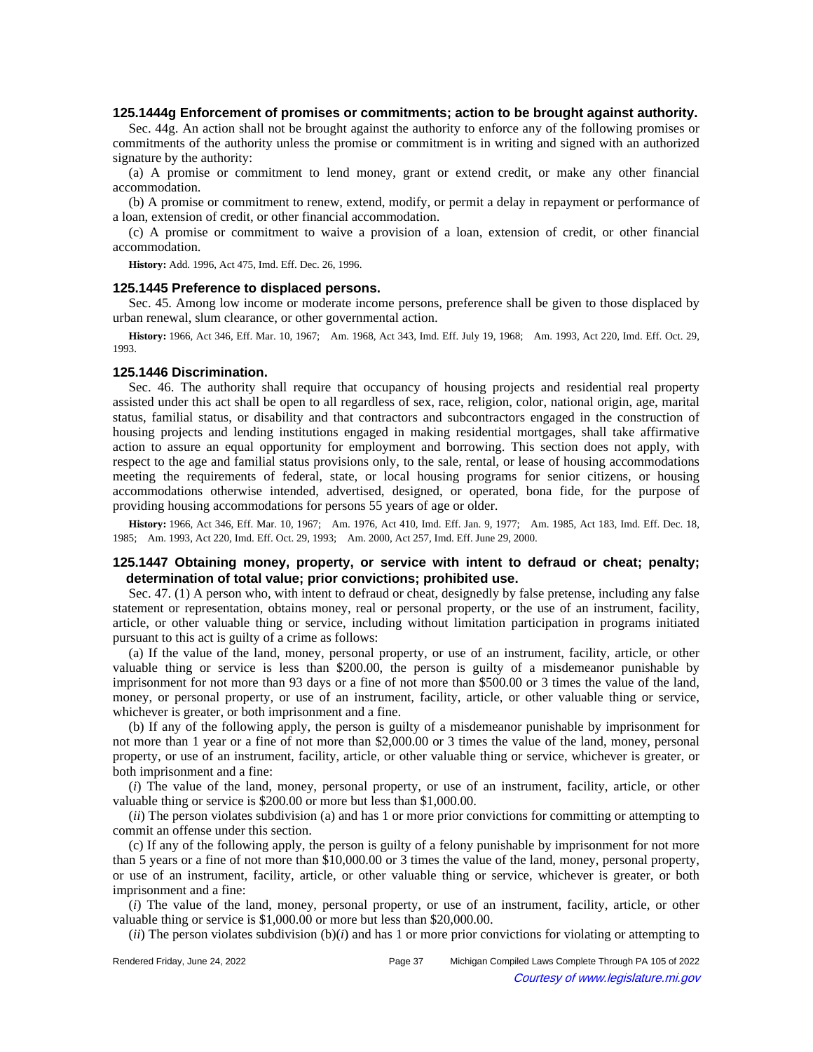### 125.1444g Enforcement of promises or commitments; action to be brought against authority.

Sec. 44g. An action shall not be brought against the authority to enforce any of the following promises or commitments of the authority unless the promise or commitment is in writing and signed with an authorized signature by the authority:

(a) A promise or commitment to lend money, grant or extend credit, or make any other financial accommodation.

(b) A promise or commitment to renew, extend, modify, or permit a delay in repayment or performance of a loan, extension of credit, or other financial accommodation.

(c) A promise or commitment to waive a provision of a loan, extension of credit, or other financial accommodation.

**History:** Add. 1996, Act 475, Imd. Eff. Dec. 26, 1996.

### 125.1445 Preference to displaced persons.

Sec. 45. Among low income or moderate income persons, preference shall be given to those displaced by urban renewal, slum clearance, or other governmental action.

**History:** 1966, Act 346, Eff. Mar. 10, 1967; Am. 1968, Act 343, Imd. Eff. July 19, 1968; Am. 1993, Act 220, Imd. Eff. Oct. 29, 1993.

### 125.1446 Discrimination.

Sec. 46. The authority shall require that occupancy of housing projects and residential real property assisted under this act shall be open to all regardless of sex, race, religion, color, national origin, age, marital status, familial status, or disability and that contractors and subcontractors engaged in the construction of housing projects and lending institutions engaged in making residential mortgages, shall take affirmative action to assure an equal opportunity for employment and borrowing. This section does not apply, with respect to the age and familial status provisions only, to the sale, rental, or lease of housing accommodations meeting the requirements of federal, state, or local housing programs for senior citizens, or housing accommodations otherwise intended, advertised, designed, or operated, bona fide, for the purpose of providing housing accommodations for persons 55 years of age or older.

**History:** 1966, Act 346, Eff. Mar. 10, 1967; Am. 1976, Act 410, Imd. Eff. Jan. 9, 1977; Am. 1985, Act 183, Imd. Eff. Dec. 18, 1985; Am. 1993, Act 220, Imd. Eff. Oct. 29, 1993; Am. 2000, Act 257, Imd. Eff. June 29, 2000.

### 125.1447 Obtaining money, property, or service with intent to defraud or cheat; penalty; determination of total value; prior convictions; prohibited use.

Sec. 47. (1) A person who, with intent to defraud or cheat, designedly by false pretense, including any false statement or representation, obtains money, real or personal property, or the use of an instrument, facility, article, or other valuable thing or service, including without limitation participation in programs initiated pursuant to this act is guilty of a crime as follows:

(a) If the value of the land, money, personal property, or use of an instrument, facility, article, or other valuable thing or service is less than $200.00, the person is guilty of a misdemeanor punishable by imprisonment for not more than 93 days or a fine of not more than $500.00 or 3 times the value of the land, money, or personal property, or use of an instrument, facility, article, or other valuable thing or service, whichever is greater, or both imprisonment and a fine.

(b) If any of the following apply, the person is guilty of a misdemeanor punishable by imprisonment for not more than 1 year or a fine of not more than $2,000.00 or 3 times the value of the land, money, personal property, or use of an instrument, facility, article, or other valuable thing or service, whichever is greater, or both imprisonment and a fine:

(*i*) The value of the land, money, personal property, or use of an instrument, facility, article, or other valuable thing or service is $200.00 or more but less than $1,000.00.

(*ii*) The person violates subdivision (a) and has 1 or more prior convictions for committing or attempting to commit an offense under this section.

(c) If any of the following apply, the person is guilty of a felony punishable by imprisonment for not more than 5 years or a fine of not more than $10,000.00 or 3 times the value of the land, money, personal property, or use of an instrument, facility, article, or other valuable thing or service, whichever is greater, or both imprisonment and a fine:

(*i*) The value of the land, money, personal property, or use of an instrument, facility, article, or other valuable thing or service is $1,000.00 or more but less than $20,000.00.

(*ii*) The person violates subdivision (b)(*i*) and has 1 or more prior convictions for violating or attempting to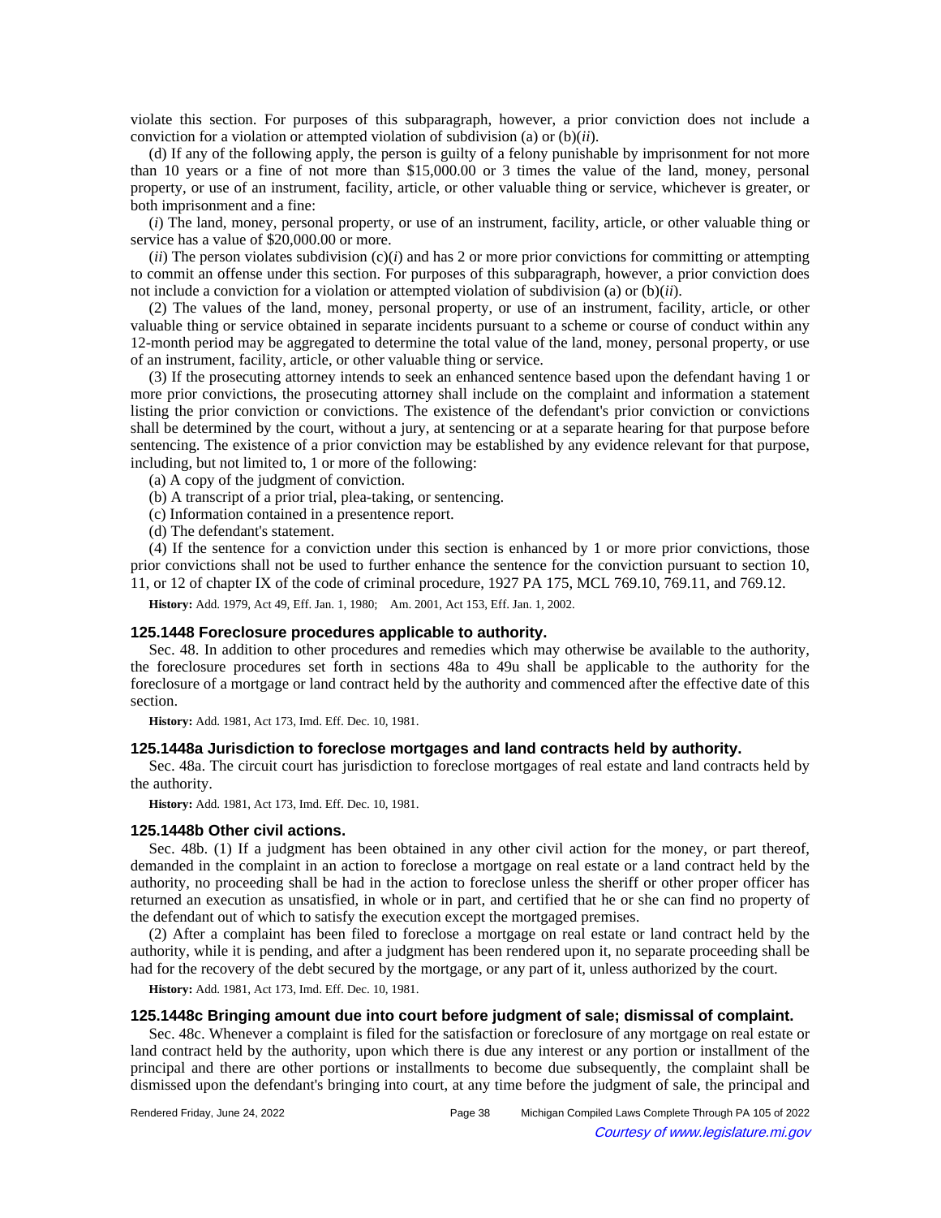violate this section. For purposes of this subparagraph, however, a prior conviction does not include a conviction for a violation or attempted violation of subdivision (a) or (b)(*ii*).

(d) If any of the following apply, the person is guilty of a felony punishable by imprisonment for not more than 10 years or a fine of not more than $15,000.00 or 3 times the value of the land, money, personal property, or use of an instrument, facility, article, or other valuable thing or service, whichever is greater, or both imprisonment and a fine:

(*i*) The land, money, personal property, or use of an instrument, facility, article, or other valuable thing or service has a value of $20,000.00 or more.

(*ii*) The person violates subdivision (c)(*i*) and has 2 or more prior convictions for committing or attempting to commit an offense under this section. For purposes of this subparagraph, however, a prior conviction does not include a conviction for a violation or attempted violation of subdivision (a) or (b)(*ii*).

(2) The values of the land, money, personal property, or use of an instrument, facility, article, or other valuable thing or service obtained in separate incidents pursuant to a scheme or course of conduct within any 12-month period may be aggregated to determine the total value of the land, money, personal property, or use of an instrument, facility, article, or other valuable thing or service.

(3) If the prosecuting attorney intends to seek an enhanced sentence based upon the defendant having 1 or more prior convictions, the prosecuting attorney shall include on the complaint and information a statement listing the prior conviction or convictions. The existence of the defendant's prior conviction or convictions shall be determined by the court, without a jury, at sentencing or at a separate hearing for that purpose before sentencing. The existence of a prior conviction may be established by any evidence relevant for that purpose, including, but not limited to, 1 or more of the following:

(a) A copy of the judgment of conviction.

(b) A transcript of a prior trial, plea-taking, or sentencing.

(c) Information contained in a presentence report.

(d) The defendant's statement.

(4) If the sentence for a conviction under this section is enhanced by 1 or more prior convictions, those prior convictions shall not be used to further enhance the sentence for the conviction pursuant to section 10, 11, or 12 of chapter IX of the code of criminal procedure, 1927 PA 175, MCL 769.10, 769.11, and 769.12.

**History:** Add. 1979, Act 49, Eff. Jan. 1, 1980;— Am. 2001, Act 153, Eff. Jan. 1, 2002.

### 125.1448 Foreclosure procedures applicable to authority.

Sec. 48. In addition to other procedures and remedies which may otherwise be available to the authority, the foreclosure procedures set forth in sections 48a to 49u shall be applicable to the authority for the foreclosure of a mortgage or land contract held by the authority and commenced after the effective date of this section.

**History:** Add. 1981, Act 173, Imd. Eff. Dec. 10, 1981.

### 125.1448a Jurisdiction to foreclose mortgages and land contracts held by authority.

Sec. 48a. The circuit court has jurisdiction to foreclose mortgages of real estate and land contracts held by the authority.

**History:** Add. 1981, Act 173, Imd. Eff. Dec. 10, 1981.

### 125.1448b Other civil actions.

Sec. 48b. (1) If a judgment has been obtained in any other civil action for the money, or part thereof, demanded in the complaint in an action to foreclose a mortgage on real estate or a land contract held by the authority, no proceeding shall be had in the action to foreclose unless the sheriff or other proper officer has returned an execution as unsatisfied, in whole or in part, and certified that he or she can find no property of the defendant out of which to satisfy the execution except the mortgaged premises.

(2) After a complaint has been filed to foreclose a mortgage on real estate or land contract held by the authority, while it is pending, and after a judgment has been rendered upon it, no separate proceeding shall be had for the recovery of the debt secured by the mortgage, or any part of it, unless authorized by the court.

**History:** Add. 1981, Act 173, Imd. Eff. Dec. 10, 1981.

### 125.1448c Bringing amount due into court before judgment of sale; dismissal of complaint.

Sec. 48c. Whenever a complaint is filed for the satisfaction or foreclosure of any mortgage on real estate or land contract held by the authority, upon which there is due any interest or any portion or installment of the principal and there are other portions or installments to become due subsequently, the complaint shall be dismissed upon the defendant's bringing into court, at any time before the judgment of sale, the principal and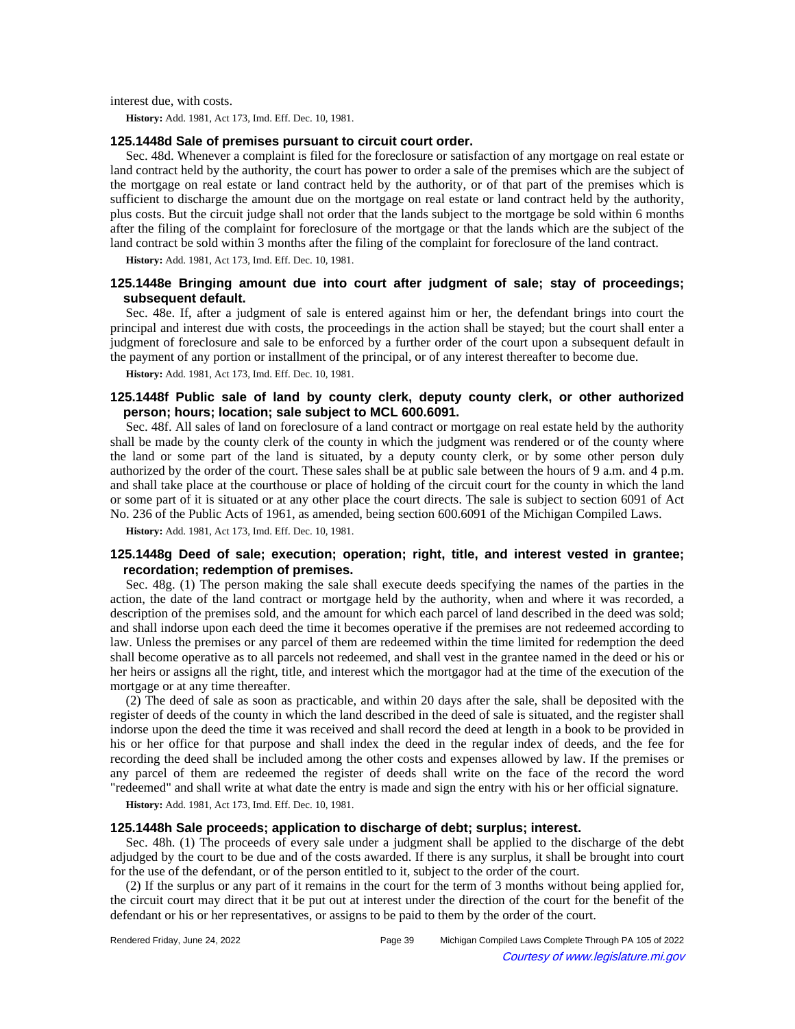interest due, with costs.

**History:** Add. 1981, Act 173, Imd. Eff. Dec. 10, 1981.

### 125.1448d Sale of premises pursuant to circuit court order.

Sec. 48d. Whenever a complaint is filed for the foreclosure or satisfaction of any mortgage on real estate or land contract held by the authority, the court has power to order a sale of the premises which are the subject of the mortgage on real estate or land contract held by the authority, or of that part of the premises which is sufficient to discharge the amount due on the mortgage on real estate or land contract held by the authority, plus costs. But the circuit judge shall not order that the lands subject to the mortgage be sold within 6 months after the filing of the complaint for foreclosure of the mortgage or that the lands which are the subject of the land contract be sold within 3 months after the filing of the complaint for foreclosure of the land contract.

**History:** Add. 1981, Act 173, Imd. Eff. Dec. 10, 1981.

### 125.1448e Bringing amount due into court after judgment of sale; stay of proceedings; subsequent default.

Sec. 48e. If, after a judgment of sale is entered against him or her, the defendant brings into court the principal and interest due with costs, the proceedings in the action shall be stayed; but the court shall enter a judgment of foreclosure and sale to be enforced by a further order of the court upon a subsequent default in the payment of any portion or installment of the principal, or of any interest thereafter to become due.

**History:** Add. 1981, Act 173, Imd. Eff. Dec. 10, 1981.

### 125.1448f Public sale of land by county clerk, deputy county clerk, or other authorized person; hours; location; sale subject to MCL 600.6091.

Sec. 48f. All sales of land on foreclosure of a land contract or mortgage on real estate held by the authority shall be made by the county clerk of the county in which the judgment was rendered or of the county where the land or some part of the land is situated, by a deputy county clerk, or by some other person duly authorized by the order of the court. These sales shall be at public sale between the hours of 9 a.m. and 4 p.m. and shall take place at the courthouse or place of holding of the circuit court for the county in which the land or some part of it is situated or at any other place the court directs. The sale is subject to section 6091 of Act No. 236 of the Public Acts of 1961, as amended, being section 600.6091 of the Michigan Compiled Laws.

**History:** Add. 1981, Act 173, Imd. Eff. Dec. 10, 1981.

### 125.1448g Deed of sale; execution; operation; right, title, and interest vested in grantee; recordation; redemption of premises.

Sec. 48g. (1) The person making the sale shall execute deeds specifying the names of the parties in the action, the date of the land contract or mortgage held by the authority, when and where it was recorded, a description of the premises sold, and the amount for which each parcel of land described in the deed was sold; and shall indorse upon each deed the time it becomes operative if the premises are not redeemed according to law. Unless the premises or any parcel of them are redeemed within the time limited for redemption the deed shall become operative as to all parcels not redeemed, and shall vest in the grantee named in the deed or his or her heirs or assigns all the right, title, and interest which the mortgagor had at the time of the execution of the mortgage or at any time thereafter.

(2) The deed of sale as soon as practicable, and within 20 days after the sale, shall be deposited with the register of deeds of the county in which the land described in the deed of sale is situated, and the register shall indorse upon the deed the time it was received and shall record the deed at length in a book to be provided in his or her office for that purpose and shall index the deed in the regular index of deeds, and the fee for recording the deed shall be included among the other costs and expenses allowed by law. If the premises or any parcel of them are redeemed the register of deeds shall write on the face of the record the word "redeemed" and shall write at what date the entry is made and sign the entry with his or her official signature.

**History:** Add. 1981, Act 173, Imd. Eff. Dec. 10, 1981.

### 125.1448h Sale proceeds; application to discharge of debt; surplus; interest.

Sec. 48h. (1) The proceeds of every sale under a judgment shall be applied to the discharge of the debt adjudged by the court to be due and of the costs awarded. If there is any surplus, it shall be brought into court for the use of the defendant, or of the person entitled to it, subject to the order of the court.

(2) If the surplus or any part of it remains in the court for the term of 3 months without being applied for, the circuit court may direct that it be put out at interest under the direction of the court for the benefit of the defendant or his or her representatives, or assigns to be paid to them by the order of the court.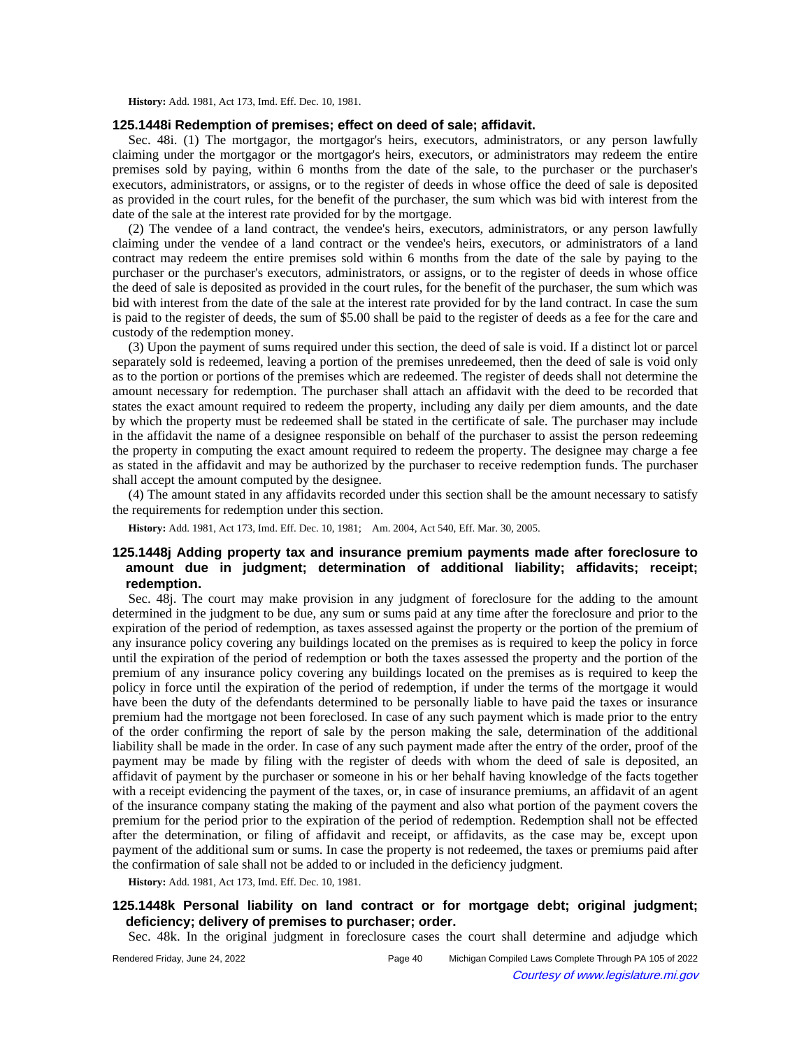**History:** Add. 1981, Act 173, Imd. Eff. Dec. 10, 1981.

### 125.1448i Redemption of premises; effect on deed of sale; affidavit.

Sec. 48i. (1) The mortgagor, the mortgagor's heirs, executors, administrators, or any person lawfully claiming under the mortgagor or the mortgagor's heirs, executors, or administrators may redeem the entire premises sold by paying, within 6 months from the date of the sale, to the purchaser or the purchaser's executors, administrators, or assigns, or to the register of deeds in whose office the deed of sale is deposited as provided in the court rules, for the benefit of the purchaser, the sum which was bid with interest from the date of the sale at the interest rate provided for by the mortgage.

(2) The vendee of a land contract, the vendee's heirs, executors, administrators, or any person lawfully claiming under the vendee of a land contract or the vendee's heirs, executors, or administrators of a land contract may redeem the entire premises sold within 6 months from the date of the sale by paying to the purchaser or the purchaser's executors, administrators, or assigns, or to the register of deeds in whose office the deed of sale is deposited as provided in the court rules, for the benefit of the purchaser, the sum which was bid with interest from the date of the sale at the interest rate provided for by the land contract. In case the sum is paid to the register of deeds, the sum of $5.00 shall be paid to the register of deeds as a fee for the care and custody of the redemption money.

(3) Upon the payment of sums required under this section, the deed of sale is void. If a distinct lot or parcel separately sold is redeemed, leaving a portion of the premises unredeemed, then the deed of sale is void only as to the portion or portions of the premises which are redeemed. The register of deeds shall not determine the amount necessary for redemption. The purchaser shall attach an affidavit with the deed to be recorded that states the exact amount required to redeem the property, including any daily per diem amounts, and the date by which the property must be redeemed shall be stated in the certificate of sale. The purchaser may include in the affidavit the name of a designee responsible on behalf of the purchaser to assist the person redeeming the property in computing the exact amount required to redeem the property. The designee may charge a fee as stated in the affidavit and may be authorized by the purchaser to receive redemption funds. The purchaser shall accept the amount computed by the designee.

(4) The amount stated in any affidavits recorded under this section shall be the amount necessary to satisfy the requirements for redemption under this section.

**History:** Add. 1981, Act 173, Imd. Eff. Dec. 10, 1981;—Am. 2004, Act 540, Eff. Mar. 30, 2005.

### 125.1448j Adding property tax and insurance premium payments made after foreclosure to amount due in judgment; determination of additional liability; affidavits; receipt; redemption.

Sec. 48j. The court may make provision in any judgment of foreclosure for the adding to the amount determined in the judgment to be due, any sum or sums paid at any time after the foreclosure and prior to the expiration of the period of redemption, as taxes assessed against the property or the portion of the premium of any insurance policy covering any buildings located on the premises as is required to keep the policy in force until the expiration of the period of redemption or both the taxes assessed the property and the portion of the premium of any insurance policy covering any buildings located on the premises as is required to keep the policy in force until the expiration of the period of redemption, if under the terms of the mortgage it would have been the duty of the defendants determined to be personally liable to have paid the taxes or insurance premium had the mortgage not been foreclosed. In case of any such payment which is made prior to the entry of the order confirming the report of sale by the person making the sale, determination of the additional liability shall be made in the order. In case of any such payment made after the entry of the order, proof of the payment may be made by filing with the register of deeds with whom the deed of sale is deposited, an affidavit of payment by the purchaser or someone in his or her behalf having knowledge of the facts together with a receipt evidencing the payment of the taxes, or, in case of insurance premiums, an affidavit of an agent of the insurance company stating the making of the payment and also what portion of the payment covers the premium for the period prior to the expiration of the period of redemption. Redemption shall not be effected after the determination, or filing of affidavit and receipt, or affidavits, as the case may be, except upon payment of the additional sum or sums. In case the property is not redeemed, the taxes or premiums paid after the confirmation of sale shall not be added to or included in the deficiency judgment.

**History:** Add. 1981, Act 173, Imd. Eff. Dec. 10, 1981.

### 125.1448k Personal liability on land contract or for mortgage debt; original judgment; deficiency; delivery of premises to purchaser; order.

Sec. 48k. In the original judgment in foreclosure cases the court shall determine and adjudge which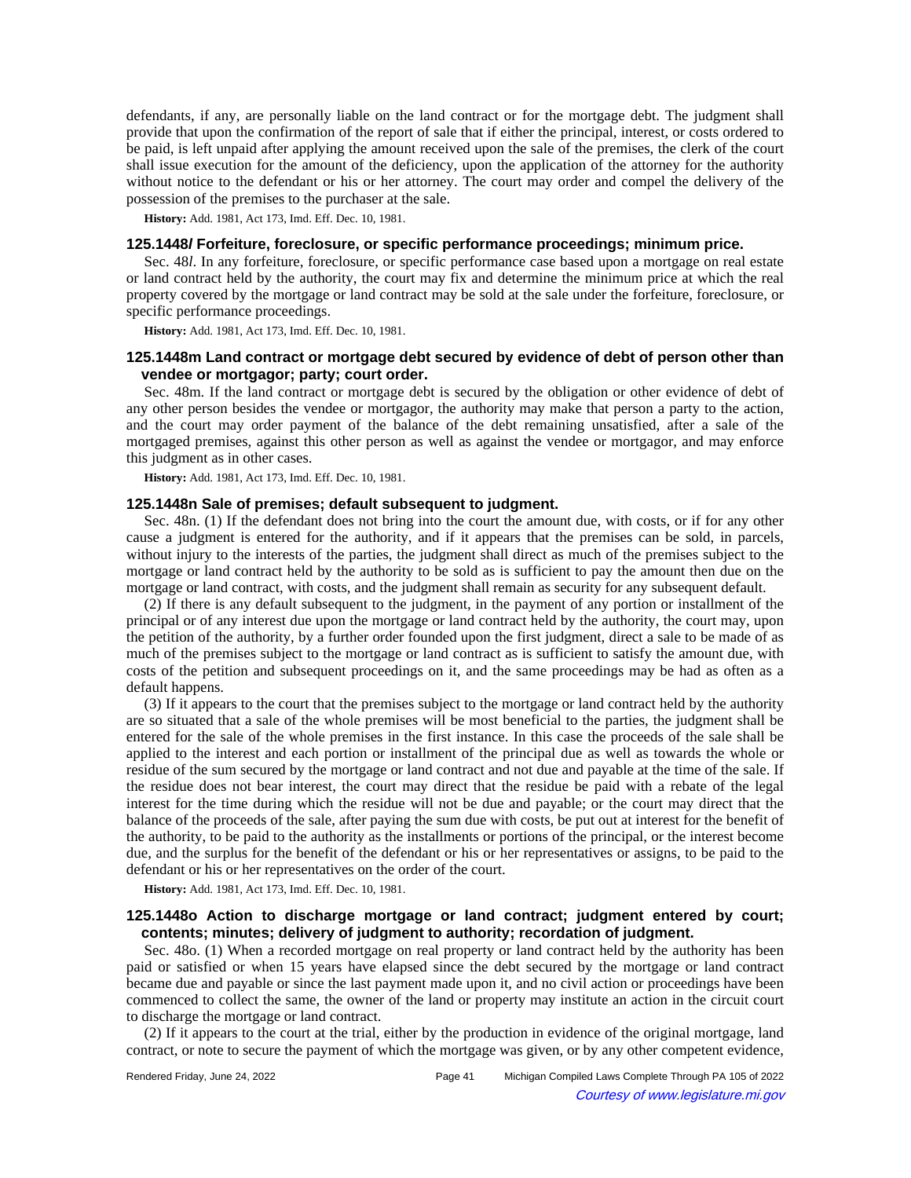defendants, if any, are personally liable on the land contract or for the mortgage debt. The judgment shall provide that upon the confirmation of the report of sale that if either the principal, interest, or costs ordered to be paid, is left unpaid after applying the amount received upon the sale of the premises, the clerk of the court shall issue execution for the amount of the deficiency, upon the application of the attorney for the authority without notice to the defendant or his or her attorney. The court may order and compel the delivery of the possession of the premises to the purchaser at the sale.

**History:** Add. 1981, Act 173, Imd. Eff. Dec. 10, 1981.

### 125.1448*l* Forfeiture, foreclosure, or specific performance proceedings; minimum price.

Sec. 48*l*. In any forfeiture, foreclosure, or specific performance case based upon a mortgage on real estate or land contract held by the authority, the court may fix and determine the minimum price at which the real property covered by the mortgage or land contract may be sold at the sale under the forfeiture, foreclosure, or specific performance proceedings.

**History:** Add. 1981, Act 173, Imd. Eff. Dec. 10, 1981.

### 125.1448m Land contract or mortgage debt secured by evidence of debt of person other than vendee or mortgagor; party; court order.

Sec. 48m. If the land contract or mortgage debt is secured by the obligation or other evidence of debt of any other person besides the vendee or mortgagor, the authority may make that person a party to the action, and the court may order payment of the balance of the debt remaining unsatisfied, after a sale of the mortgaged premises, against this other person as well as against the vendee or mortgagor, and may enforce this judgment as in other cases.

**History:** Add. 1981, Act 173, Imd. Eff. Dec. 10, 1981.

### 125.1448n Sale of premises; default subsequent to judgment.

Sec. 48n. (1) If the defendant does not bring into the court the amount due, with costs, or if for any other cause a judgment is entered for the authority, and if it appears that the premises can be sold, in parcels, without injury to the interests of the parties, the judgment shall direct as much of the premises subject to the mortgage or land contract held by the authority to be sold as is sufficient to pay the amount then due on the mortgage or land contract, with costs, and the judgment shall remain as security for any subsequent default.

(2) If there is any default subsequent to the judgment, in the payment of any portion or installment of the principal or of any interest due upon the mortgage or land contract held by the authority, the court may, upon the petition of the authority, by a further order founded upon the first judgment, direct a sale to be made of as much of the premises subject to the mortgage or land contract as is sufficient to satisfy the amount due, with costs of the petition and subsequent proceedings on it, and the same proceedings may be had as often as a default happens.

(3) If it appears to the court that the premises subject to the mortgage or land contract held by the authority are so situated that a sale of the whole premises will be most beneficial to the parties, the judgment shall be entered for the sale of the whole premises in the first instance. In this case the proceeds of the sale shall be applied to the interest and each portion or installment of the principal due as well as towards the whole or residue of the sum secured by the mortgage or land contract and not due and payable at the time of the sale. If the residue does not bear interest, the court may direct that the residue be paid with a rebate of the legal interest for the time during which the residue will not be due and payable; or the court may direct that the balance of the proceeds of the sale, after paying the sum due with costs, be put out at interest for the benefit of the authority, to be paid to the authority as the installments or portions of the principal, or the interest become due, and the surplus for the benefit of the defendant or his or her representatives or assigns, to be paid to the defendant or his or her representatives on the order of the court.

**History:** Add. 1981, Act 173, Imd. Eff. Dec. 10, 1981.

### 125.1448o Action to discharge mortgage or land contract; judgment entered by court; contents; minutes; delivery of judgment to authority; recordation of judgment.

Sec. 48o. (1) When a recorded mortgage on real property or land contract held by the authority has been paid or satisfied or when 15 years have elapsed since the debt secured by the mortgage or land contract became due and payable or since the last payment made upon it, and no civil action or proceedings have been commenced to collect the same, the owner of the land or property may institute an action in the circuit court to discharge the mortgage or land contract.

(2) If it appears to the court at the trial, either by the production in evidence of the original mortgage, land contract, or note to secure the payment of which the mortgage was given, or by any other competent evidence,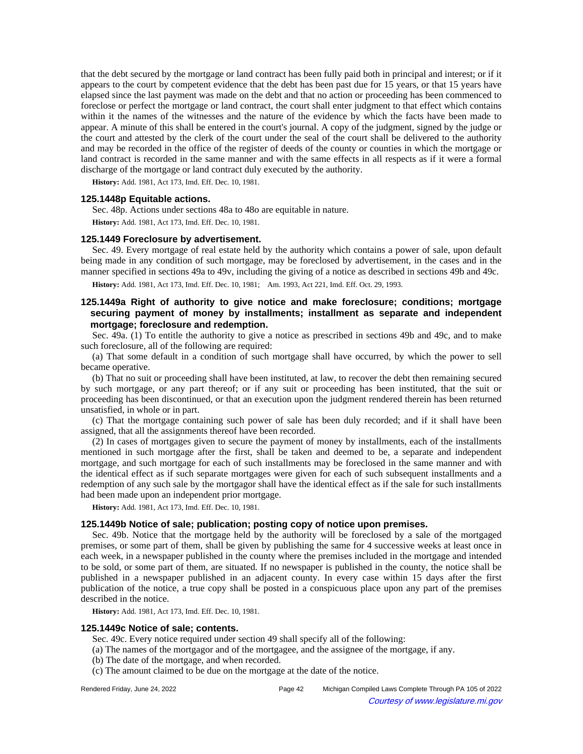that the debt secured by the mortgage or land contract has been fully paid both in principal and interest; or if it appears to the court by competent evidence that the debt has been past due for 15 years, or that 15 years have elapsed since the last payment was made on the debt and that no action or proceeding has been commenced to foreclose or perfect the mortgage or land contract, the court shall enter judgment to that effect which contains within it the names of the witnesses and the nature of the evidence by which the facts have been made to appear. A minute of this shall be entered in the court's journal. A copy of the judgment, signed by the judge or the court and attested by the clerk of the court under the seal of the court shall be delivered to the authority and may be recorded in the office of the register of deeds of the county or counties in which the mortgage or land contract is recorded in the same manner and with the same effects in all respects as if it were a formal discharge of the mortgage or land contract duly executed by the authority.

**History:** Add. 1981, Act 173, Imd. Eff. Dec. 10, 1981.

### 125.1448p Equitable actions.

Sec. 48p. Actions under sections 48a to 48o are equitable in nature.

**History:** Add. 1981, Act 173, Imd. Eff. Dec. 10, 1981.

### 125.1449 Foreclosure by advertisement.

Sec. 49. Every mortgage of real estate held by the authority which contains a power of sale, upon default being made in any condition of such mortgage, may be foreclosed by advertisement, in the cases and in the manner specified in sections 49a to 49v, including the giving of a notice as described in sections 49b and 49c.

**History:** Add. 1981, Act 173, Imd. Eff. Dec. 10, 1981;—Am. 1993, Act 221, Imd. Eff. Oct. 29, 1993.

### 125.1449a Right of authority to give notice and make foreclosure; conditions; mortgage securing payment of money by installments; installment as separate and independent mortgage; foreclosure and redemption.

Sec. 49a. (1) To entitle the authority to give a notice as prescribed in sections 49b and 49c, and to make such foreclosure, all of the following are required:

(a) That some default in a condition of such mortgage shall have occurred, by which the power to sell became operative.

(b) That no suit or proceeding shall have been instituted, at law, to recover the debt then remaining secured by such mortgage, or any part thereof; or if any suit or proceeding has been instituted, that the suit or proceeding has been discontinued, or that an execution upon the judgment rendered therein has been returned unsatisfied, in whole or in part.

(c) That the mortgage containing such power of sale has been duly recorded; and if it shall have been assigned, that all the assignments thereof have been recorded.

(2) In cases of mortgages given to secure the payment of money by installments, each of the installments mentioned in such mortgage after the first, shall be taken and deemed to be, a separate and independent mortgage, and such mortgage for each of such installments may be foreclosed in the same manner and with the identical effect as if such separate mortgages were given for each of such subsequent installments and a redemption of any such sale by the mortgagor shall have the identical effect as if the sale for such installments had been made upon an independent prior mortgage.

**History:** Add. 1981, Act 173, Imd. Eff. Dec. 10, 1981.

### 125.1449b Notice of sale; publication; posting copy of notice upon premises.

Sec. 49b. Notice that the mortgage held by the authority will be foreclosed by a sale of the mortgaged premises, or some part of them, shall be given by publishing the same for 4 successive weeks at least once in each week, in a newspaper published in the county where the premises included in the mortgage and intended to be sold, or some part of them, are situated. If no newspaper is published in the county, the notice shall be published in a newspaper published in an adjacent county. In every case within 15 days after the first publication of the notice, a true copy shall be posted in a conspicuous place upon any part of the premises described in the notice.

**History:** Add. 1981, Act 173, Imd. Eff. Dec. 10, 1981.

### 125.1449c Notice of sale; contents.

Sec. 49c. Every notice required under section 49 shall specify all of the following:

(a) The names of the mortgagor and of the mortgagee, and the assignee of the mortgage, if any.

(b) The date of the mortgage, and when recorded.

(c) The amount claimed to be due on the mortgage at the date of the notice.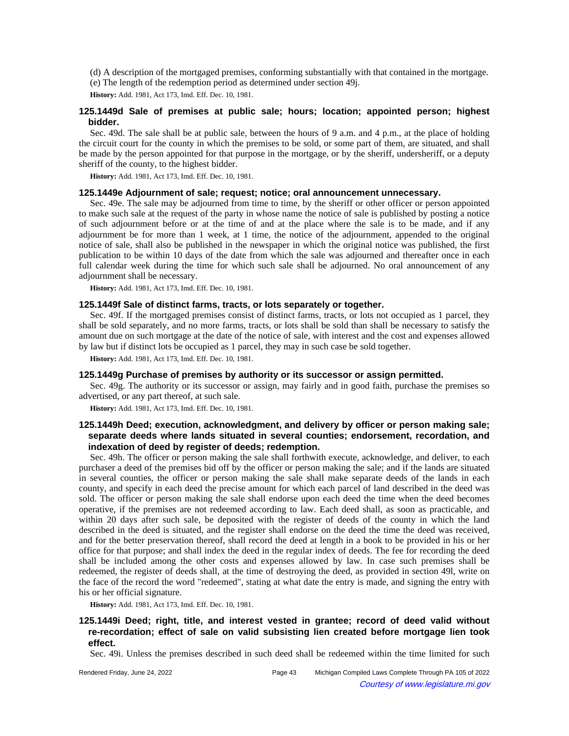(d) A description of the mortgaged premises, conforming substantially with that contained in the mortgage.

(e) The length of the redemption period as determined under section 49j.

**History:** Add. 1981, Act 173, Imd. Eff. Dec. 10, 1981.

### 125.1449d Sale of premises at public sale; hours; location; appointed person; highest bidder.

Sec. 49d. The sale shall be at public sale, between the hours of 9 a.m. and 4 p.m., at the place of holding the circuit court for the county in which the premises to be sold, or some part of them, are situated, and shall be made by the person appointed for that purpose in the mortgage, or by the sheriff, undersheriff, or a deputy sheriff of the county, to the highest bidder.

**History:** Add. 1981, Act 173, Imd. Eff. Dec. 10, 1981.

### 125.1449e Adjournment of sale; request; notice; oral announcement unnecessary.

Sec. 49e. The sale may be adjourned from time to time, by the sheriff or other officer or person appointed to make such sale at the request of the party in whose name the notice of sale is published by posting a notice of such adjournment before or at the time of and at the place where the sale is to be made, and if any adjournment be for more than 1 week, at 1 time, the notice of the adjournment, appended to the original notice of sale, shall also be published in the newspaper in which the original notice was published, the first publication to be within 10 days of the date from which the sale was adjourned and thereafter once in each full calendar week during the time for which such sale shall be adjourned. No oral announcement of any adjournment shall be necessary.

**History:** Add. 1981, Act 173, Imd. Eff. Dec. 10, 1981.

### 125.1449f Sale of distinct farms, tracts, or lots separately or together.

Sec. 49f. If the mortgaged premises consist of distinct farms, tracts, or lots not occupied as 1 parcel, they shall be sold separately, and no more farms, tracts, or lots shall be sold than shall be necessary to satisfy the amount due on such mortgage at the date of the notice of sale, with interest and the cost and expenses allowed by law but if distinct lots be occupied as 1 parcel, they may in such case be sold together.

**History:** Add. 1981, Act 173, Imd. Eff. Dec. 10, 1981.

### 125.1449g Purchase of premises by authority or its successor or assign permitted.

Sec. 49g. The authority or its successor or assign, may fairly and in good faith, purchase the premises so advertised, or any part thereof, at such sale.

**History:** Add. 1981, Act 173, Imd. Eff. Dec. 10, 1981.

### 125.1449h Deed; execution, acknowledgment, and delivery by officer or person making sale; separate deeds where lands situated in several counties; endorsement, recordation, and indexation of deed by register of deeds; redemption.

Sec. 49h. The officer or person making the sale shall forthwith execute, acknowledge, and deliver, to each purchaser a deed of the premises bid off by the officer or person making the sale; and if the lands are situated in several counties, the officer or person making the sale shall make separate deeds of the lands in each county, and specify in each deed the precise amount for which each parcel of land described in the deed was sold. The officer or person making the sale shall endorse upon each deed the time when the deed becomes operative, if the premises are not redeemed according to law. Each deed shall, as soon as practicable, and within 20 days after such sale, be deposited with the register of deeds of the county in which the land described in the deed is situated, and the register shall endorse on the deed the time the deed was received, and for the better preservation thereof, shall record the deed at length in a book to be provided in his or her office for that purpose; and shall index the deed in the regular index of deeds. The fee for recording the deed shall be included among the other costs and expenses allowed by law. In case such premises shall be redeemed, the register of deeds shall, at the time of destroying the deed, as provided in section 49l, write on the face of the record the word "redeemed", stating at what date the entry is made, and signing the entry with his or her official signature.

**History:** Add. 1981, Act 173, Imd. Eff. Dec. 10, 1981.

### 125.1449i Deed; right, title, and interest vested in grantee; record of deed valid without re-recordation; effect of sale on valid subsisting lien created before mortgage lien took effect.

Sec. 49i. Unless the premises described in such deed shall be redeemed within the time limited for such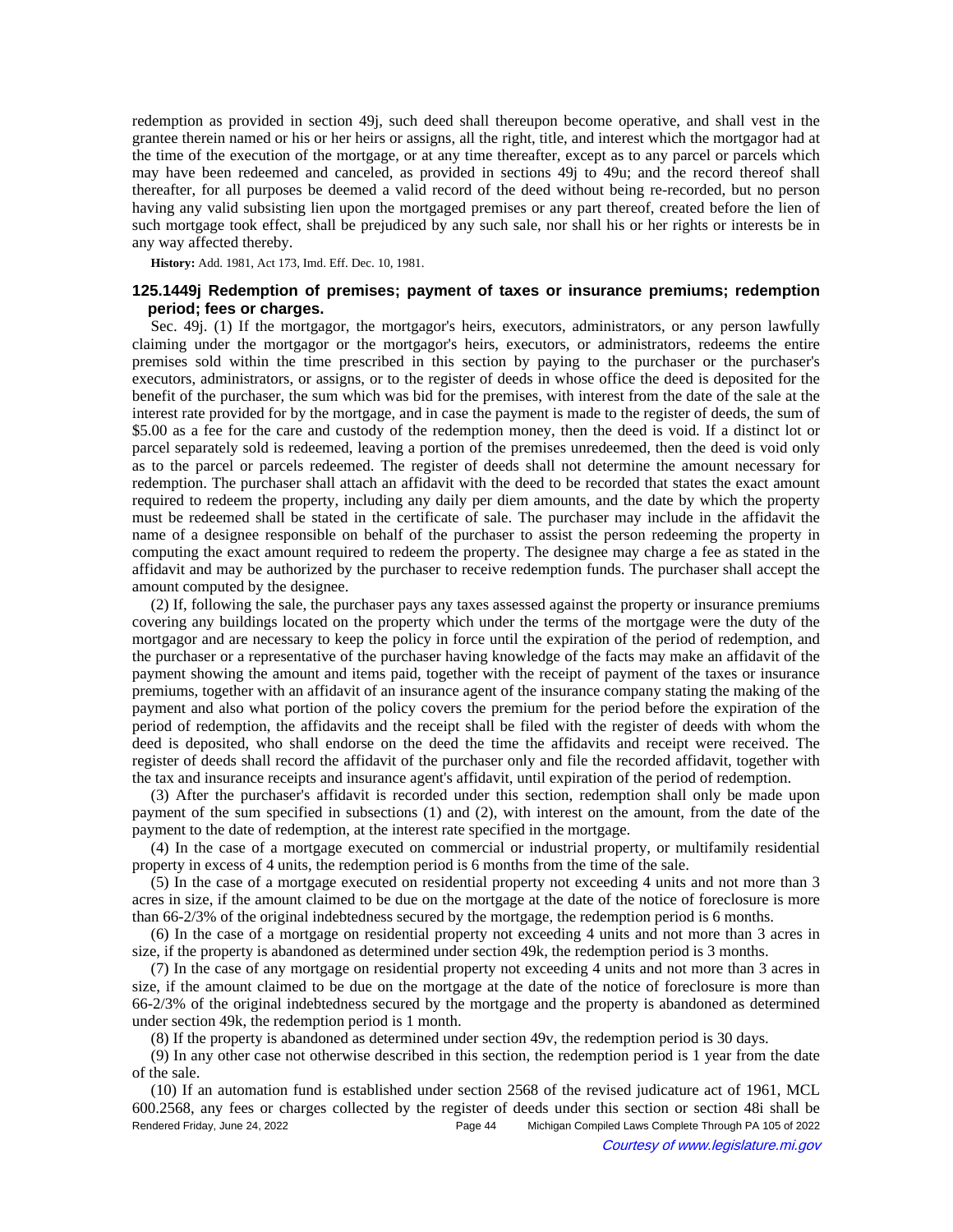redemption as provided in section 49j, such deed shall thereupon become operative, and shall vest in the grantee therein named or his or her heirs or assigns, all the right, title, and interest which the mortgagor had at the time of the execution of the mortgage, or at any time thereafter, except as to any parcel or parcels which may have been redeemed and canceled, as provided in sections 49j to 49u; and the record thereof shall thereafter, for all purposes be deemed a valid record of the deed without being re-recorded, but no person having any valid subsisting lien upon the mortgaged premises or any part thereof, created before the lien of such mortgage took effect, shall be prejudiced by any such sale, nor shall his or her rights or interests be in any way affected thereby.

**History:** Add. 1981, Act 173, Imd. Eff. Dec. 10, 1981.

### 125.1449j Redemption of premises; payment of taxes or insurance premiums; redemption period; fees or charges.

Sec. 49j. (1) If the mortgagor, the mortgagor's heirs, executors, administrators, or any person lawfully claiming under the mortgagor or the mortgagor's heirs, executors, or administrators, redeems the entire premises sold within the time prescribed in this section by paying to the purchaser or the purchaser's executors, administrators, or assigns, or to the register of deeds in whose office the deed is deposited for the benefit of the purchaser, the sum which was bid for the premises, with interest from the date of the sale at the interest rate provided for by the mortgage, and in case the payment is made to the register of deeds, the sum of $5.00 as a fee for the care and custody of the redemption money, then the deed is void. If a distinct lot or parcel separately sold is redeemed, leaving a portion of the premises unredeemed, then the deed is void only as to the parcel or parcels redeemed. The register of deeds shall not determine the amount necessary for redemption. The purchaser shall attach an affidavit with the deed to be recorded that states the exact amount required to redeem the property, including any daily per diem amounts, and the date by which the property must be redeemed shall be stated in the certificate of sale. The purchaser may include in the affidavit the name of a designee responsible on behalf of the purchaser to assist the person redeeming the property in computing the exact amount required to redeem the property. The designee may charge a fee as stated in the affidavit and may be authorized by the purchaser to receive redemption funds. The purchaser shall accept the amount computed by the designee.

(2) If, following the sale, the purchaser pays any taxes assessed against the property or insurance premiums covering any buildings located on the property which under the terms of the mortgage were the duty of the mortgagor and are necessary to keep the policy in force until the expiration of the period of redemption, and the purchaser or a representative of the purchaser having knowledge of the facts may make an affidavit of the payment showing the amount and items paid, together with the receipt of payment of the taxes or insurance premiums, together with an affidavit of an insurance agent of the insurance company stating the making of the payment and also what portion of the policy covers the premium for the period before the expiration of the period of redemption, the affidavits and the receipt shall be filed with the register of deeds with whom the deed is deposited, who shall endorse on the deed the time the affidavits and receipt were received. The register of deeds shall record the affidavit of the purchaser only and file the recorded affidavit, together with the tax and insurance receipts and insurance agent's affidavit, until expiration of the period of redemption.

(3) After the purchaser's affidavit is recorded under this section, redemption shall only be made upon payment of the sum specified in subsections (1) and (2), with interest on the amount, from the date of the payment to the date of redemption, at the interest rate specified in the mortgage.

(4) In the case of a mortgage executed on commercial or industrial property, or multifamily residential property in excess of 4 units, the redemption period is 6 months from the time of the sale.

(5) In the case of a mortgage executed on residential property not exceeding 4 units and not more than 3 acres in size, if the amount claimed to be due on the mortgage at the date of the notice of foreclosure is more than 66-2/3% of the original indebtedness secured by the mortgage, the redemption period is 6 months.

(6) In the case of a mortgage on residential property not exceeding 4 units and not more than 3 acres in size, if the property is abandoned as determined under section 49k, the redemption period is 3 months.

(7) In the case of any mortgage on residential property not exceeding 4 units and not more than 3 acres in size, if the amount claimed to be due on the mortgage at the date of the notice of foreclosure is more than 66-2/3% of the original indebtedness secured by the mortgage and the property is abandoned as determined under section 49k, the redemption period is 1 month.

(8) If the property is abandoned as determined under section 49v, the redemption period is 30 days.

(9) In any other case not otherwise described in this section, the redemption period is 1 year from the date of the sale.

(10) If an automation fund is established under section 2568 of the revised judicature act of 1961, MCL 600.2568, any fees or charges collected by the register of deeds under this section or section 48i shall be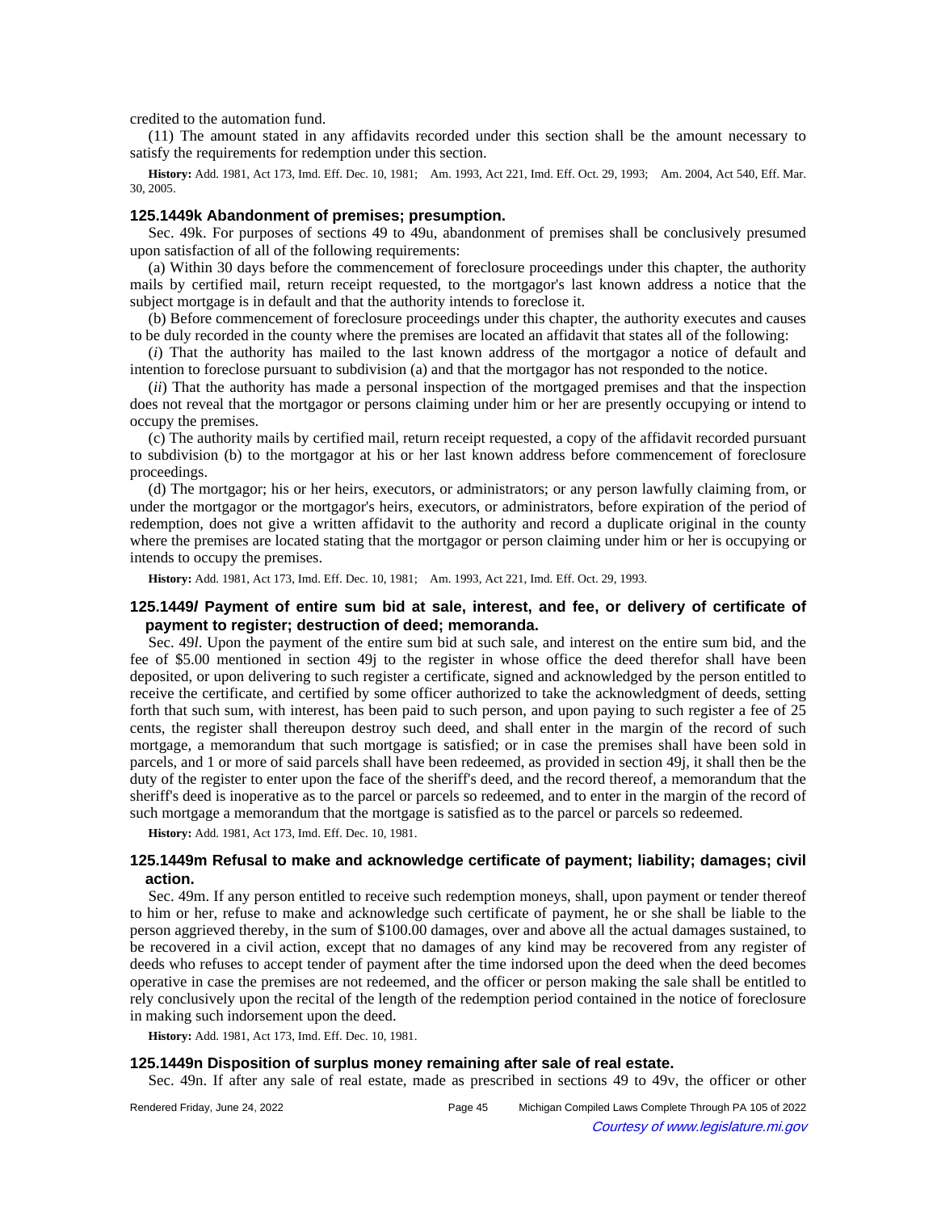credited to the automation fund.

(11) The amount stated in any affidavits recorded under this section shall be the amount necessary to satisfy the requirements for redemption under this section.

**History:** Add. 1981, Act 173, Imd. Eff. Dec. 10, 1981; Am. 1993, Act 221, Imd. Eff. Oct. 29, 1993; Am. 2004, Act 540, Eff. Mar. 30, 2005.

### 125.1449k Abandonment of premises; presumption.

Sec. 49k. For purposes of sections 49 to 49u, abandonment of premises shall be conclusively presumed upon satisfaction of all of the following requirements:

(a) Within 30 days before the commencement of foreclosure proceedings under this chapter, the authority mails by certified mail, return receipt requested, to the mortgagor's last known address a notice that the subject mortgage is in default and that the authority intends to foreclose it.

(b) Before commencement of foreclosure proceedings under this chapter, the authority executes and causes to be duly recorded in the county where the premises are located an affidavit that states all of the following:

(*i*) That the authority has mailed to the last known address of the mortgagor a notice of default and intention to foreclose pursuant to subdivision (a) and that the mortgagor has not responded to the notice.

(*ii*) That the authority has made a personal inspection of the mortgaged premises and that the inspection does not reveal that the mortgagor or persons claiming under him or her are presently occupying or intend to occupy the premises.

(c) The authority mails by certified mail, return receipt requested, a copy of the affidavit recorded pursuant to subdivision (b) to the mortgagor at his or her last known address before commencement of foreclosure proceedings.

(d) The mortgagor; his or her heirs, executors, or administrators; or any person lawfully claiming from, or under the mortgagor or the mortgagor's heirs, executors, or administrators, before expiration of the period of redemption, does not give a written affidavit to the authority and record a duplicate original in the county where the premises are located stating that the mortgagor or person claiming under him or her is occupying or intends to occupy the premises.

**History:** Add. 1981, Act 173, Imd. Eff. Dec. 10, 1981; Am. 1993, Act 221, Imd. Eff. Oct. 29, 1993.

### 125.1449*l* Payment of entire sum bid at sale, interest, and fee, or delivery of certificate of payment to register; destruction of deed; memoranda.

Sec. 49*l*. Upon the payment of the entire sum bid at such sale, and interest on the entire sum bid, and the fee of $5.00 mentioned in section 49j to the register in whose office the deed therefor shall have been deposited, or upon delivering to such register a certificate, signed and acknowledged by the person entitled to receive the certificate, and certified by some officer authorized to take the acknowledgment of deeds, setting forth that such sum, with interest, has been paid to such person, and upon paying to such register a fee of 25 cents, the register shall thereupon destroy such deed, and shall enter in the margin of the record of such mortgage, a memorandum that such mortgage is satisfied; or in case the premises shall have been sold in parcels, and 1 or more of said parcels shall have been redeemed, as provided in section 49j, it shall then be the duty of the register to enter upon the face of the sheriff's deed, and the record thereof, a memorandum that the sheriff's deed is inoperative as to the parcel or parcels so redeemed, and to enter in the margin of the record of such mortgage a memorandum that the mortgage is satisfied as to the parcel or parcels so redeemed.

**History:** Add. 1981, Act 173, Imd. Eff. Dec. 10, 1981.

### 125.1449m Refusal to make and acknowledge certificate of payment; liability; damages; civil action.

Sec. 49m. If any person entitled to receive such redemption moneys, shall, upon payment or tender thereof to him or her, refuse to make and acknowledge such certificate of payment, he or she shall be liable to the person aggrieved thereby, in the sum of $100.00 damages, over and above all the actual damages sustained, to be recovered in a civil action, except that no damages of any kind may be recovered from any register of deeds who refuses to accept tender of payment after the time indorsed upon the deed when the deed becomes operative in case the premises are not redeemed, and the officer or person making the sale shall be entitled to rely conclusively upon the recital of the length of the redemption period contained in the notice of foreclosure in making such indorsement upon the deed.

**History:** Add. 1981, Act 173, Imd. Eff. Dec. 10, 1981.

### 125.1449n Disposition of surplus money remaining after sale of real estate.

Sec. 49n. If after any sale of real estate, made as prescribed in sections 49 to 49v, the officer or other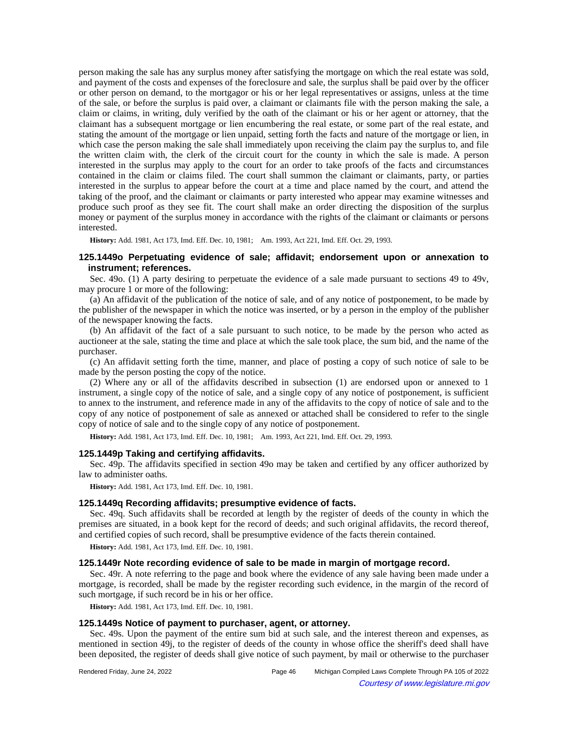person making the sale has any surplus money after satisfying the mortgage on which the real estate was sold, and payment of the costs and expenses of the foreclosure and sale, the surplus shall be paid over by the officer or other person on demand, to the mortgagor or his or her legal representatives or assigns, unless at the time of the sale, or before the surplus is paid over, a claimant or claimants file with the person making the sale, a claim or claims, in writing, duly verified by the oath of the claimant or his or her agent or attorney, that the claimant has a subsequent mortgage or lien encumbering the real estate, or some part of the real estate, and stating the amount of the mortgage or lien unpaid, setting forth the facts and nature of the mortgage or lien, in which case the person making the sale shall immediately upon receiving the claim pay the surplus to, and file the written claim with, the clerk of the circuit court for the county in which the sale is made. A person interested in the surplus may apply to the court for an order to take proofs of the facts and circumstances contained in the claim or claims filed. The court shall summon the claimant or claimants, party, or parties interested in the surplus to appear before the court at a time and place named by the court, and attend the taking of the proof, and the claimant or claimants or party interested who appear may examine witnesses and produce such proof as they see fit. The court shall make an order directing the disposition of the surplus money or payment of the surplus money in accordance with the rights of the claimant or claimants or persons interested.

**History:** Add. 1981, Act 173, Imd. Eff. Dec. 10, 1981; Am. 1993, Act 221, Imd. Eff. Oct. 29, 1993.

### 125.1449o Perpetuating evidence of sale; affidavit; endorsement upon or annexation to instrument; references.

Sec. 49o. (1) A party desiring to perpetuate the evidence of a sale made pursuant to sections 49 to 49v, may procure 1 or more of the following:

(a) An affidavit of the publication of the notice of sale, and of any notice of postponement, to be made by the publisher of the newspaper in which the notice was inserted, or by a person in the employ of the publisher of the newspaper knowing the facts.

(b) An affidavit of the fact of a sale pursuant to such notice, to be made by the person who acted as auctioneer at the sale, stating the time and place at which the sale took place, the sum bid, and the name of the purchaser.

(c) An affidavit setting forth the time, manner, and place of posting a copy of such notice of sale to be made by the person posting the copy of the notice.

(2) Where any or all of the affidavits described in subsection (1) are endorsed upon or annexed to 1 instrument, a single copy of the notice of sale, and a single copy of any notice of postponement, is sufficient to annex to the instrument, and reference made in any of the affidavits to the copy of notice of sale and to the copy of any notice of postponement of sale as annexed or attached shall be considered to refer to the single copy of notice of sale and to the single copy of any notice of postponement.

**History:** Add. 1981, Act 173, Imd. Eff. Dec. 10, 1981; Am. 1993, Act 221, Imd. Eff. Oct. 29, 1993.

### 125.1449p Taking and certifying affidavits.

Sec. 49p. The affidavits specified in section 49o may be taken and certified by any officer authorized by law to administer oaths.

**History:** Add. 1981, Act 173, Imd. Eff. Dec. 10, 1981.

### 125.1449q Recording affidavits; presumptive evidence of facts.

Sec. 49q. Such affidavits shall be recorded at length by the register of deeds of the county in which the premises are situated, in a book kept for the record of deeds; and such original affidavits, the record thereof, and certified copies of such record, shall be presumptive evidence of the facts therein contained.

**History:** Add. 1981, Act 173, Imd. Eff. Dec. 10, 1981.

### 125.1449r Note recording evidence of sale to be made in margin of mortgage record.

Sec. 49r. A note referring to the page and book where the evidence of any sale having been made under a mortgage, is recorded, shall be made by the register recording such evidence, in the margin of the record of such mortgage, if such record be in his or her office.

**History:** Add. 1981, Act 173, Imd. Eff. Dec. 10, 1981.

### 125.1449s Notice of payment to purchaser, agent, or attorney.

Sec. 49s. Upon the payment of the entire sum bid at such sale, and the interest thereon and expenses, as mentioned in section 49j, to the register of deeds of the county in whose office the sheriff's deed shall have been deposited, the register of deeds shall give notice of such payment, by mail or otherwise to the purchaser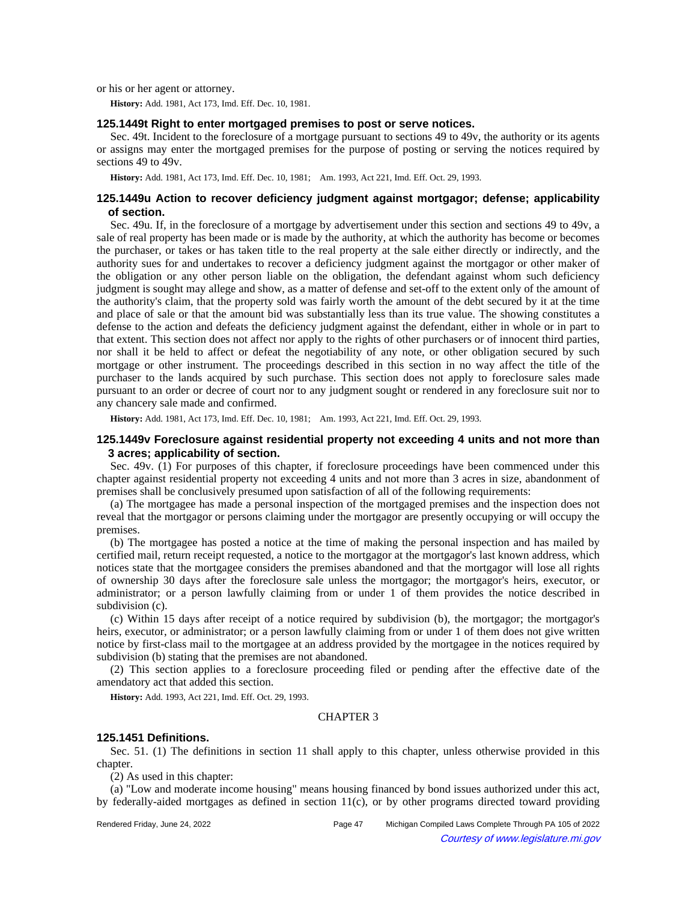or his or her agent or attorney.

**History:** Add. 1981, Act 173, Imd. Eff. Dec. 10, 1981.

### 125.1449t Right to enter mortgaged premises to post or serve notices.

Sec. 49t. Incident to the foreclosure of a mortgage pursuant to sections 49 to 49v, the authority or its agents or assigns may enter the mortgaged premises for the purpose of posting or serving the notices required by sections 49 to 49v.

**History:** Add. 1981, Act 173, Imd. Eff. Dec. 10, 1981; Am. 1993, Act 221, Imd. Eff. Oct. 29, 1993.

### 125.1449u Action to recover deficiency judgment against mortgagor; defense; applicability of section.

Sec. 49u. If, in the foreclosure of a mortgage by advertisement under this section and sections 49 to 49v, a sale of real property has been made or is made by the authority, at which the authority has become or becomes the purchaser, or takes or has taken title to the real property at the sale either directly or indirectly, and the authority sues for and undertakes to recover a deficiency judgment against the mortgagor or other maker of the obligation or any other person liable on the obligation, the defendant against whom such deficiency judgment is sought may allege and show, as a matter of defense and set-off to the extent only of the amount of the authority's claim, that the property sold was fairly worth the amount of the debt secured by it at the time and place of sale or that the amount bid was substantially less than its true value. The showing constitutes a defense to the action and defeats the deficiency judgment against the defendant, either in whole or in part to that extent. This section does not affect nor apply to the rights of other purchasers or of innocent third parties, nor shall it be held to affect or defeat the negotiability of any note, or other obligation secured by such mortgage or other instrument. The proceedings described in this section in no way affect the title of the purchaser to the lands acquired by such purchase. This section does not apply to foreclosure sales made pursuant to an order or decree of court nor to any judgment sought or rendered in any foreclosure suit nor to any chancery sale made and confirmed.

**History:** Add. 1981, Act 173, Imd. Eff. Dec. 10, 1981; Am. 1993, Act 221, Imd. Eff. Oct. 29, 1993.

### 125.1449v Foreclosure against residential property not exceeding 4 units and not more than 3 acres; applicability of section.

Sec. 49v. (1) For purposes of this chapter, if foreclosure proceedings have been commenced under this chapter against residential property not exceeding 4 units and not more than 3 acres in size, abandonment of premises shall be conclusively presumed upon satisfaction of all of the following requirements:

(a) The mortgagee has made a personal inspection of the mortgaged premises and the inspection does not reveal that the mortgagor or persons claiming under the mortgagor are presently occupying or will occupy the premises.

(b) The mortgagee has posted a notice at the time of making the personal inspection and has mailed by certified mail, return receipt requested, a notice to the mortgagor at the mortgagor's last known address, which notices state that the mortgagee considers the premises abandoned and that the mortgagor will lose all rights of ownership 30 days after the foreclosure sale unless the mortgagor; the mortgagor's heirs, executor, or administrator; or a person lawfully claiming from or under 1 of them provides the notice described in subdivision (c).

(c) Within 15 days after receipt of a notice required by subdivision (b), the mortgagor; the mortgagor's heirs, executor, or administrator; or a person lawfully claiming from or under 1 of them does not give written notice by first-class mail to the mortgagee at an address provided by the mortgagee in the notices required by subdivision (b) stating that the premises are not abandoned.

(2) This section applies to a foreclosure proceeding filed or pending after the effective date of the amendatory act that added this section.

**History:** Add. 1993, Act 221, Imd. Eff. Oct. 29, 1993.

## CHAPTER 3

### 125.1451 Definitions.

Sec. 51. (1) The definitions in section 11 shall apply to this chapter, unless otherwise provided in this chapter.

(2) As used in this chapter:

(a) "Low and moderate income housing" means housing financed by bond issues authorized under this act, by federally-aided mortgages as defined in section 11(c), or by other programs directed toward providing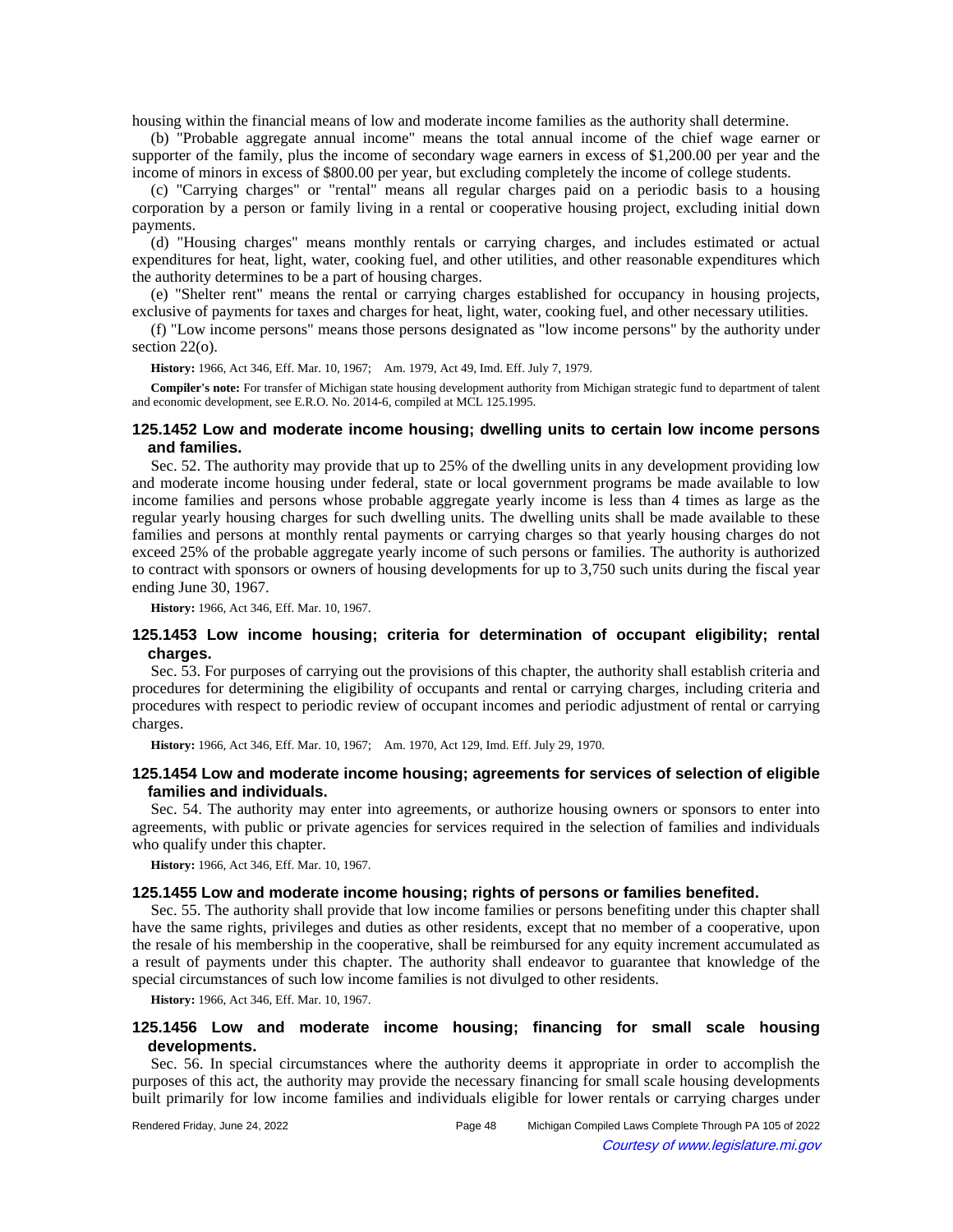housing within the financial means of low and moderate income families as the authority shall determine.

(b) "Probable aggregate annual income" means the total annual income of the chief wage earner or supporter of the family, plus the income of secondary wage earners in excess of $1,200.00 per year and the income of minors in excess of $800.00 per year, but excluding completely the income of college students.

(c) "Carrying charges" or "rental" means all regular charges paid on a periodic basis to a housing corporation by a person or family living in a rental or cooperative housing project, excluding initial down payments.

(d) "Housing charges" means monthly rentals or carrying charges, and includes estimated or actual expenditures for heat, light, water, cooking fuel, and other utilities, and other reasonable expenditures which the authority determines to be a part of housing charges.

(e) "Shelter rent" means the rental or carrying charges established for occupancy in housing projects, exclusive of payments for taxes and charges for heat, light, water, cooking fuel, and other necessary utilities.

(f) "Low income persons" means those persons designated as "low income persons" by the authority under section 22(o).

**History:** 1966, Act 346, Eff. Mar. 10, 1967; Am. 1979, Act 49, Imd. Eff. July 7, 1979.

**Compiler's note:** For transfer of Michigan state housing development authority from Michigan strategic fund to department of talent and economic development, see E.R.O. No. 2014-6, compiled at MCL 125.1995.

### 125.1452 Low and moderate income housing; dwelling units to certain low income persons and families.

Sec. 52. The authority may provide that up to 25% of the dwelling units in any development providing low and moderate income housing under federal, state or local government programs be made available to low income families and persons whose probable aggregate yearly income is less than 4 times as large as the regular yearly housing charges for such dwelling units. The dwelling units shall be made available to these families and persons at monthly rental payments or carrying charges so that yearly housing charges do not exceed 25% of the probable aggregate yearly income of such persons or families. The authority is authorized to contract with sponsors or owners of housing developments for up to 3,750 such units during the fiscal year ending June 30, 1967.

**History:** 1966, Act 346, Eff. Mar. 10, 1967.

### 125.1453 Low income housing; criteria for determination of occupant eligibility; rental charges.

Sec. 53. For purposes of carrying out the provisions of this chapter, the authority shall establish criteria and procedures for determining the eligibility of occupants and rental or carrying charges, including criteria and procedures with respect to periodic review of occupant incomes and periodic adjustment of rental or carrying charges.

**History:** 1966, Act 346, Eff. Mar. 10, 1967; Am. 1970, Act 129, Imd. Eff. July 29, 1970.

### 125.1454 Low and moderate income housing; agreements for services of selection of eligible families and individuals.

Sec. 54. The authority may enter into agreements, or authorize housing owners or sponsors to enter into agreements, with public or private agencies for services required in the selection of families and individuals who qualify under this chapter.

**History:** 1966, Act 346, Eff. Mar. 10, 1967.

### 125.1455 Low and moderate income housing; rights of persons or families benefited.

Sec. 55. The authority shall provide that low income families or persons benefiting under this chapter shall have the same rights, privileges and duties as other residents, except that no member of a cooperative, upon the resale of his membership in the cooperative, shall be reimbursed for any equity increment accumulated as a result of payments under this chapter. The authority shall endeavor to guarantee that knowledge of the special circumstances of such low income families is not divulged to other residents.

**History:** 1966, Act 346, Eff. Mar. 10, 1967.

### 125.1456 Low and moderate income housing; financing for small scale housing developments.

Sec. 56. In special circumstances where the authority deems it appropriate in order to accomplish the purposes of this act, the authority may provide the necessary financing for small scale housing developments built primarily for low income families and individuals eligible for lower rentals or carrying charges under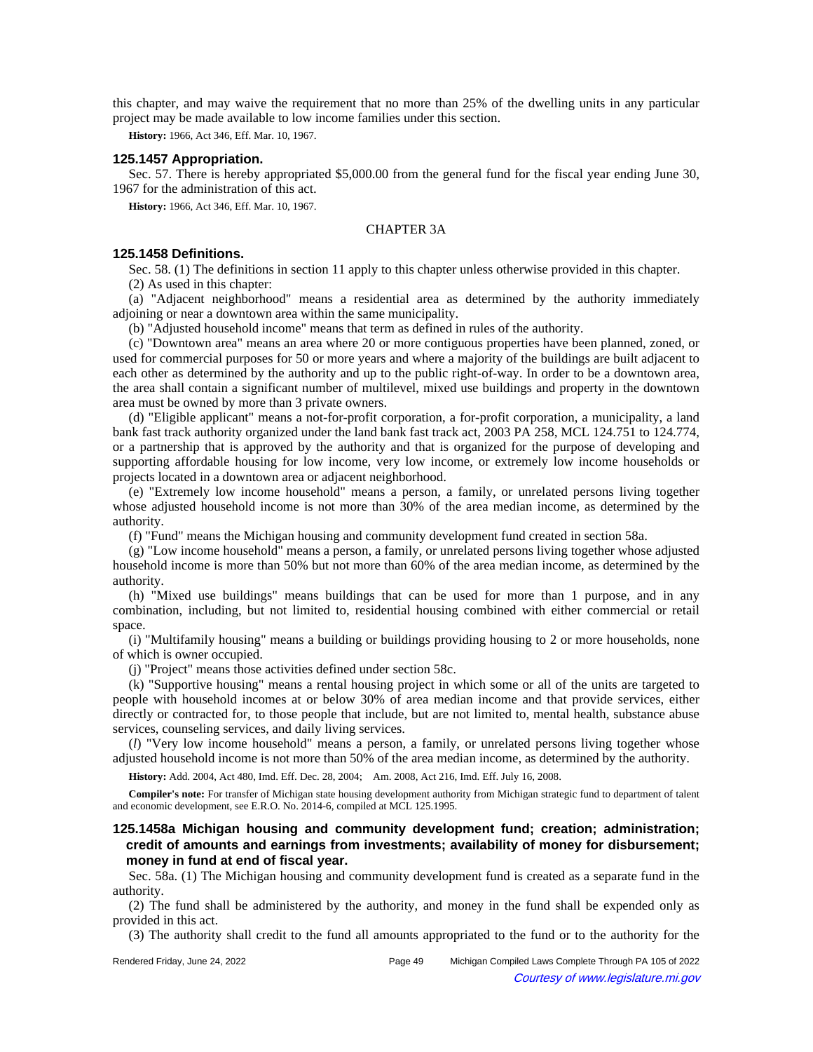this chapter, and may waive the requirement that no more than 25% of the dwelling units in any particular project may be made available to low income families under this section.

**History:** 1966, Act 346, Eff. Mar. 10, 1967.

### 125.1457 Appropriation.

Sec. 57. There is hereby appropriated $5,000.00 from the general fund for the fiscal year ending June 30, 1967 for the administration of this act.

**History:** 1966, Act 346, Eff. Mar. 10, 1967.

## CHAPTER 3A

### 125.1458 Definitions.

Sec. 58. (1) The definitions in section 11 apply to this chapter unless otherwise provided in this chapter.

(2) As used in this chapter:

(a) "Adjacent neighborhood" means a residential area as determined by the authority immediately adjoining or near a downtown area within the same municipality.

(b) "Adjusted household income" means that term as defined in rules of the authority.

(c) "Downtown area" means an area where 20 or more contiguous properties have been planned, zoned, or used for commercial purposes for 50 or more years and where a majority of the buildings are built adjacent to each other as determined by the authority and up to the public right-of-way. In order to be a downtown area, the area shall contain a significant number of multilevel, mixed use buildings and property in the downtown area must be owned by more than 3 private owners.

(d) "Eligible applicant" means a not-for-profit corporation, a for-profit corporation, a municipality, a land bank fast track authority organized under the land bank fast track act, 2003 PA 258, MCL 124.751 to 124.774, or a partnership that is approved by the authority and that is organized for the purpose of developing and supporting affordable housing for low income, very low income, or extremely low income households or projects located in a downtown area or adjacent neighborhood.

(e) "Extremely low income household" means a person, a family, or unrelated persons living together whose adjusted household income is not more than 30% of the area median income, as determined by the authority.

(f) "Fund" means the Michigan housing and community development fund created in section 58a.

(g) "Low income household" means a person, a family, or unrelated persons living together whose adjusted household income is more than 50% but not more than 60% of the area median income, as determined by the authority.

(h) "Mixed use buildings" means buildings that can be used for more than 1 purpose, and in any combination, including, but not limited to, residential housing combined with either commercial or retail space.

(i) "Multifamily housing" means a building or buildings providing housing to 2 or more households, none of which is owner occupied.

(j) "Project" means those activities defined under section 58c.

(k) "Supportive housing" means a rental housing project in which some or all of the units are targeted to people with household incomes at or below 30% of area median income and that provide services, either directly or contracted for, to those people that include, but are not limited to, mental health, substance abuse services, counseling services, and daily living services.

(*l*) "Very low income household" means a person, a family, or unrelated persons living together whose adjusted household income is not more than 50% of the area median income, as determined by the authority.

**History:** Add. 2004, Act 480, Imd. Eff. Dec. 28, 2004; Am. 2008, Act 216, Imd. Eff. July 16, 2008.

**Compiler's note:** For transfer of Michigan state housing development authority from Michigan strategic fund to department of talent and economic development, see E.R.O. No. 2014-6, compiled at MCL 125.1995.

### 125.1458a Michigan housing and community development fund; creation; administration; credit of amounts and earnings from investments; availability of money for disbursement; money in fund at end of fiscal year.

Sec. 58a. (1) The Michigan housing and community development fund is created as a separate fund in the authority.

(2) The fund shall be administered by the authority, and money in the fund shall be expended only as provided in this act.

(3) The authority shall credit to the fund all amounts appropriated to the fund or to the authority for the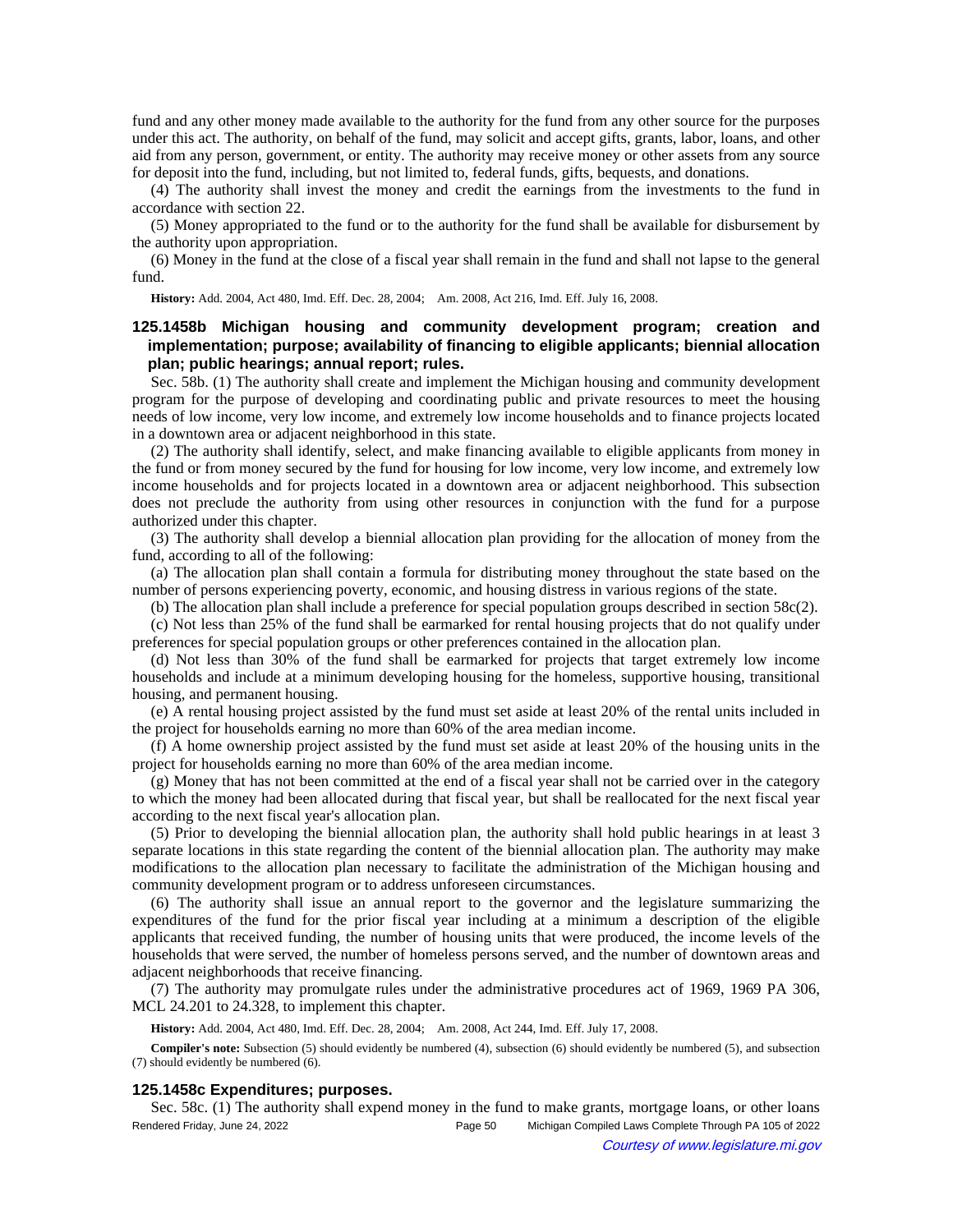fund and any other money made available to the authority for the fund from any other source for the purposes under this act. The authority, on behalf of the fund, may solicit and accept gifts, grants, labor, loans, and other aid from any person, government, or entity. The authority may receive money or other assets from any source for deposit into the fund, including, but not limited to, federal funds, gifts, bequests, and donations.

(4) The authority shall invest the money and credit the earnings from the investments to the fund in accordance with section 22.

(5) Money appropriated to the fund or to the authority for the fund shall be available for disbursement by the authority upon appropriation.

(6) Money in the fund at the close of a fiscal year shall remain in the fund and shall not lapse to the general fund.

**History:** Add. 2004, Act 480, Imd. Eff. Dec. 28, 2004; Am. 2008, Act 216, Imd. Eff. July 16, 2008.

### 125.1458b Michigan housing and community development program; creation and implementation; purpose; availability of financing to eligible applicants; biennial allocation plan; public hearings; annual report; rules.

Sec. 58b. (1) The authority shall create and implement the Michigan housing and community development program for the purpose of developing and coordinating public and private resources to meet the housing needs of low income, very low income, and extremely low income households and to finance projects located in a downtown area or adjacent neighborhood in this state.

(2) The authority shall identify, select, and make financing available to eligible applicants from money in the fund or from money secured by the fund for housing for low income, very low income, and extremely low income households and for projects located in a downtown area or adjacent neighborhood. This subsection does not preclude the authority from using other resources in conjunction with the fund for a purpose authorized under this chapter.

(3) The authority shall develop a biennial allocation plan providing for the allocation of money from the fund, according to all of the following:

(a) The allocation plan shall contain a formula for distributing money throughout the state based on the number of persons experiencing poverty, economic, and housing distress in various regions of the state.

(b) The allocation plan shall include a preference for special population groups described in section 58c(2).

(c) Not less than 25% of the fund shall be earmarked for rental housing projects that do not qualify under preferences for special population groups or other preferences contained in the allocation plan.

(d) Not less than 30% of the fund shall be earmarked for projects that target extremely low income households and include at a minimum developing housing for the homeless, supportive housing, transitional housing, and permanent housing.

(e) A rental housing project assisted by the fund must set aside at least 20% of the rental units included in the project for households earning no more than 60% of the area median income.

(f) A home ownership project assisted by the fund must set aside at least 20% of the housing units in the project for households earning no more than 60% of the area median income.

(g) Money that has not been committed at the end of a fiscal year shall not be carried over in the category to which the money had been allocated during that fiscal year, but shall be reallocated for the next fiscal year according to the next fiscal year's allocation plan.

(5) Prior to developing the biennial allocation plan, the authority shall hold public hearings in at least 3 separate locations in this state regarding the content of the biennial allocation plan. The authority may make modifications to the allocation plan necessary to facilitate the administration of the Michigan housing and community development program or to address unforeseen circumstances.

(6) The authority shall issue an annual report to the governor and the legislature summarizing the expenditures of the fund for the prior fiscal year including at a minimum a description of the eligible applicants that received funding, the number of housing units that were produced, the income levels of the households that were served, the number of homeless persons served, and the number of downtown areas and adjacent neighborhoods that receive financing.

(7) The authority may promulgate rules under the administrative procedures act of 1969, 1969 PA 306, MCL 24.201 to 24.328, to implement this chapter.

**History:** Add. 2004, Act 480, Imd. Eff. Dec. 28, 2004; Am. 2008, Act 244, Imd. Eff. July 17, 2008.

**Compiler's note:** Subsection (5) should evidently be numbered (4), subsection (6) should evidently be numbered (5), and subsection (7) should evidently be numbered (6).

### 125.1458c Expenditures; purposes.

Sec. 58c. (1) The authority shall expend money in the fund to make grants, mortgage loans, or other loans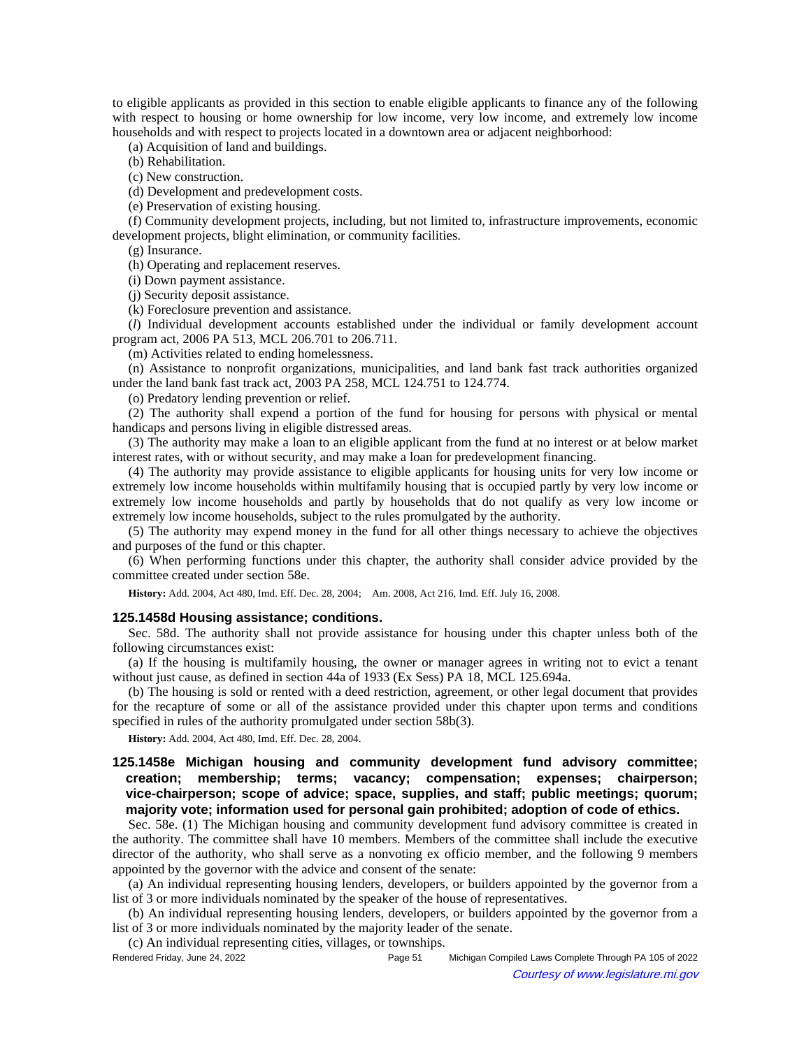to eligible applicants as provided in this section to enable eligible applicants to finance any of the following with respect to housing or home ownership for low income, very low income, and extremely low income households and with respect to projects located in a downtown area or adjacent neighborhood:

(a) Acquisition of land and buildings.

(b) Rehabilitation.

(c) New construction.

(d) Development and predevelopment costs.

(e) Preservation of existing housing.

(f) Community development projects, including, but not limited to, infrastructure improvements, economic development projects, blight elimination, or community facilities.

(g) Insurance.

(h) Operating and replacement reserves.

(i) Down payment assistance.

(j) Security deposit assistance.

(k) Foreclosure prevention and assistance.

(*l*) Individual development accounts established under the individual or family development account program act, 2006 PA 513, MCL 206.701 to 206.711.

(m) Activities related to ending homelessness.

(n) Assistance to nonprofit organizations, municipalities, and land bank fast track authorities organized under the land bank fast track act, 2003 PA 258, MCL 124.751 to 124.774.

(o) Predatory lending prevention or relief.

(2) The authority shall expend a portion of the fund for housing for persons with physical or mental handicaps and persons living in eligible distressed areas.

(3) The authority may make a loan to an eligible applicant from the fund at no interest or at below market interest rates, with or without security, and may make a loan for predevelopment financing.

(4) The authority may provide assistance to eligible applicants for housing units for very low income or extremely low income households within multifamily housing that is occupied partly by very low income or extremely low income households and partly by households that do not qualify as very low income or extremely low income households, subject to the rules promulgated by the authority.

(5) The authority may expend money in the fund for all other things necessary to achieve the objectives and purposes of the fund or this chapter.

(6) When performing functions under this chapter, the authority shall consider advice provided by the committee created under section 58e.

**History:** Add. 2004, Act 480, Imd. Eff. Dec. 28, 2004; Am. 2008, Act 216, Imd. Eff. July 16, 2008.

### 125.1458d Housing assistance; conditions.

Sec. 58d. The authority shall not provide assistance for housing under this chapter unless both of the following circumstances exist:

(a) If the housing is multifamily housing, the owner or manager agrees in writing not to evict a tenant without just cause, as defined in section 44a of 1933 (Ex Sess) PA 18, MCL 125.694a.

(b) The housing is sold or rented with a deed restriction, agreement, or other legal document that provides for the recapture of some or all of the assistance provided under this chapter upon terms and conditions specified in rules of the authority promulgated under section 58b(3).

**History:** Add. 2004, Act 480, Imd. Eff. Dec. 28, 2004.

### 125.1458e Michigan housing and community development fund advisory committee; creation; membership; terms; vacancy; compensation; expenses; chairperson; vice-chairperson; scope of advice; space, supplies, and staff; public meetings; quorum; majority vote; information used for personal gain prohibited; adoption of code of ethics.

Sec. 58e. (1) The Michigan housing and community development fund advisory committee is created in the authority. The committee shall have 10 members. Members of the committee shall include the executive director of the authority, who shall serve as a nonvoting ex officio member, and the following 9 members appointed by the governor with the advice and consent of the senate:

(a) An individual representing housing lenders, developers, or builders appointed by the governor from a list of 3 or more individuals nominated by the speaker of the house of representatives.

(b) An individual representing housing lenders, developers, or builders appointed by the governor from a list of 3 or more individuals nominated by the majority leader of the senate.

(c) An individual representing cities, villages, or townships.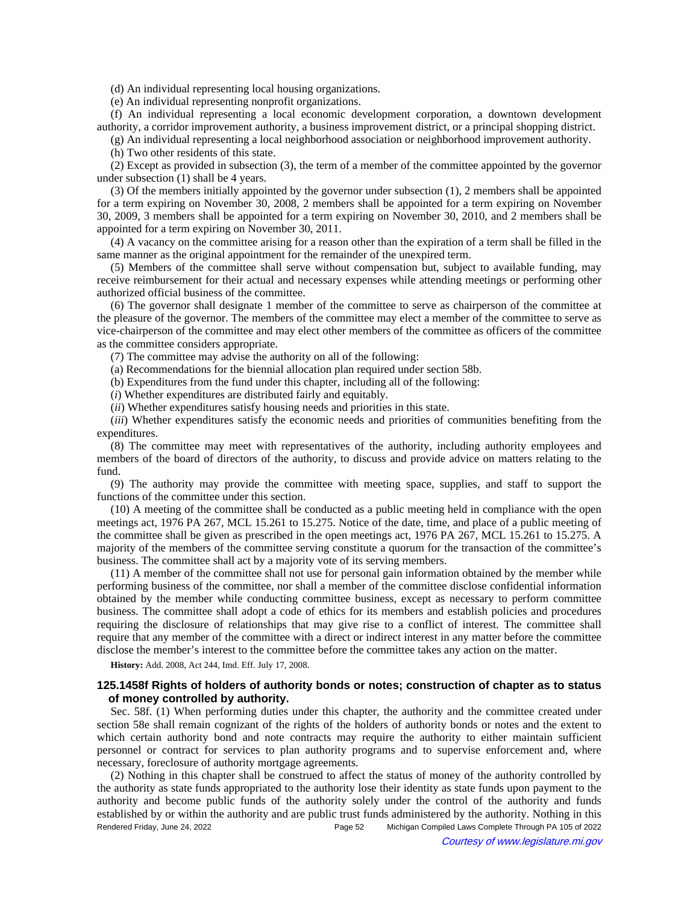(d) An individual representing local housing organizations.

(e) An individual representing nonprofit organizations.

(f) An individual representing a local economic development corporation, a downtown development authority, a corridor improvement authority, a business improvement district, or a principal shopping district.

(g) An individual representing a local neighborhood association or neighborhood improvement authority.

(h) Two other residents of this state.

(2) Except as provided in subsection (3), the term of a member of the committee appointed by the governor under subsection (1) shall be 4 years.

(3) Of the members initially appointed by the governor under subsection (1), 2 members shall be appointed for a term expiring on November 30, 2008, 2 members shall be appointed for a term expiring on November 30, 2009, 3 members shall be appointed for a term expiring on November 30, 2010, and 2 members shall be appointed for a term expiring on November 30, 2011.

(4) A vacancy on the committee arising for a reason other than the expiration of a term shall be filled in the same manner as the original appointment for the remainder of the unexpired term.

(5) Members of the committee shall serve without compensation but, subject to available funding, may receive reimbursement for their actual and necessary expenses while attending meetings or performing other authorized official business of the committee.

(6) The governor shall designate 1 member of the committee to serve as chairperson of the committee at the pleasure of the governor. The members of the committee may elect a member of the committee to serve as vice-chairperson of the committee and may elect other members of the committee as officers of the committee as the committee considers appropriate.

(7) The committee may advise the authority on all of the following:

(a) Recommendations for the biennial allocation plan required under section 58b.

(b) Expenditures from the fund under this chapter, including all of the following:

(*i*) Whether expenditures are distributed fairly and equitably.

(*ii*) Whether expenditures satisfy housing needs and priorities in this state.

(*iii*) Whether expenditures satisfy the economic needs and priorities of communities benefiting from the expenditures.

(8) The committee may meet with representatives of the authority, including authority employees and members of the board of directors of the authority, to discuss and provide advice on matters relating to the fund.

(9) The authority may provide the committee with meeting space, supplies, and staff to support the functions of the committee under this section.

(10) A meeting of the committee shall be conducted as a public meeting held in compliance with the open meetings act, 1976 PA 267, MCL 15.261 to 15.275. Notice of the date, time, and place of a public meeting of the committee shall be given as prescribed in the open meetings act, 1976 PA 267, MCL 15.261 to 15.275. A majority of the members of the committee serving constitute a quorum for the transaction of the committee's business. The committee shall act by a majority vote of its serving members.

(11) A member of the committee shall not use for personal gain information obtained by the member while performing business of the committee, nor shall a member of the committee disclose confidential information obtained by the member while conducting committee business, except as necessary to perform committee business. The committee shall adopt a code of ethics for its members and establish policies and procedures requiring the disclosure of relationships that may give rise to a conflict of interest. The committee shall require that any member of the committee with a direct or indirect interest in any matter before the committee disclose the member's interest to the committee before the committee takes any action on the matter.

**History:** Add. 2008, Act 244, Imd. Eff. July 17, 2008.

### 125.1458f Rights of holders of authority bonds or notes; construction of chapter as to status of money controlled by authority.

Sec. 58f. (1) When performing duties under this chapter, the authority and the committee created under section 58e shall remain cognizant of the rights of the holders of authority bonds or notes and the extent to which certain authority bond and note contracts may require the authority to either maintain sufficient personnel or contract for services to plan authority programs and to supervise enforcement and, where necessary, foreclosure of authority mortgage agreements.

(2) Nothing in this chapter shall be construed to affect the status of money of the authority controlled by the authority as state funds appropriated to the authority lose their identity as state funds upon payment to the authority and become public funds of the authority solely under the control of the authority and funds established by or within the authority and are public trust funds administered by the authority. Nothing in this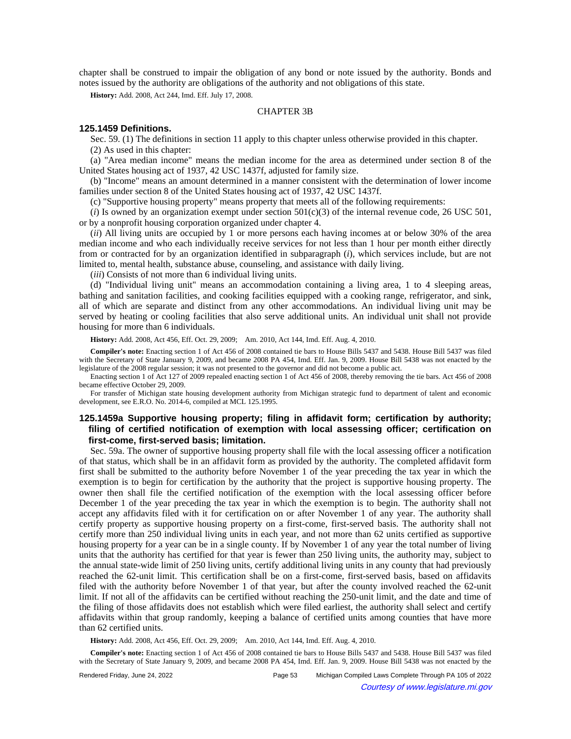chapter shall be construed to impair the obligation of any bond or note issued by the authority. Bonds and notes issued by the authority are obligations of the authority and not obligations of this state.

**History:** Add. 2008, Act 244, Imd. Eff. July 17, 2008.

CHAPTER 3B

### 125.1459 Definitions.

Sec. 59. (1) The definitions in section 11 apply to this chapter unless otherwise provided in this chapter.

(2) As used in this chapter:

(a) "Area median income" means the median income for the area as determined under section 8 of the United States housing act of 1937, 42 USC 1437f, adjusted for family size.

(b) "Income" means an amount determined in a manner consistent with the determination of lower income families under section 8 of the United States housing act of 1937, 42 USC 1437f.

(c) "Supportive housing property" means property that meets all of the following requirements:

(*i*) Is owned by an organization exempt under section 501(c)(3) of the internal revenue code, 26 USC 501, or by a nonprofit housing corporation organized under chapter 4.

(*ii*) All living units are occupied by 1 or more persons each having incomes at or below 30% of the area median income and who each individually receive services for not less than 1 hour per month either directly from or contracted for by an organization identified in subparagraph (*i*), which services include, but are not limited to, mental health, substance abuse, counseling, and assistance with daily living.

(*iii*) Consists of not more than 6 individual living units.

(d) "Individual living unit" means an accommodation containing a living area, 1 to 4 sleeping areas, bathing and sanitation facilities, and cooking facilities equipped with a cooking range, refrigerator, and sink, all of which are separate and distinct from any other accommodations. An individual living unit may be served by heating or cooling facilities that also serve additional units. An individual unit shall not provide housing for more than 6 individuals.

**History:** Add. 2008, Act 456, Eff. Oct. 29, 2009;—Am. 2010, Act 144, Imd. Eff. Aug. 4, 2010.

**Compiler's note:** Enacting section 1 of Act 456 of 2008 contained tie bars to House Bills 5437 and 5438. House Bill 5437 was filed with the Secretary of State January 9, 2009, and became 2008 PA 454, Imd. Eff. Jan. 9, 2009. House Bill 5438 was not enacted by the legislature of the 2008 regular session; it was not presented to the governor and did not become a public act.

Enacting section 1 of Act 127 of 2009 repealed enacting section 1 of Act 456 of 2008, thereby removing the tie bars. Act 456 of 2008 became effective October 29, 2009.

For transfer of Michigan state housing development authority from Michigan strategic fund to department of talent and economic development, see E.R.O. No. 2014-6, compiled at MCL 125.1995.

### 125.1459a Supportive housing property; filing in affidavit form; certification by authority; filing of certified notification of exemption with local assessing officer; certification on first-come, first-served basis; limitation.

Sec. 59a. The owner of supportive housing property shall file with the local assessing officer a notification of that status, which shall be in an affidavit form as provided by the authority. The completed affidavit form first shall be submitted to the authority before November 1 of the year preceding the tax year in which the exemption is to begin for certification by the authority that the project is supportive housing property. The owner then shall file the certified notification of the exemption with the local assessing officer before December 1 of the year preceding the tax year in which the exemption is to begin. The authority shall not accept any affidavits filed with it for certification on or after November 1 of any year. The authority shall certify property as supportive housing property on a first-come, first-served basis. The authority shall not certify more than 250 individual living units in each year, and not more than 62 units certified as supportive housing property for a year can be in a single county. If by November 1 of any year the total number of living units that the authority has certified for that year is fewer than 250 living units, the authority may, subject to the annual state-wide limit of 250 living units, certify additional living units in any county that had previously reached the 62-unit limit. This certification shall be on a first-come, first-served basis, based on affidavits filed with the authority before November 1 of that year, but after the county involved reached the 62-unit limit. If not all of the affidavits can be certified without reaching the 250-unit limit, and the date and time of the filing of those affidavits does not establish which were filed earliest, the authority shall select and certify affidavits within that group randomly, keeping a balance of certified units among counties that have more than 62 certified units.

**History:** Add. 2008, Act 456, Eff. Oct. 29, 2009;—Am. 2010, Act 144, Imd. Eff. Aug. 4, 2010.

**Compiler's note:** Enacting section 1 of Act 456 of 2008 contained tie bars to House Bills 5437 and 5438. House Bill 5437 was filed with the Secretary of State January 9, 2009, and became 2008 PA 454, Imd. Eff. Jan. 9, 2009. House Bill 5438 was not enacted by the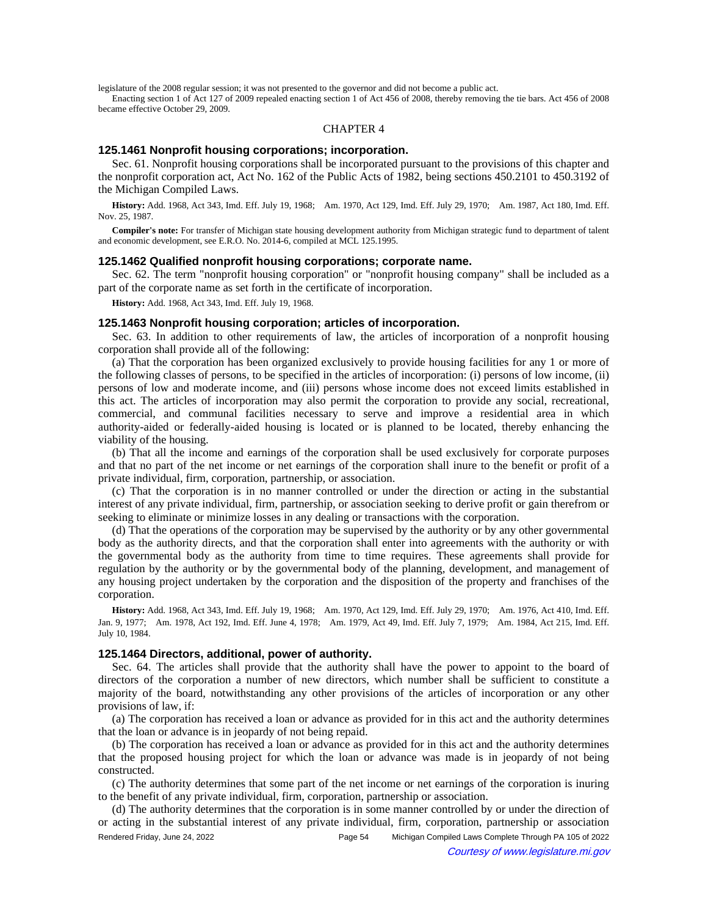legislature of the 2008 regular session; it was not presented to the governor and did not become a public act.

Enacting section 1 of Act 127 of 2009 repealed enacting section 1 of Act 456 of 2008, thereby removing the tie bars. Act 456 of 2008 became effective October 29, 2009.

CHAPTER 4

### 125.1461 Nonprofit housing corporations; incorporation.

Sec. 61. Nonprofit housing corporations shall be incorporated pursuant to the provisions of this chapter and the nonprofit corporation act, Act No. 162 of the Public Acts of 1982, being sections 450.2101 to 450.3192 of the Michigan Compiled Laws.

**History:** Add. 1968, Act 343, Imd. Eff. July 19, 1968; Am. 1970, Act 129, Imd. Eff. July 29, 1970; Am. 1987, Act 180, Imd. Eff. Nov. 25, 1987.

**Compiler's note:** For transfer of Michigan state housing development authority from Michigan strategic fund to department of talent and economic development, see E.R.O. No. 2014-6, compiled at MCL 125.1995.

### 125.1462 Qualified nonprofit housing corporations; corporate name.

Sec. 62. The term "nonprofit housing corporation" or "nonprofit housing company" shall be included as a part of the corporate name as set forth in the certificate of incorporation.

**History:** Add. 1968, Act 343, Imd. Eff. July 19, 1968.

### 125.1463 Nonprofit housing corporation; articles of incorporation.

Sec. 63. In addition to other requirements of law, the articles of incorporation of a nonprofit housing corporation shall provide all of the following:

(a) That the corporation has been organized exclusively to provide housing facilities for any 1 or more of the following classes of persons, to be specified in the articles of incorporation: (i) persons of low income, (ii) persons of low and moderate income, and (iii) persons whose income does not exceed limits established in this act. The articles of incorporation may also permit the corporation to provide any social, recreational, commercial, and communal facilities necessary to serve and improve a residential area in which authority-aided or federally-aided housing is located or is planned to be located, thereby enhancing the viability of the housing.

(b) That all the income and earnings of the corporation shall be used exclusively for corporate purposes and that no part of the net income or net earnings of the corporation shall inure to the benefit or profit of a private individual, firm, corporation, partnership, or association.

(c) That the corporation is in no manner controlled or under the direction or acting in the substantial interest of any private individual, firm, partnership, or association seeking to derive profit or gain therefrom or seeking to eliminate or minimize losses in any dealing or transactions with the corporation.

(d) That the operations of the corporation may be supervised by the authority or by any other governmental body as the authority directs, and that the corporation shall enter into agreements with the authority or with the governmental body as the authority from time to time requires. These agreements shall provide for regulation by the authority or by the governmental body of the planning, development, and management of any housing project undertaken by the corporation and the disposition of the property and franchises of the corporation.

**History:** Add. 1968, Act 343, Imd. Eff. July 19, 1968; Am. 1970, Act 129, Imd. Eff. July 29, 1970; Am. 1976, Act 410, Imd. Eff. Jan. 9, 1977; Am. 1978, Act 192, Imd. Eff. June 4, 1978; Am. 1979, Act 49, Imd. Eff. July 7, 1979; Am. 1984, Act 215, Imd. Eff. July 10, 1984.

### 125.1464 Directors, additional, power of authority.

Sec. 64. The articles shall provide that the authority shall have the power to appoint to the board of directors of the corporation a number of new directors, which number shall be sufficient to constitute a majority of the board, notwithstanding any other provisions of the articles of incorporation or any other provisions of law, if:

(a) The corporation has received a loan or advance as provided for in this act and the authority determines that the loan or advance is in jeopardy of not being repaid.

(b) The corporation has received a loan or advance as provided for in this act and the authority determines that the proposed housing project for which the loan or advance was made is in jeopardy of not being constructed.

(c) The authority determines that some part of the net income or net earnings of the corporation is inuring to the benefit of any private individual, firm, corporation, partnership or association.

(d) The authority determines that the corporation is in some manner controlled by or under the direction of or acting in the substantial interest of any private individual, firm, corporation, partnership or association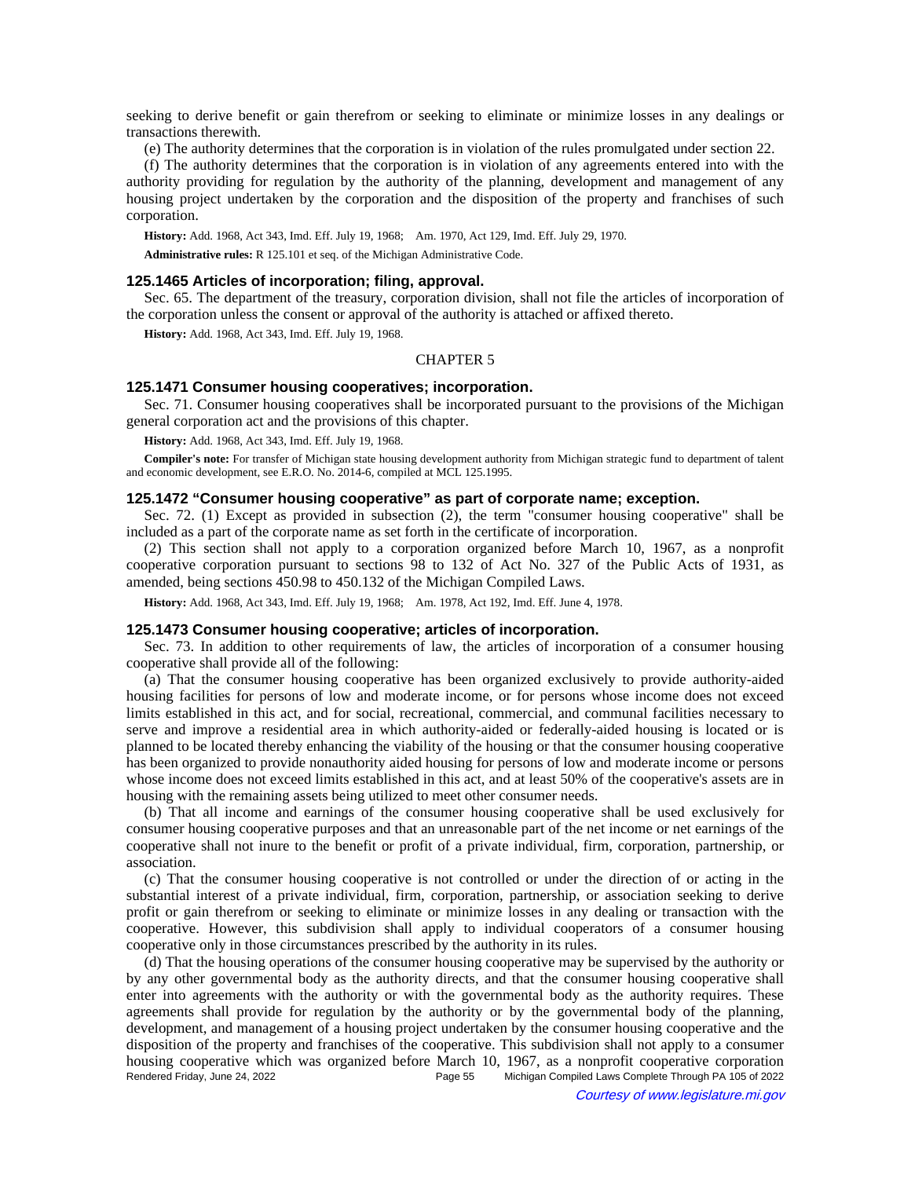seeking to derive benefit or gain therefrom or seeking to eliminate or minimize losses in any dealings or transactions therewith.

(e) The authority determines that the corporation is in violation of the rules promulgated under section 22.

(f) The authority determines that the corporation is in violation of any agreements entered into with the authority providing for regulation by the authority of the planning, development and management of any housing project undertaken by the corporation and the disposition of the property and franchises of such corporation.

**History:** Add. 1968, Act 343, Imd. Eff. July 19, 1968; Am. 1970, Act 129, Imd. Eff. July 29, 1970.

**Administrative rules:** R 125.101 et seq. of the Michigan Administrative Code.

### 125.1465 Articles of incorporation; filing, approval.

Sec. 65. The department of the treasury, corporation division, shall not file the articles of incorporation of the corporation unless the consent or approval of the authority is attached or affixed thereto.

**History:** Add. 1968, Act 343, Imd. Eff. July 19, 1968.

## CHAPTER 5

### 125.1471 Consumer housing cooperatives; incorporation.

Sec. 71. Consumer housing cooperatives shall be incorporated pursuant to the provisions of the Michigan general corporation act and the provisions of this chapter.

**History:** Add. 1968, Act 343, Imd. Eff. July 19, 1968.

**Compiler's note:** For transfer of Michigan state housing development authority from Michigan strategic fund to department of talent and economic development, see E.R.O. No. 2014-6, compiled at MCL 125.1995.

### 125.1472 "Consumer housing cooperative" as part of corporate name; exception.

Sec. 72. (1) Except as provided in subsection (2), the term "consumer housing cooperative" shall be included as a part of the corporate name as set forth in the certificate of incorporation.

(2) This section shall not apply to a corporation organized before March 10, 1967, as a nonprofit cooperative corporation pursuant to sections 98 to 132 of Act No. 327 of the Public Acts of 1931, as amended, being sections 450.98 to 450.132 of the Michigan Compiled Laws.

**History:** Add. 1968, Act 343, Imd. Eff. July 19, 1968; Am. 1978, Act 192, Imd. Eff. June 4, 1978.

### 125.1473 Consumer housing cooperative; articles of incorporation.

Sec. 73. In addition to other requirements of law, the articles of incorporation of a consumer housing cooperative shall provide all of the following:

(a) That the consumer housing cooperative has been organized exclusively to provide authority-aided housing facilities for persons of low and moderate income, or for persons whose income does not exceed limits established in this act, and for social, recreational, commercial, and communal facilities necessary to serve and improve a residential area in which authority-aided or federally-aided housing is located or is planned to be located thereby enhancing the viability of the housing or that the consumer housing cooperative has been organized to provide nonauthority aided housing for persons of low and moderate income or persons whose income does not exceed limits established in this act, and at least 50% of the cooperative's assets are in housing with the remaining assets being utilized to meet other consumer needs.

(b) That all income and earnings of the consumer housing cooperative shall be used exclusively for consumer housing cooperative purposes and that an unreasonable part of the net income or net earnings of the cooperative shall not inure to the benefit or profit of a private individual, firm, corporation, partnership, or association.

(c) That the consumer housing cooperative is not controlled or under the direction of or acting in the substantial interest of a private individual, firm, corporation, partnership, or association seeking to derive profit or gain therefrom or seeking to eliminate or minimize losses in any dealing or transaction with the cooperative. However, this subdivision shall apply to individual cooperators of a consumer housing cooperative only in those circumstances prescribed by the authority in its rules.

(d) That the housing operations of the consumer housing cooperative may be supervised by the authority or by any other governmental body as the authority directs, and that the consumer housing cooperative shall enter into agreements with the authority or with the governmental body as the authority requires. These agreements shall provide for regulation by the authority or by the governmental body of the planning, development, and management of a housing project undertaken by the consumer housing cooperative and the disposition of the property and franchises of the cooperative. This subdivision shall not apply to a consumer housing cooperative which was organized before March 10, 1967, as a nonprofit cooperative corporation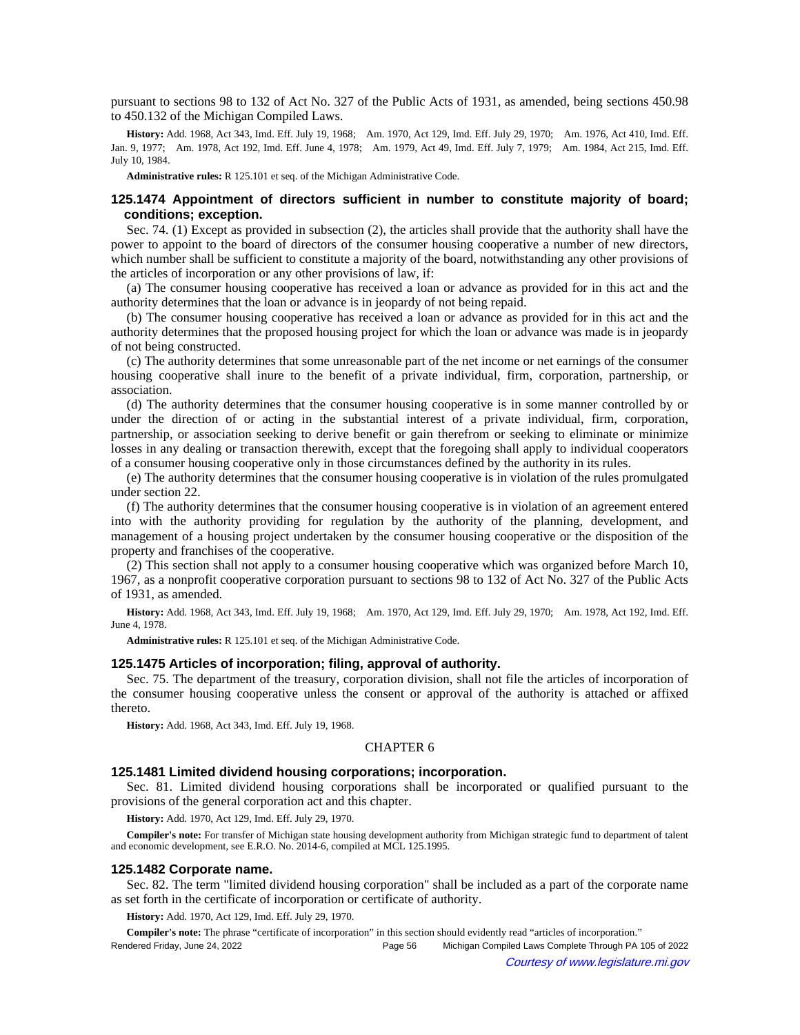pursuant to sections 98 to 132 of Act No. 327 of the Public Acts of 1931, as amended, being sections 450.98 to 450.132 of the Michigan Compiled Laws.

**History:** Add. 1968, Act 343, Imd. Eff. July 19, 1968; Am. 1970, Act 129, Imd. Eff. July 29, 1970; Am. 1976, Act 410, Imd. Eff. Jan. 9, 1977; Am. 1978, Act 192, Imd. Eff. June 4, 1978; Am. 1979, Act 49, Imd. Eff. July 7, 1979; Am. 1984, Act 215, Imd. Eff. July 10, 1984.

**Administrative rules:** R 125.101 et seq. of the Michigan Administrative Code.

### 125.1474 Appointment of directors sufficient in number to constitute majority of board; conditions; exception.

Sec. 74. (1) Except as provided in subsection (2), the articles shall provide that the authority shall have the power to appoint to the board of directors of the consumer housing cooperative a number of new directors, which number shall be sufficient to constitute a majority of the board, notwithstanding any other provisions of the articles of incorporation or any other provisions of law, if:

(a) The consumer housing cooperative has received a loan or advance as provided for in this act and the authority determines that the loan or advance is in jeopardy of not being repaid.

(b) The consumer housing cooperative has received a loan or advance as provided for in this act and the authority determines that the proposed housing project for which the loan or advance was made is in jeopardy of not being constructed.

(c) The authority determines that some unreasonable part of the net income or net earnings of the consumer housing cooperative shall inure to the benefit of a private individual, firm, corporation, partnership, or association.

(d) The authority determines that the consumer housing cooperative is in some manner controlled by or under the direction of or acting in the substantial interest of a private individual, firm, corporation, partnership, or association seeking to derive benefit or gain therefrom or seeking to eliminate or minimize losses in any dealing or transaction therewith, except that the foregoing shall apply to individual cooperators of a consumer housing cooperative only in those circumstances defined by the authority in its rules.

(e) The authority determines that the consumer housing cooperative is in violation of the rules promulgated under section 22.

(f) The authority determines that the consumer housing cooperative is in violation of an agreement entered into with the authority providing for regulation by the authority of the planning, development, and management of a housing project undertaken by the consumer housing cooperative or the disposition of the property and franchises of the cooperative.

(2) This section shall not apply to a consumer housing cooperative which was organized before March 10, 1967, as a nonprofit cooperative corporation pursuant to sections 98 to 132 of Act No. 327 of the Public Acts of 1931, as amended.

**History:** Add. 1968, Act 343, Imd. Eff. July 19, 1968; Am. 1970, Act 129, Imd. Eff. July 29, 1970; Am. 1978, Act 192, Imd. Eff. June 4, 1978.

**Administrative rules:** R 125.101 et seq. of the Michigan Administrative Code.

### 125.1475 Articles of incorporation; filing, approval of authority.

Sec. 75. The department of the treasury, corporation division, shall not file the articles of incorporation of the consumer housing cooperative unless the consent or approval of the authority is attached or affixed thereto.

**History:** Add. 1968, Act 343, Imd. Eff. July 19, 1968.

## CHAPTER 6

### 125.1481 Limited dividend housing corporations; incorporation.

Sec. 81. Limited dividend housing corporations shall be incorporated or qualified pursuant to the provisions of the general corporation act and this chapter.

**History:** Add. 1970, Act 129, Imd. Eff. July 29, 1970.

**Compiler's note:** For transfer of Michigan state housing development authority from Michigan strategic fund to department of talent and economic development, see E.R.O. No. 2014-6, compiled at MCL 125.1995.

### 125.1482 Corporate name.

Sec. 82. The term "limited dividend housing corporation" shall be included as a part of the corporate name as set forth in the certificate of incorporation or certificate of authority.

**History:** Add. 1970, Act 129, Imd. Eff. July 29, 1970.

**Compiler's note:** The phrase "certificate of incorporation" in this section should evidently read "articles of incorporation."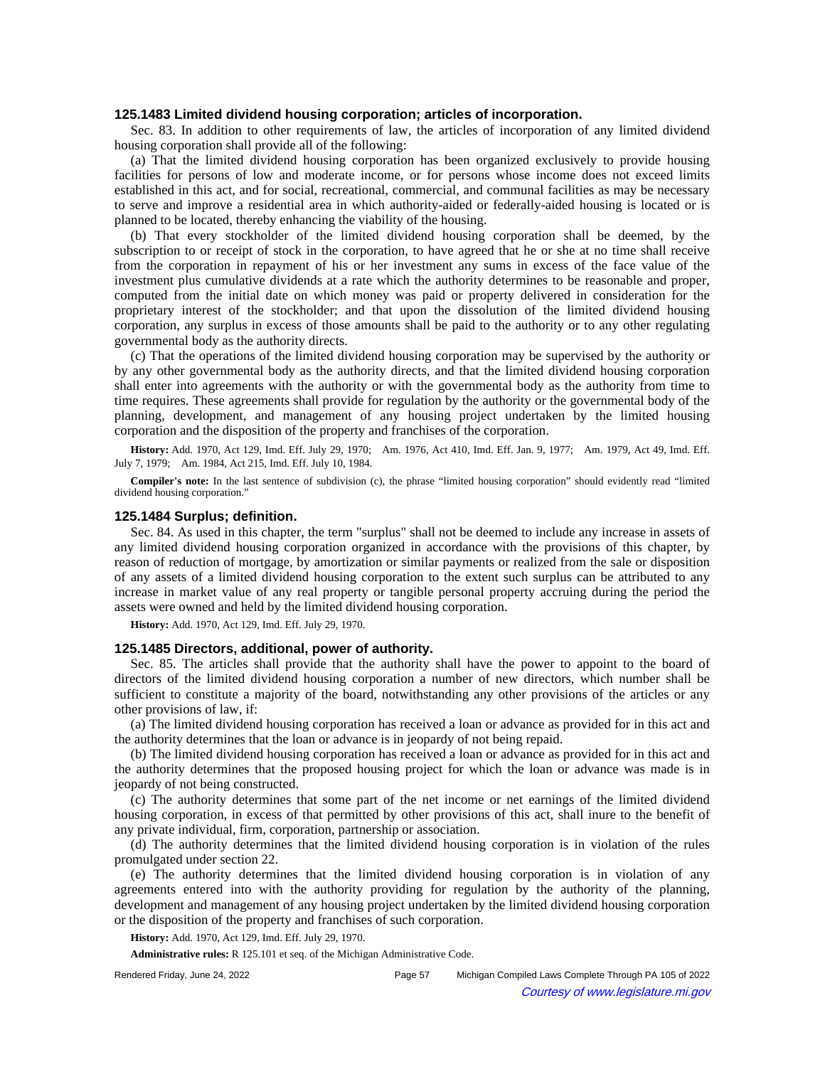### 125.1483 Limited dividend housing corporation; articles of incorporation.

Sec. 83. In addition to other requirements of law, the articles of incorporation of any limited dividend housing corporation shall provide all of the following:

(a) That the limited dividend housing corporation has been organized exclusively to provide housing facilities for persons of low and moderate income, or for persons whose income does not exceed limits established in this act, and for social, recreational, commercial, and communal facilities as may be necessary to serve and improve a residential area in which authority-aided or federally-aided housing is located or is planned to be located, thereby enhancing the viability of the housing.

(b) That every stockholder of the limited dividend housing corporation shall be deemed, by the subscription to or receipt of stock in the corporation, to have agreed that he or she at no time shall receive from the corporation in repayment of his or her investment any sums in excess of the face value of the investment plus cumulative dividends at a rate which the authority determines to be reasonable and proper, computed from the initial date on which money was paid or property delivered in consideration for the proprietary interest of the stockholder; and that upon the dissolution of the limited dividend housing corporation, any surplus in excess of those amounts shall be paid to the authority or to any other regulating governmental body as the authority directs.

(c) That the operations of the limited dividend housing corporation may be supervised by the authority or by any other governmental body as the authority directs, and that the limited dividend housing corporation shall enter into agreements with the authority or with the governmental body as the authority from time to time requires. These agreements shall provide for regulation by the authority or the governmental body of the planning, development, and management of any housing project undertaken by the limited housing corporation and the disposition of the property and franchises of the corporation.

**History:** Add. 1970, Act 129, Imd. Eff. July 29, 1970; Am. 1976, Act 410, Imd. Eff. Jan. 9, 1977; Am. 1979, Act 49, Imd. Eff. July 7, 1979; Am. 1984, Act 215, Imd. Eff. July 10, 1984.

**Compiler's note:** In the last sentence of subdivision (c), the phrase "limited housing corporation" should evidently read "limited dividend housing corporation."

### 125.1484 Surplus; definition.

Sec. 84. As used in this chapter, the term "surplus" shall not be deemed to include any increase in assets of any limited dividend housing corporation organized in accordance with the provisions of this chapter, by reason of reduction of mortgage, by amortization or similar payments or realized from the sale or disposition of any assets of a limited dividend housing corporation to the extent such surplus can be attributed to any increase in market value of any real property or tangible personal property accruing during the period the assets were owned and held by the limited dividend housing corporation.

**History:** Add. 1970, Act 129, Imd. Eff. July 29, 1970.

### 125.1485 Directors, additional, power of authority.

Sec. 85. The articles shall provide that the authority shall have the power to appoint to the board of directors of the limited dividend housing corporation a number of new directors, which number shall be sufficient to constitute a majority of the board, notwithstanding any other provisions of the articles or any other provisions of law, if:

(a) The limited dividend housing corporation has received a loan or advance as provided for in this act and the authority determines that the loan or advance is in jeopardy of not being repaid.

(b) The limited dividend housing corporation has received a loan or advance as provided for in this act and the authority determines that the proposed housing project for which the loan or advance was made is in jeopardy of not being constructed.

(c) The authority determines that some part of the net income or net earnings of the limited dividend housing corporation, in excess of that permitted by other provisions of this act, shall inure to the benefit of any private individual, firm, corporation, partnership or association.

(d) The authority determines that the limited dividend housing corporation is in violation of the rules promulgated under section 22.

(e) The authority determines that the limited dividend housing corporation is in violation of any agreements entered into with the authority providing for regulation by the authority of the planning, development and management of any housing project undertaken by the limited dividend housing corporation or the disposition of the property and franchises of such corporation.

**History:** Add. 1970, Act 129, Imd. Eff. July 29, 1970.

**Administrative rules:** R 125.101 et seq. of the Michigan Administrative Code.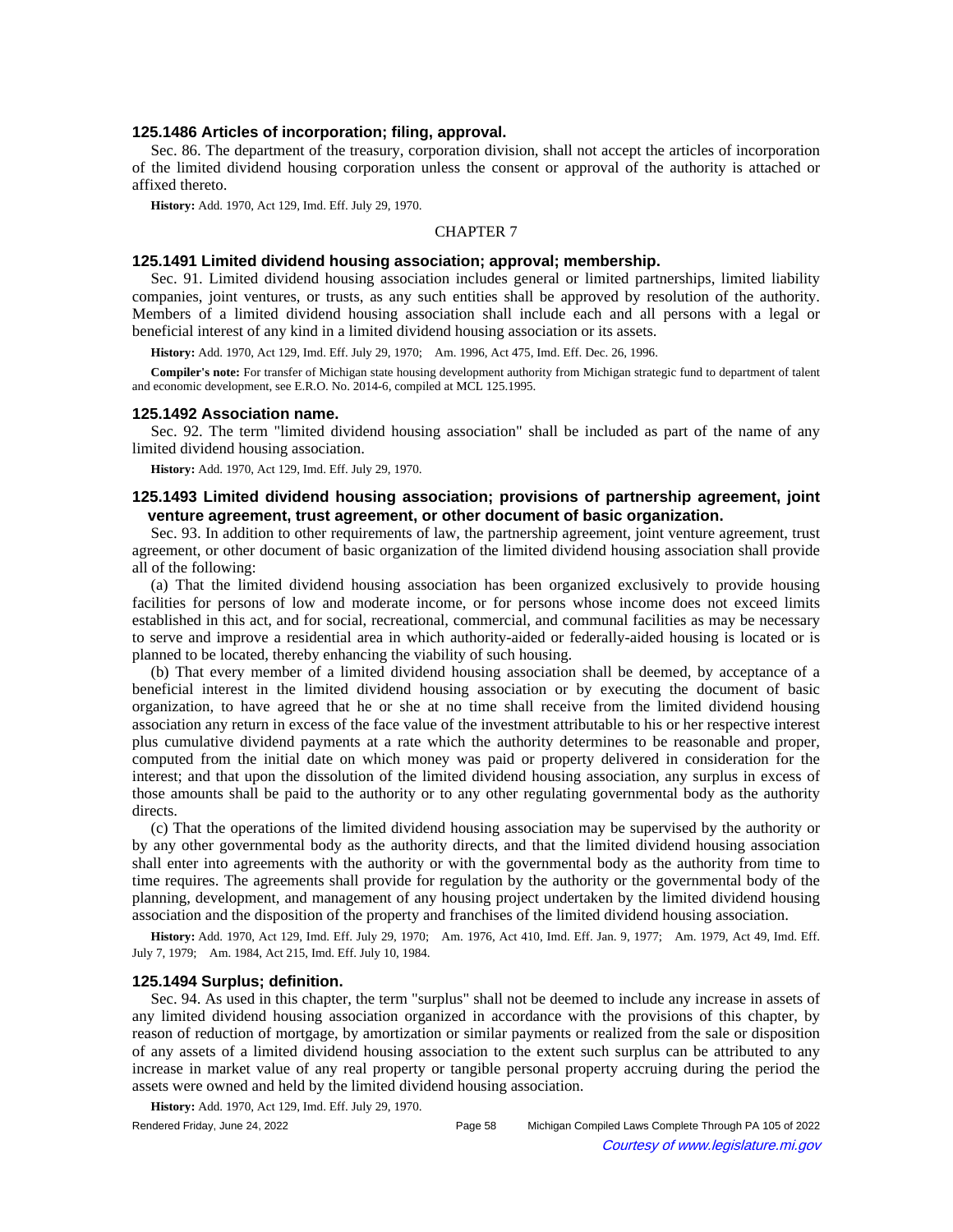### 125.1486 Articles of incorporation; filing, approval.

Sec. 86. The department of the treasury, corporation division, shall not accept the articles of incorporation of the limited dividend housing corporation unless the consent or approval of the authority is attached or affixed thereto.

**History:** Add. 1970, Act 129, Imd. Eff. July 29, 1970.

## CHAPTER 7

### 125.1491 Limited dividend housing association; approval; membership.

Sec. 91. Limited dividend housing association includes general or limited partnerships, limited liability companies, joint ventures, or trusts, as any such entities shall be approved by resolution of the authority. Members of a limited dividend housing association shall include each and all persons with a legal or beneficial interest of any kind in a limited dividend housing association or its assets.

**History:** Add. 1970, Act 129, Imd. Eff. July 29, 1970; Am. 1996, Act 475, Imd. Eff. Dec. 26, 1996.

**Compiler's note:** For transfer of Michigan state housing development authority from Michigan strategic fund to department of talent and economic development, see E.R.O. No. 2014-6, compiled at MCL 125.1995.

### 125.1492 Association name.

Sec. 92. The term "limited dividend housing association" shall be included as part of the name of any limited dividend housing association.

**History:** Add. 1970, Act 129, Imd. Eff. July 29, 1970.

### 125.1493 Limited dividend housing association; provisions of partnership agreement, joint venture agreement, trust agreement, or other document of basic organization.

Sec. 93. In addition to other requirements of law, the partnership agreement, joint venture agreement, trust agreement, or other document of basic organization of the limited dividend housing association shall provide all of the following:

(a) That the limited dividend housing association has been organized exclusively to provide housing facilities for persons of low and moderate income, or for persons whose income does not exceed limits established in this act, and for social, recreational, commercial, and communal facilities as may be necessary to serve and improve a residential area in which authority-aided or federally-aided housing is located or is planned to be located, thereby enhancing the viability of such housing.

(b) That every member of a limited dividend housing association shall be deemed, by acceptance of a beneficial interest in the limited dividend housing association or by executing the document of basic organization, to have agreed that he or she at no time shall receive from the limited dividend housing association any return in excess of the face value of the investment attributable to his or her respective interest plus cumulative dividend payments at a rate which the authority determines to be reasonable and proper, computed from the initial date on which money was paid or property delivered in consideration for the interest; and that upon the dissolution of the limited dividend housing association, any surplus in excess of those amounts shall be paid to the authority or to any other regulating governmental body as the authority directs.

(c) That the operations of the limited dividend housing association may be supervised by the authority or by any other governmental body as the authority directs, and that the limited dividend housing association shall enter into agreements with the authority or with the governmental body as the authority from time to time requires. The agreements shall provide for regulation by the authority or the governmental body of the planning, development, and management of any housing project undertaken by the limited dividend housing association and the disposition of the property and franchises of the limited dividend housing association.

**History:** Add. 1970, Act 129, Imd. Eff. July 29, 1970; Am. 1976, Act 410, Imd. Eff. Jan. 9, 1977; Am. 1979, Act 49, Imd. Eff. July 7, 1979; Am. 1984, Act 215, Imd. Eff. July 10, 1984.

### 125.1494 Surplus; definition.

Sec. 94. As used in this chapter, the term "surplus" shall not be deemed to include any increase in assets of any limited dividend housing association organized in accordance with the provisions of this chapter, by reason of reduction of mortgage, by amortization or similar payments or realized from the sale or disposition of any assets of a limited dividend housing association to the extent such surplus can be attributed to any increase in market value of any real property or tangible personal property accruing during the period the assets were owned and held by the limited dividend housing association.

**History:** Add. 1970, Act 129, Imd. Eff. July 29, 1970.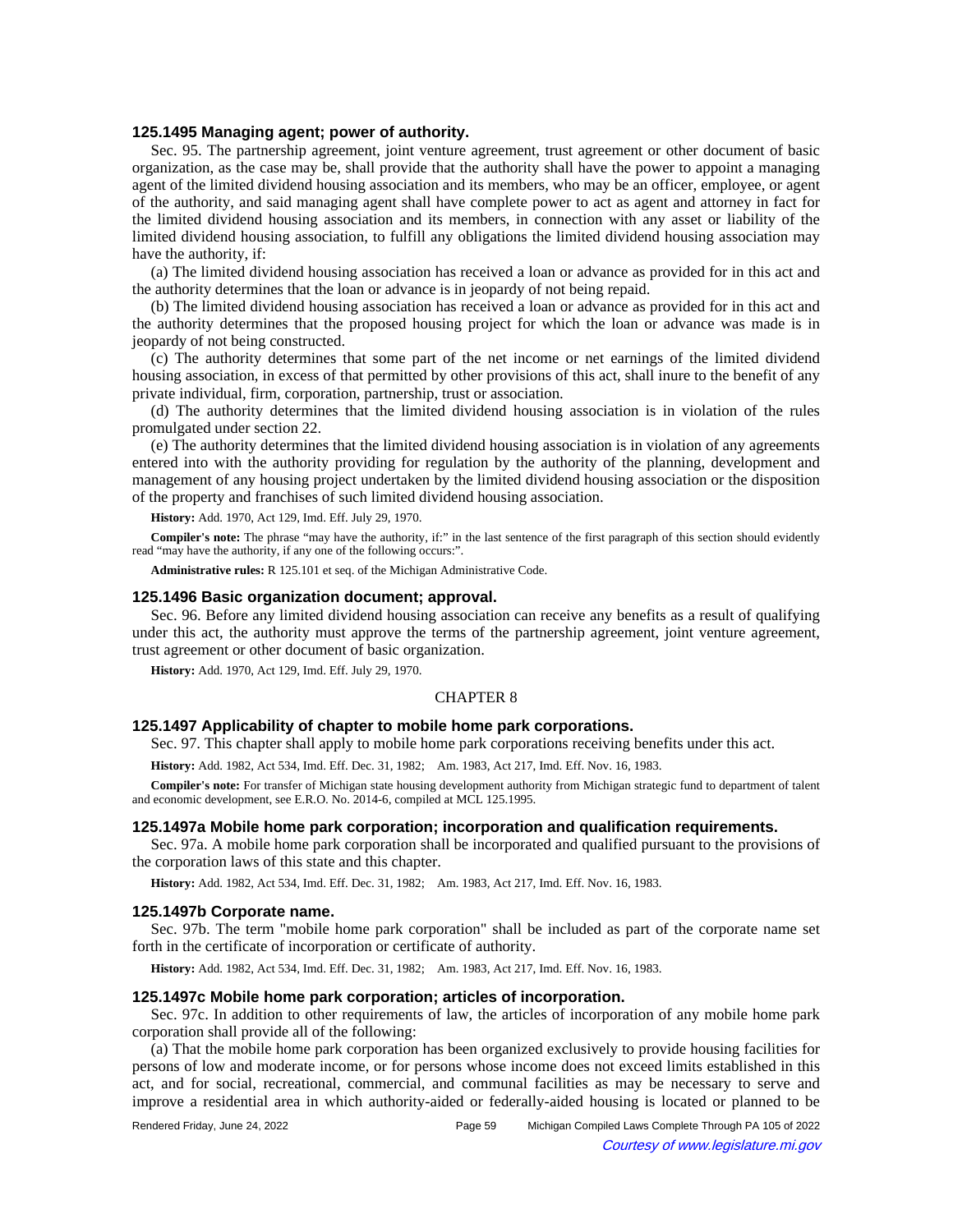### 125.1495 Managing agent; power of authority.

Sec. 95. The partnership agreement, joint venture agreement, trust agreement or other document of basic organization, as the case may be, shall provide that the authority shall have the power to appoint a managing agent of the limited dividend housing association and its members, who may be an officer, employee, or agent of the authority, and said managing agent shall have complete power to act as agent and attorney in fact for the limited dividend housing association and its members, in connection with any asset or liability of the limited dividend housing association, to fulfill any obligations the limited dividend housing association may have the authority, if:

(a) The limited dividend housing association has received a loan or advance as provided for in this act and the authority determines that the loan or advance is in jeopardy of not being repaid.

(b) The limited dividend housing association has received a loan or advance as provided for in this act and the authority determines that the proposed housing project for which the loan or advance was made is in jeopardy of not being constructed.

(c) The authority determines that some part of the net income or net earnings of the limited dividend housing association, in excess of that permitted by other provisions of this act, shall inure to the benefit of any private individual, firm, corporation, partnership, trust or association.

(d) The authority determines that the limited dividend housing association is in violation of the rules promulgated under section 22.

(e) The authority determines that the limited dividend housing association is in violation of any agreements entered into with the authority providing for regulation by the authority of the planning, development and management of any housing project undertaken by the limited dividend housing association or the disposition of the property and franchises of such limited dividend housing association.

**History:** Add. 1970, Act 129, Imd. Eff. July 29, 1970.

**Compiler's note:** The phrase "may have the authority, if:" in the last sentence of the first paragraph of this section should evidently read "may have the authority, if any one of the following occurs:".

**Administrative rules:** R 125.101 et seq. of the Michigan Administrative Code.

### 125.1496 Basic organization document; approval.

Sec. 96. Before any limited dividend housing association can receive any benefits as a result of qualifying under this act, the authority must approve the terms of the partnership agreement, joint venture agreement, trust agreement or other document of basic organization.

**History:** Add. 1970, Act 129, Imd. Eff. July 29, 1970.

## CHAPTER 8

### 125.1497 Applicability of chapter to mobile home park corporations.

Sec. 97. This chapter shall apply to mobile home park corporations receiving benefits under this act.

**History:** Add. 1982, Act 534, Imd. Eff. Dec. 31, 1982;  Am. 1983, Act 217, Imd. Eff. Nov. 16, 1983.

**Compiler's note:** For transfer of Michigan state housing development authority from Michigan strategic fund to department of talent and economic development, see E.R.O. No. 2014-6, compiled at MCL 125.1995.

### 125.1497a Mobile home park corporation; incorporation and qualification requirements.

Sec. 97a. A mobile home park corporation shall be incorporated and qualified pursuant to the provisions of the corporation laws of this state and this chapter.

**History:** Add. 1982, Act 534, Imd. Eff. Dec. 31, 1982;  Am. 1983, Act 217, Imd. Eff. Nov. 16, 1983.

### 125.1497b Corporate name.

Sec. 97b. The term "mobile home park corporation" shall be included as part of the corporate name set forth in the certificate of incorporation or certificate of authority.

**History:** Add. 1982, Act 534, Imd. Eff. Dec. 31, 1982;  Am. 1983, Act 217, Imd. Eff. Nov. 16, 1983.

### 125.1497c Mobile home park corporation; articles of incorporation.

Sec. 97c. In addition to other requirements of law, the articles of incorporation of any mobile home park corporation shall provide all of the following:

(a) That the mobile home park corporation has been organized exclusively to provide housing facilities for persons of low and moderate income, or for persons whose income does not exceed limits established in this act, and for social, recreational, commercial, and communal facilities as may be necessary to serve and improve a residential area in which authority-aided or federally-aided housing is located or planned to be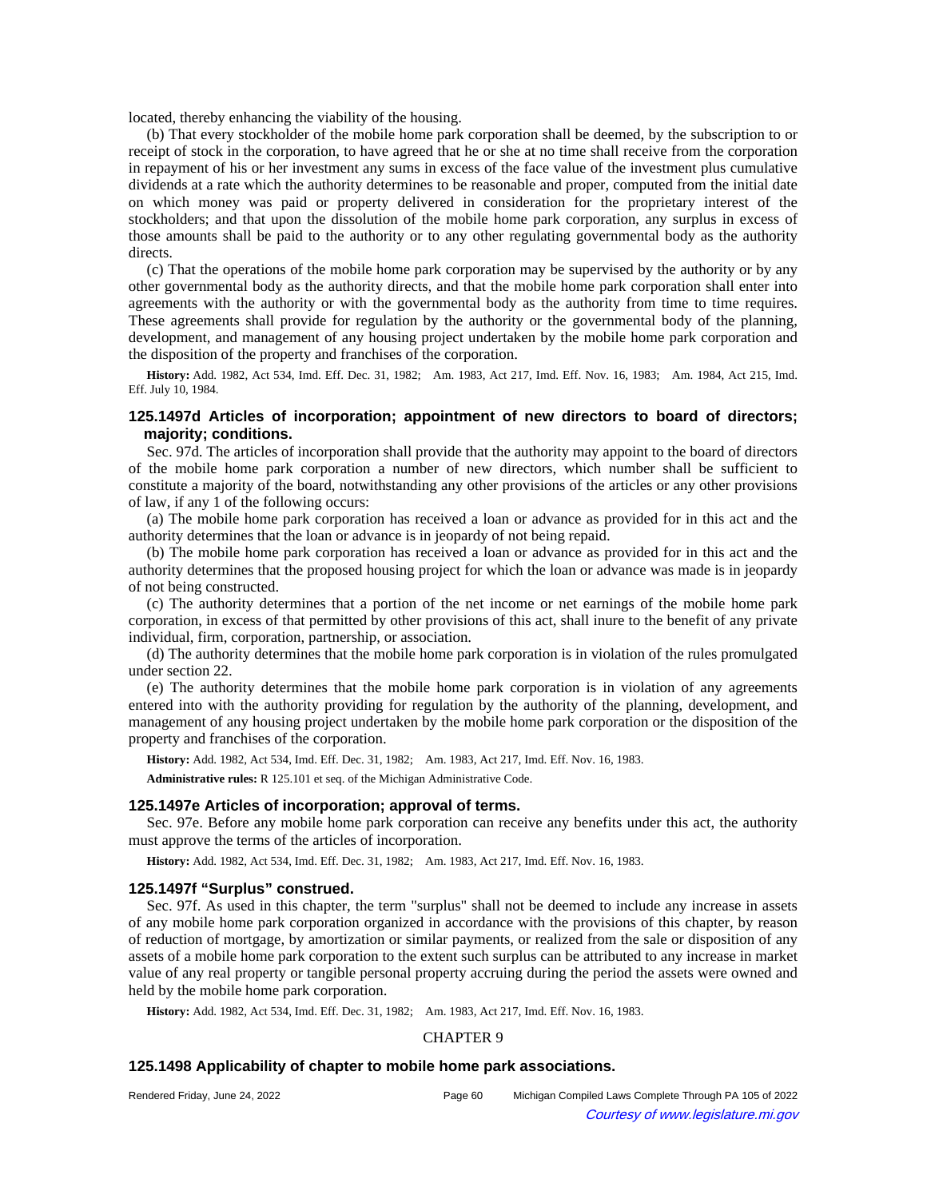located, thereby enhancing the viability of the housing.

(b) That every stockholder of the mobile home park corporation shall be deemed, by the subscription to or receipt of stock in the corporation, to have agreed that he or she at no time shall receive from the corporation in repayment of his or her investment any sums in excess of the face value of the investment plus cumulative dividends at a rate which the authority determines to be reasonable and proper, computed from the initial date on which money was paid or property delivered in consideration for the proprietary interest of the stockholders; and that upon the dissolution of the mobile home park corporation, any surplus in excess of those amounts shall be paid to the authority or to any other regulating governmental body as the authority directs.

(c) That the operations of the mobile home park corporation may be supervised by the authority or by any other governmental body as the authority directs, and that the mobile home park corporation shall enter into agreements with the authority or with the governmental body as the authority from time to time requires. These agreements shall provide for regulation by the authority or the governmental body of the planning, development, and management of any housing project undertaken by the mobile home park corporation and the disposition of the property and franchises of the corporation.

**History:** Add. 1982, Act 534, Imd. Eff. Dec. 31, 1982; Am. 1983, Act 217, Imd. Eff. Nov. 16, 1983; Am. 1984, Act 215, Imd. Eff. July 10, 1984.

### 125.1497d Articles of incorporation; appointment of new directors to board of directors; majority; conditions.

Sec. 97d. The articles of incorporation shall provide that the authority may appoint to the board of directors of the mobile home park corporation a number of new directors, which number shall be sufficient to constitute a majority of the board, notwithstanding any other provisions of the articles or any other provisions of law, if any 1 of the following occurs:

(a) The mobile home park corporation has received a loan or advance as provided for in this act and the authority determines that the loan or advance is in jeopardy of not being repaid.

(b) The mobile home park corporation has received a loan or advance as provided for in this act and the authority determines that the proposed housing project for which the loan or advance was made is in jeopardy of not being constructed.

(c) The authority determines that a portion of the net income or net earnings of the mobile home park corporation, in excess of that permitted by other provisions of this act, shall inure to the benefit of any private individual, firm, corporation, partnership, or association.

(d) The authority determines that the mobile home park corporation is in violation of the rules promulgated under section 22.

(e) The authority determines that the mobile home park corporation is in violation of any agreements entered into with the authority providing for regulation by the authority of the planning, development, and management of any housing project undertaken by the mobile home park corporation or the disposition of the property and franchises of the corporation.

**History:** Add. 1982, Act 534, Imd. Eff. Dec. 31, 1982; Am. 1983, Act 217, Imd. Eff. Nov. 16, 1983.

**Administrative rules:** R 125.101 et seq. of the Michigan Administrative Code.

### 125.1497e Articles of incorporation; approval of terms.

Sec. 97e. Before any mobile home park corporation can receive any benefits under this act, the authority must approve the terms of the articles of incorporation.

**History:** Add. 1982, Act 534, Imd. Eff. Dec. 31, 1982; Am. 1983, Act 217, Imd. Eff. Nov. 16, 1983.

### 125.1497f "Surplus" construed.

Sec. 97f. As used in this chapter, the term "surplus" shall not be deemed to include any increase in assets of any mobile home park corporation organized in accordance with the provisions of this chapter, by reason of reduction of mortgage, by amortization or similar payments, or realized from the sale or disposition of any assets of a mobile home park corporation to the extent such surplus can be attributed to any increase in market value of any real property or tangible personal property accruing during the period the assets were owned and held by the mobile home park corporation.

**History:** Add. 1982, Act 534, Imd. Eff. Dec. 31, 1982; Am. 1983, Act 217, Imd. Eff. Nov. 16, 1983.

## CHAPTER 9

### 125.1498 Applicability of chapter to mobile home park associations.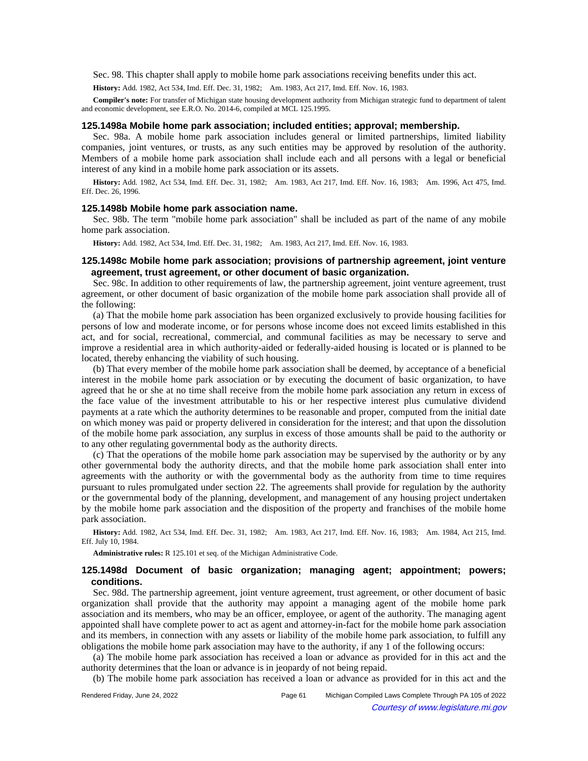Sec. 98. This chapter shall apply to mobile home park associations receiving benefits under this act.

**History:** Add. 1982, Act 534, Imd. Eff. Dec. 31, 1982; Am. 1983, Act 217, Imd. Eff. Nov. 16, 1983.

**Compiler's note:** For transfer of Michigan state housing development authority from Michigan strategic fund to department of talent and economic development, see E.R.O. No. 2014-6, compiled at MCL 125.1995.

### 125.1498a Mobile home park association; included entities; approval; membership.

Sec. 98a. A mobile home park association includes general or limited partnerships, limited liability companies, joint ventures, or trusts, as any such entities may be approved by resolution of the authority. Members of a mobile home park association shall include each and all persons with a legal or beneficial interest of any kind in a mobile home park association or its assets.

**History:** Add. 1982, Act 534, Imd. Eff. Dec. 31, 1982; Am. 1983, Act 217, Imd. Eff. Nov. 16, 1983; Am. 1996, Act 475, Imd. Eff. Dec. 26, 1996.

### 125.1498b Mobile home park association name.

Sec. 98b. The term "mobile home park association" shall be included as part of the name of any mobile home park association.

**History:** Add. 1982, Act 534, Imd. Eff. Dec. 31, 1982; Am. 1983, Act 217, Imd. Eff. Nov. 16, 1983.

### 125.1498c Mobile home park association; provisions of partnership agreement, joint venture agreement, trust agreement, or other document of basic organization.

Sec. 98c. In addition to other requirements of law, the partnership agreement, joint venture agreement, trust agreement, or other document of basic organization of the mobile home park association shall provide all of the following:

(a) That the mobile home park association has been organized exclusively to provide housing facilities for persons of low and moderate income, or for persons whose income does not exceed limits established in this act, and for social, recreational, commercial, and communal facilities as may be necessary to serve and improve a residential area in which authority-aided or federally-aided housing is located or is planned to be located, thereby enhancing the viability of such housing.

(b) That every member of the mobile home park association shall be deemed, by acceptance of a beneficial interest in the mobile home park association or by executing the document of basic organization, to have agreed that he or she at no time shall receive from the mobile home park association any return in excess of the face value of the investment attributable to his or her respective interest plus cumulative dividend payments at a rate which the authority determines to be reasonable and proper, computed from the initial date on which money was paid or property delivered in consideration for the interest; and that upon the dissolution of the mobile home park association, any surplus in excess of those amounts shall be paid to the authority or to any other regulating governmental body as the authority directs.

(c) That the operations of the mobile home park association may be supervised by the authority or by any other governmental body the authority directs, and that the mobile home park association shall enter into agreements with the authority or with the governmental body as the authority from time to time requires pursuant to rules promulgated under section 22. The agreements shall provide for regulation by the authority or the governmental body of the planning, development, and management of any housing project undertaken by the mobile home park association and the disposition of the property and franchises of the mobile home park association.

**History:** Add. 1982, Act 534, Imd. Eff. Dec. 31, 1982; Am. 1983, Act 217, Imd. Eff. Nov. 16, 1983; Am. 1984, Act 215, Imd. Eff. July 10, 1984.

**Administrative rules:** R 125.101 et seq. of the Michigan Administrative Code.

### 125.1498d Document of basic organization; managing agent; appointment; powers; conditions.

Sec. 98d. The partnership agreement, joint venture agreement, trust agreement, or other document of basic organization shall provide that the authority may appoint a managing agent of the mobile home park association and its members, who may be an officer, employee, or agent of the authority. The managing agent appointed shall have complete power to act as agent and attorney-in-fact for the mobile home park association and its members, in connection with any assets or liability of the mobile home park association, to fulfill any obligations the mobile home park association may have to the authority, if any 1 of the following occurs:

(a) The mobile home park association has received a loan or advance as provided for in this act and the authority determines that the loan or advance is in jeopardy of not being repaid.

(b) The mobile home park association has received a loan or advance as provided for in this act and the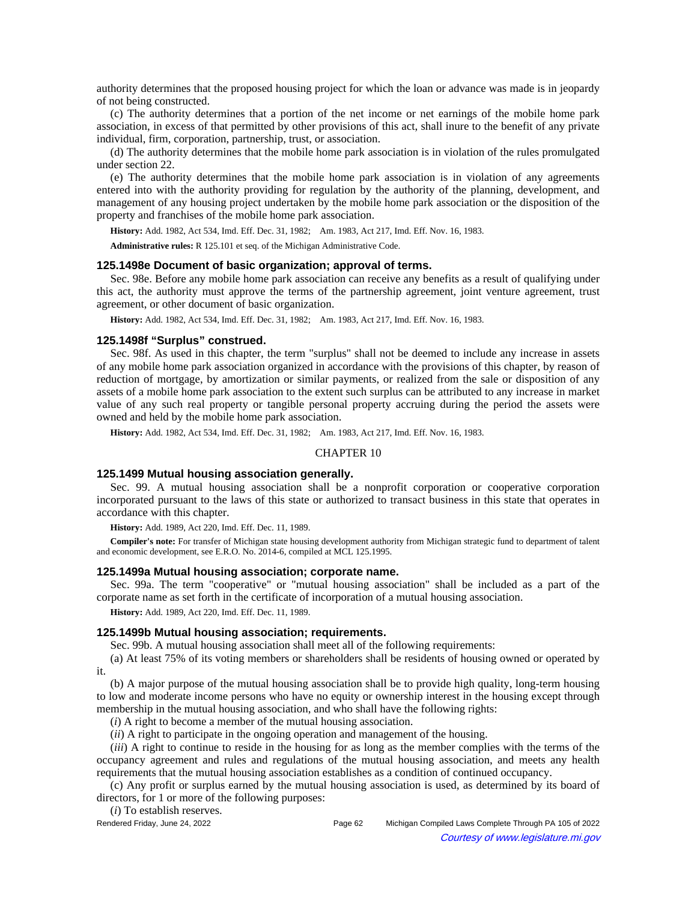authority determines that the proposed housing project for which the loan or advance was made is in jeopardy of not being constructed.

(c) The authority determines that a portion of the net income or net earnings of the mobile home park association, in excess of that permitted by other provisions of this act, shall inure to the benefit of any private individual, firm, corporation, partnership, trust, or association.

(d) The authority determines that the mobile home park association is in violation of the rules promulgated under section 22.

(e) The authority determines that the mobile home park association is in violation of any agreements entered into with the authority providing for regulation by the authority of the planning, development, and management of any housing project undertaken by the mobile home park association or the disposition of the property and franchises of the mobile home park association.

**History:** Add. 1982, Act 534, Imd. Eff. Dec. 31, 1982; Am. 1983, Act 217, Imd. Eff. Nov. 16, 1983.

**Administrative rules:** R 125.101 et seq. of the Michigan Administrative Code.

### 125.1498e Document of basic organization; approval of terms.

Sec. 98e. Before any mobile home park association can receive any benefits as a result of qualifying under this act, the authority must approve the terms of the partnership agreement, joint venture agreement, trust agreement, or other document of basic organization.

**History:** Add. 1982, Act 534, Imd. Eff. Dec. 31, 1982; Am. 1983, Act 217, Imd. Eff. Nov. 16, 1983.

### 125.1498f "Surplus" construed.

Sec. 98f. As used in this chapter, the term "surplus" shall not be deemed to include any increase in assets of any mobile home park association organized in accordance with the provisions of this chapter, by reason of reduction of mortgage, by amortization or similar payments, or realized from the sale or disposition of any assets of a mobile home park association to the extent such surplus can be attributed to any increase in market value of any such real property or tangible personal property accruing during the period the assets were owned and held by the mobile home park association.

**History:** Add. 1982, Act 534, Imd. Eff. Dec. 31, 1982; Am. 1983, Act 217, Imd. Eff. Nov. 16, 1983.

## CHAPTER 10

### 125.1499 Mutual housing association generally.

Sec. 99. A mutual housing association shall be a nonprofit corporation or cooperative corporation incorporated pursuant to the laws of this state or authorized to transact business in this state that operates in accordance with this chapter.

**History:** Add. 1989, Act 220, Imd. Eff. Dec. 11, 1989.

**Compiler's note:** For transfer of Michigan state housing development authority from Michigan strategic fund to department of talent and economic development, see E.R.O. No. 2014-6, compiled at MCL 125.1995.

### 125.1499a Mutual housing association; corporate name.

Sec. 99a. The term "cooperative" or "mutual housing association" shall be included as a part of the corporate name as set forth in the certificate of incorporation of a mutual housing association.

**History:** Add. 1989, Act 220, Imd. Eff. Dec. 11, 1989.

### 125.1499b Mutual housing association; requirements.

Sec. 99b. A mutual housing association shall meet all of the following requirements:

(a) At least 75% of its voting members or shareholders shall be residents of housing owned or operated by it.

(b) A major purpose of the mutual housing association shall be to provide high quality, long-term housing to low and moderate income persons who have no equity or ownership interest in the housing except through membership in the mutual housing association, and who shall have the following rights:

(*i*) A right to become a member of the mutual housing association.

(*ii*) A right to participate in the ongoing operation and management of the housing.

(*iii*) A right to continue to reside in the housing for as long as the member complies with the terms of the occupancy agreement and rules and regulations of the mutual housing association, and meets any health requirements that the mutual housing association establishes as a condition of continued occupancy.

(c) Any profit or surplus earned by the mutual housing association is used, as determined by its board of directors, for 1 or more of the following purposes:

(*i*) To establish reserves.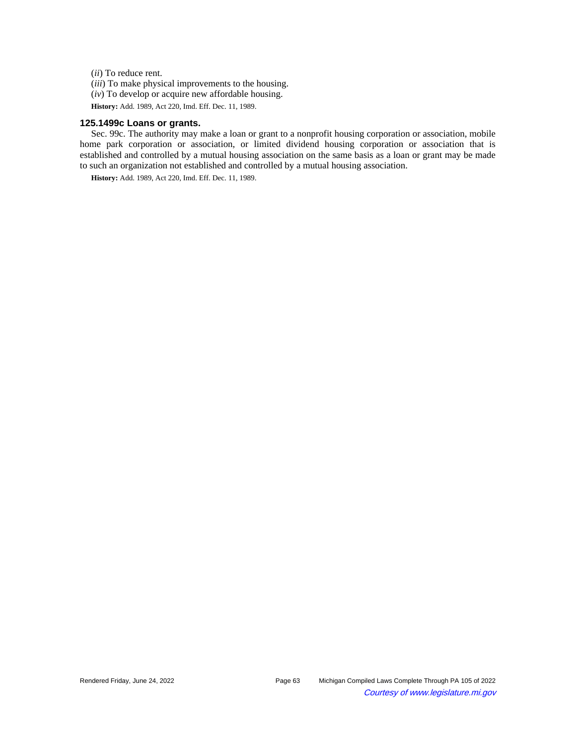(*ii*) To reduce rent.

(*iii*) To make physical improvements to the housing.

(*iv*) To develop or acquire new affordable housing.

**History:** Add. 1989, Act 220, Imd. Eff. Dec. 11, 1989.

### 125.1499c Loans or grants.

Sec. 99c. The authority may make a loan or grant to a nonprofit housing corporation or association, mobile home park corporation or association, or limited dividend housing corporation or association that is established and controlled by a mutual housing association on the same basis as a loan or grant may be made to such an organization not established and controlled by a mutual housing association.

**History:** Add. 1989, Act 220, Imd. Eff. Dec. 11, 1989.